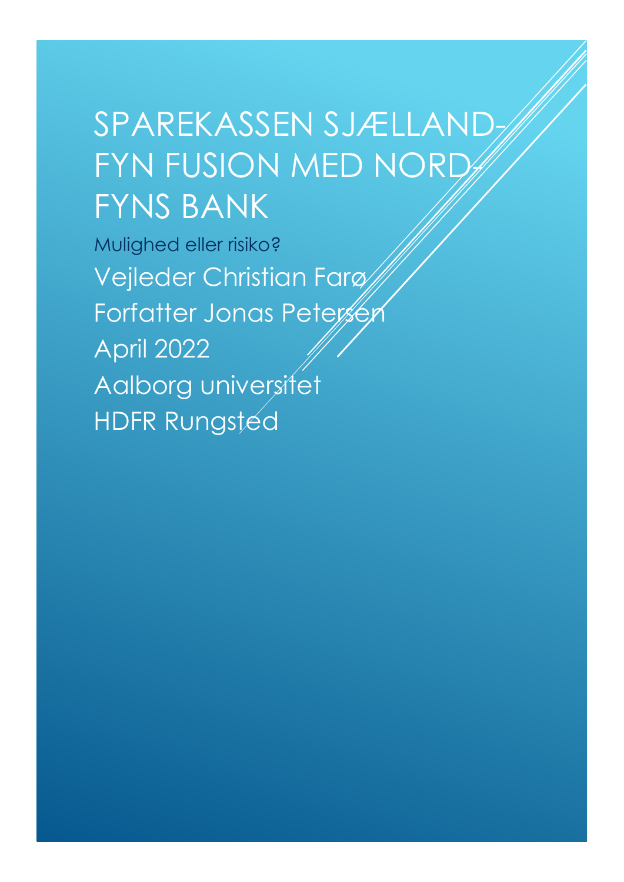# SPAREKASSEN SJÆLLAND-FYN FUSION MED NORD-FYNS BANK

Mulighed eller risiko?

Vejleder Christian Farø

Forfatter Jonas Petersen

April 2022

Aalborg universitet

HDFR Rungsted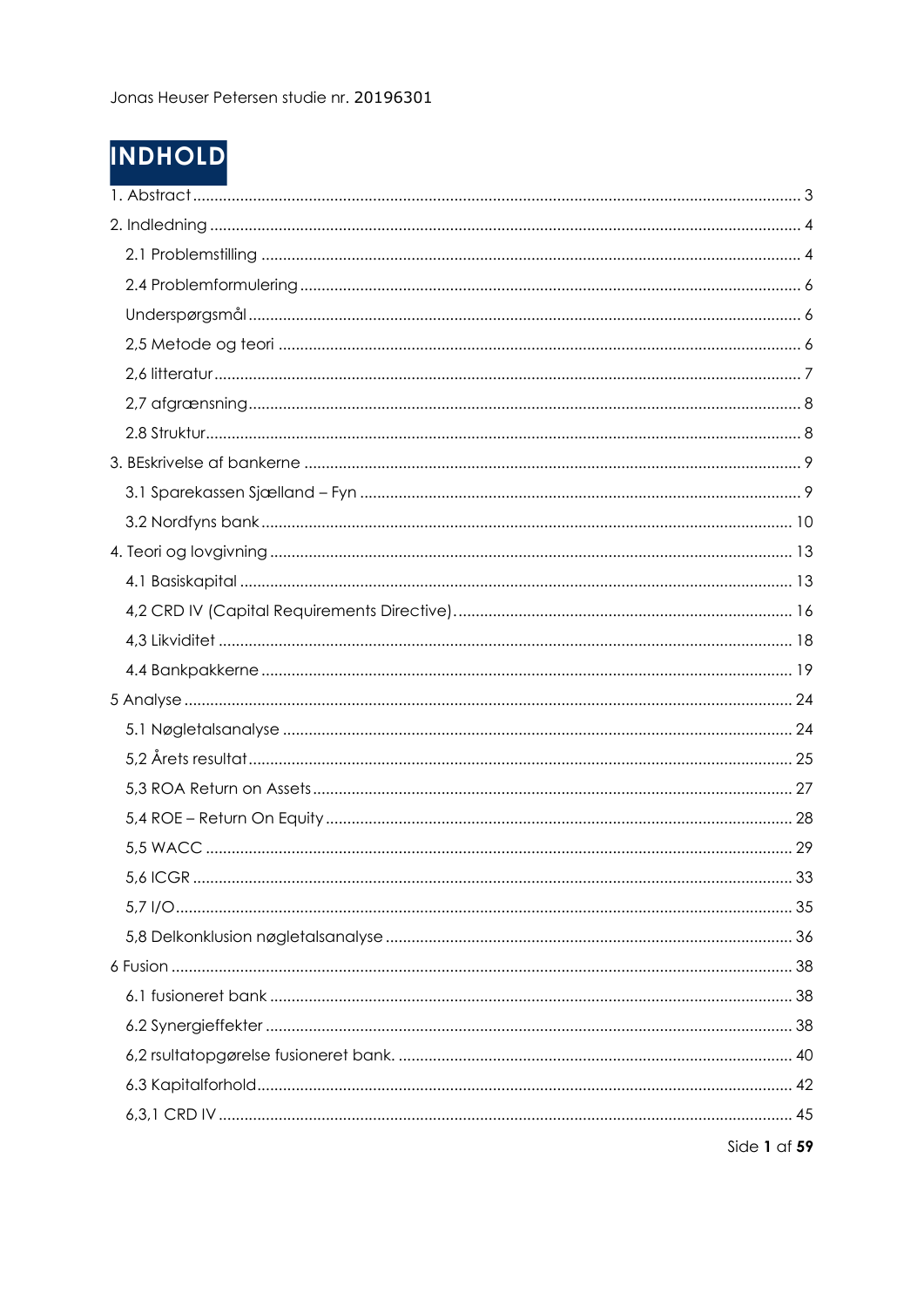Jonas Heuser Petersen studie nr. 20196301

# INDHOLD

1. Abstract ........................................................................................................................ 3

2. Indledning ..................................................................................................................... 4

   2.1 Problemstilling ........................................................................................................... 4

   2.4 Problemformulering ................................................................................................... 6

   Underspørgsmål .............................................................................................................. 6

   2,5 Metode og teori ........................................................................................................ 6

   2,6 litteratur ...................................................................................................................... 7

   2,7 afgrænsning ............................................................................................................... 8

   2.8 Struktur ........................................................................................................................ 8

3. BEskrivelse af bankerne ................................................................................................. 9

   3.1 Sparekassen Sjælland – Fyn ...................................................................................... 9

   3.2 Nordfyns bank .......................................................................................................... 10

4. Teori og lovgivning ...................................................................................................... 13

   4.1 Basiskapital ............................................................................................................... 13

   4,2 CRD IV (Capital Requirements Directive) .............................................................. 16

   4,3 Likviditet .................................................................................................................... 18

   4.4 Bankpakkerne ........................................................................................................... 19

5 Analyse ........................................................................................................................... 24

   5.1 Nøgletalsanalyse ...................................................................................................... 24

   5,2 Årets resultat ............................................................................................................. 25

   5,3 ROA Return on Assets .............................................................................................. 27

   5,4 ROE – Return On Equity ........................................................................................... 28

   5,5 WACC ........................................................................................................................ 29

   5,6 ICGR .......................................................................................................................... 33

   5,7 I/O .............................................................................................................................. 35

   5,8 Delkonklusion nøgletalsanalyse ............................................................................. 36

6 Fusion ............................................................................................................................... 38

   6.1 fusioneret bank ......................................................................................................... 38

   6.2 Synergieffekter ......................................................................................................... 38

   6,2 rsultatopgørelse fusioneret bank. ........................................................................... 40

   6.3 Kapitalforhold ........................................................................................................... 42

   6,3,1 CRD IV .................................................................................................................... 45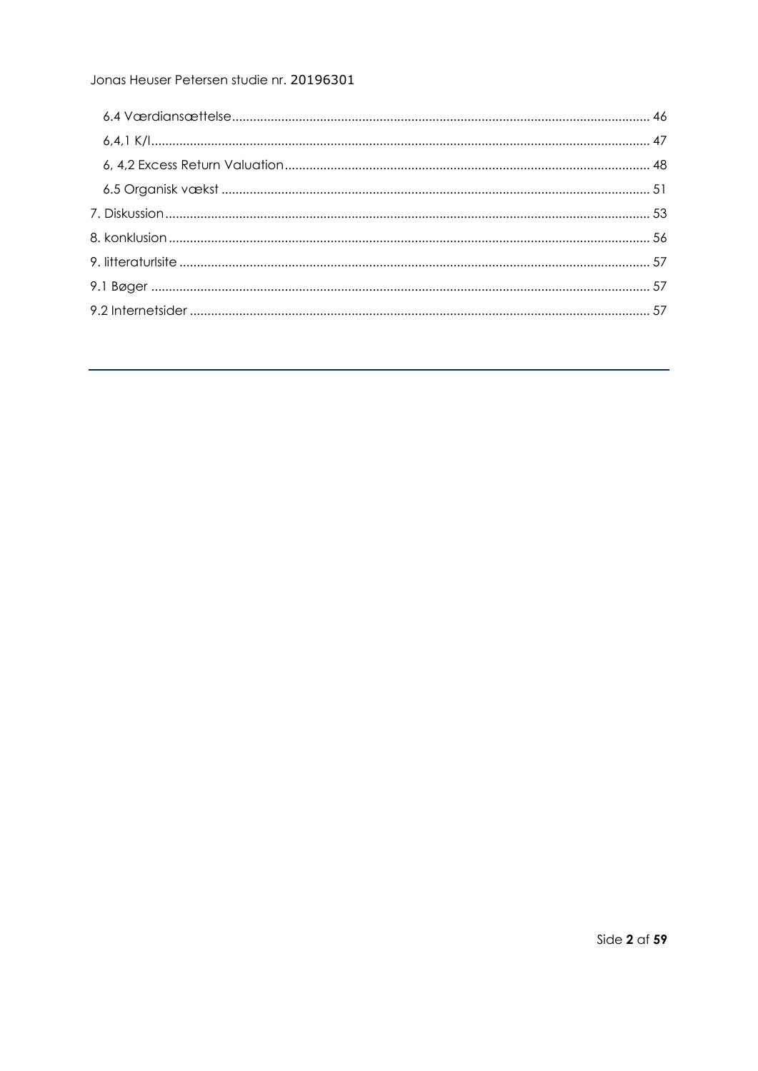6.4 Værdiansættelse ..................................................................... 46

6,4,1 K/I ..................................................................... 47

6, 4,2 Excess Return Valuation ..................................................................... 48

6.5 Organisk vækst ..................................................................... 51

7. Diskussion ..................................................................... 53

8. konklusion ..................................................................... 56

9. litteraturlsite ..................................................................... 57

9.1 Bøger ..................................................................... 57

9.2 Internetsider ..................................................................... 57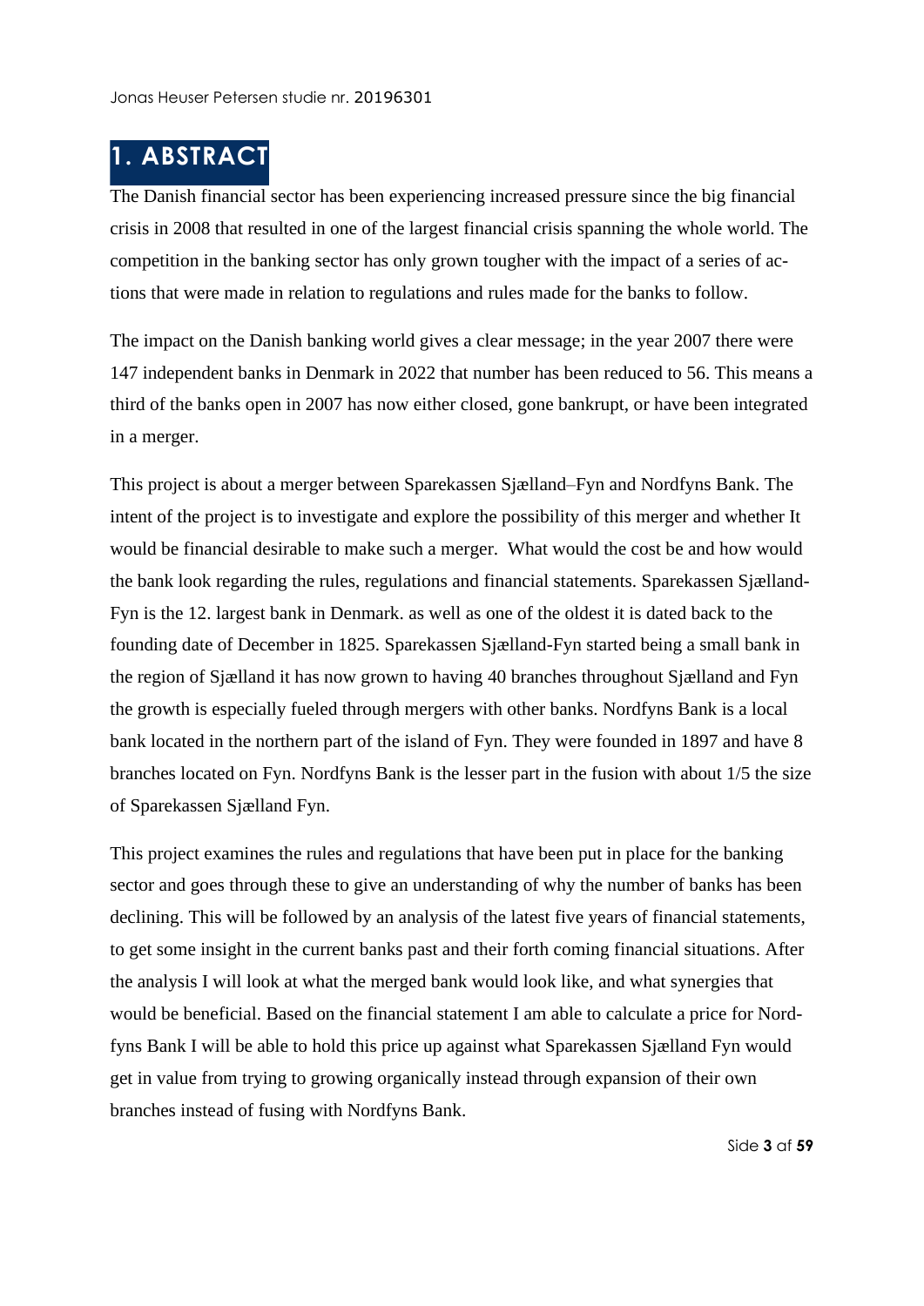# 1. ABSTRACT

The Danish financial sector has been experiencing increased pressure since the big financial crisis in 2008 that resulted in one of the largest financial crisis spanning the whole world. The competition in the banking sector has only grown tougher with the impact of a series of actions that were made in relation to regulations and rules made for the banks to follow.

The impact on the Danish banking world gives a clear message; in the year 2007 there were 147 independent banks in Denmark in 2022 that number has been reduced to 56. This means a third of the banks open in 2007 has now either closed, gone bankrupt, or have been integrated in a merger.

This project is about a merger between Sparekassen Sjælland–Fyn and Nordfyns Bank. The intent of the project is to investigate and explore the possibility of this merger and whether It would be financial desirable to make such a merger. What would the cost be and how would the bank look regarding the rules, regulations and financial statements. Sparekassen Sjælland-Fyn is the 12. largest bank in Denmark. as well as one of the oldest it is dated back to the founding date of December in 1825. Sparekassen Sjælland-Fyn started being a small bank in the region of Sjælland it has now grown to having 40 branches throughout Sjælland and Fyn the growth is especially fueled through mergers with other banks. Nordfyns Bank is a local bank located in the northern part of the island of Fyn. They were founded in 1897 and have 8 branches located on Fyn. Nordfyns Bank is the lesser part in the fusion with about 1/5 the size of Sparekassen Sjælland Fyn.

This project examines the rules and regulations that have been put in place for the banking sector and goes through these to give an understanding of why the number of banks has been declining. This will be followed by an analysis of the latest five years of financial statements, to get some insight in the current banks past and their forth coming financial situations. After the analysis I will look at what the merged bank would look like, and what synergies that would be beneficial. Based on the financial statement I am able to calculate a price for Nordfyns Bank I will be able to hold this price up against what Sparekassen Sjælland Fyn would get in value from trying to growing organically instead through expansion of their own branches instead of fusing with Nordfyns Bank.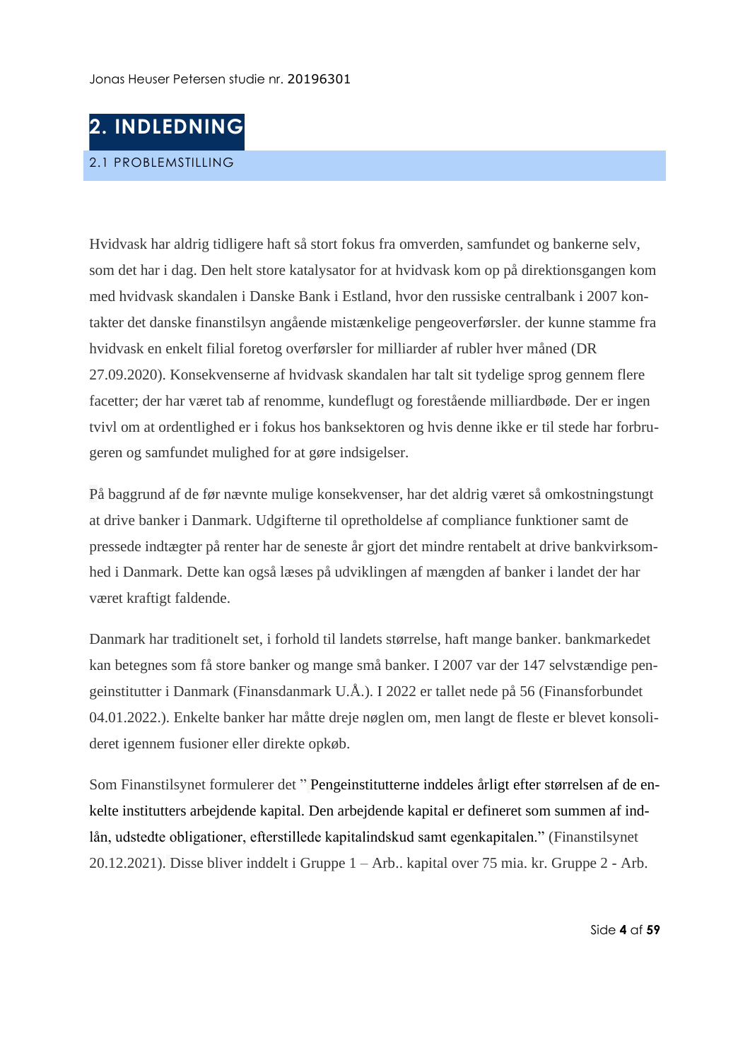# 2. INDLEDNING

## 2.1 PROBLEMSTILLING

Hvidvask har aldrig tidligere haft så stort fokus fra omverden, samfundet og bankerne selv, som det har i dag. Den helt store katalysator for at hvidvask kom op på direktionsgangen kom med hvidvask skandalen i Danske Bank i Estland, hvor den russiske centralbank i 2007 kontakter det danske finanstilsyn angående mistænkelige pengeoverførsler. der kunne stamme fra hvidvask en enkelt filial foretog overførsler for milliarder af rubler hver måned (DR 27.09.2020). Konsekvenserne af hvidvask skandalen har talt sit tydelige sprog gennem flere facetter; der har været tab af renomme, kundeflugt og forestående milliardbøde. Der er ingen tvivl om at ordentlighed er i fokus hos banksektoren og hvis denne ikke er til stede har forbrugeren og samfundet mulighed for at gøre indsigelser.

På baggrund af de før nævnte mulige konsekvenser, har det aldrig været så omkostningstungt at drive banker i Danmark. Udgifterne til opretholdelse af compliance funktioner samt de pressede indtægter på renter har de seneste år gjort det mindre rentabelt at drive bankvirksomhed i Danmark. Dette kan også læses på udviklingen af mængden af banker i landet der har været kraftigt faldende.

Danmark har traditionelt set, i forhold til landets størrelse, haft mange banker. bankmarkedet kan betegnes som få store banker og mange små banker. I 2007 var der 147 selvstændige pengeinstitutter i Danmark (Finansdanmark U.Å.). I 2022 er tallet nede på 56 (Finansforbundet 04.01.2022.). Enkelte banker har måtte dreje nøglen om, men langt de fleste er blevet konsolideret igennem fusioner eller direkte opkøb.

Som Finanstilsynet formulerer det " Pengeinstitutterne inddeles årligt efter størrelsen af de enkelte institutters arbejdende kapital. Den arbejdende kapital er defineret som summen af indlån, udstedte obligationer, efterstillede kapitalindskud samt egenkapitalen." (Finanstilsynet 20.12.2021). Disse bliver inddelt i Gruppe 1 – Arb.. kapital over 75 mia. kr. Gruppe 2 - Arb.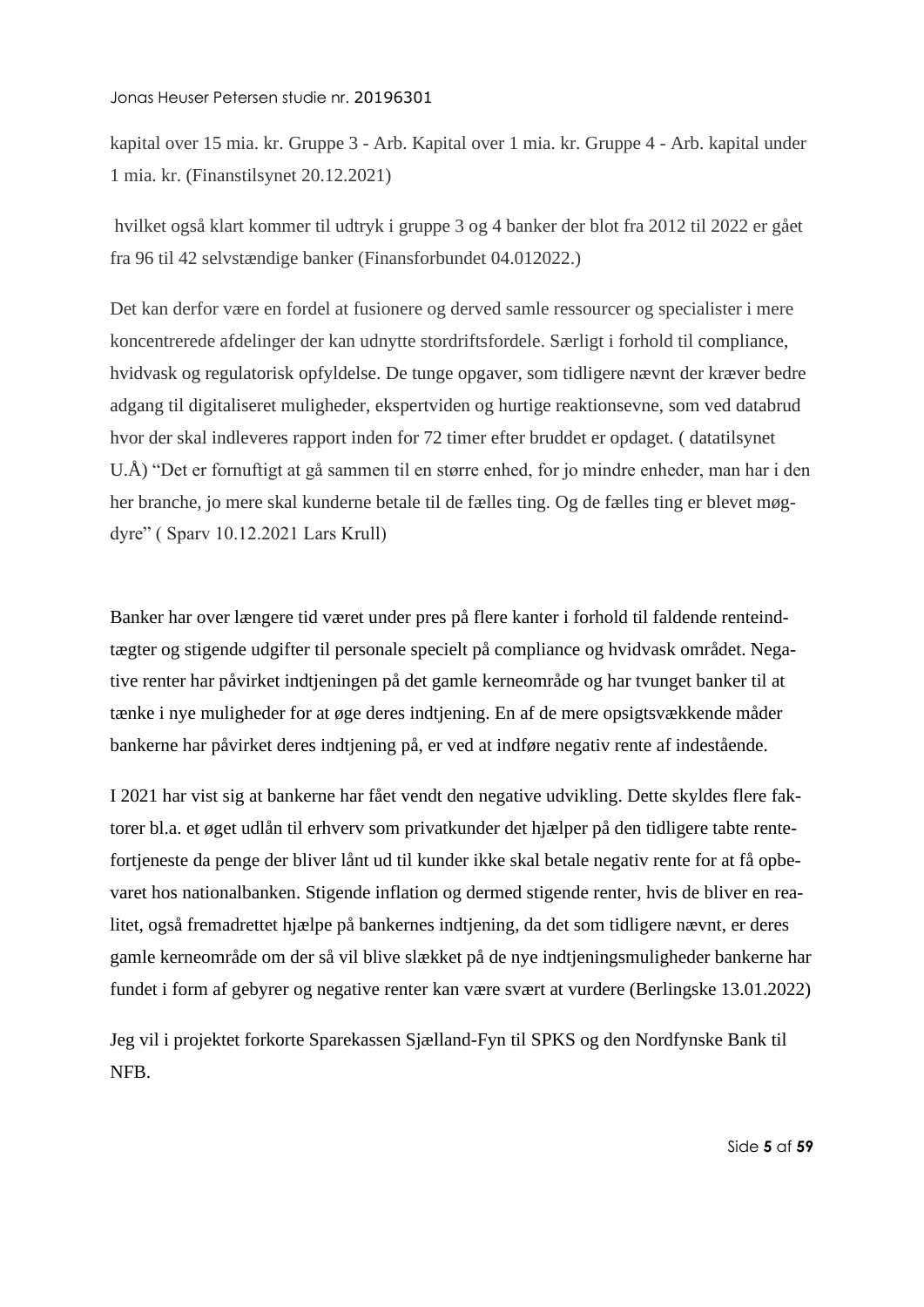kapital over 15 mia. kr. Gruppe 3 - Arb. Kapital over 1 mia. kr. Gruppe 4 - Arb. kapital under 1 mia. kr. (Finanstilsynet 20.12.2021)

hvilket også klart kommer til udtryk i gruppe 3 og 4 banker der blot fra 2012 til 2022 er gået fra 96 til 42 selvstændige banker (Finansforbundet 04.012022.)

Det kan derfor være en fordel at fusionere og derved samle ressourcer og specialister i mere koncentrerede afdelinger der kan udnytte stordriftsfordele. Særligt i forhold til compliance, hvidvask og regulatorisk opfyldelse. De tunge opgaver, som tidligere nævnt der kræver bedre adgang til digitaliseret muligheder, ekspertviden og hurtige reaktionsevne, som ved databrud hvor der skal indleveres rapport inden for 72 timer efter bruddet er opdaget. ( datatilsynet U.Å) “Det er fornuftigt at gå sammen til en større enhed, for jo mindre enheder, man har i den her branche, jo mere skal kunderne betale til de fælles ting. Og de fælles ting er blevet møg-dyre” ( Sparv 10.12.2021 Lars Krull)

Banker har over længere tid været under pres på flere kanter i forhold til faldende renteindtægter og stigende udgifter til personale specielt på compliance og hvidvask området. Negative renter har påvirket indtjeningen på det gamle kerneområde og har tvunget banker til at tænke i nye muligheder for at øge deres indtjening. En af de mere opsigtsvækkende måder bankerne har påvirket deres indtjening på, er ved at indføre negativ rente af indestående.

I 2021 har vist sig at bankerne har fået vendt den negative udvikling. Dette skyldes flere faktorer bl.a. et øget udlån til erhverv som privatkunder det hjælper på den tidligere tabte rentefortjeneste da penge der bliver lånt ud til kunder ikke skal betale negativ rente for at få opbevaret hos nationalbanken. Stigende inflation og dermed stigende renter, hvis de bliver en realitet, også fremadrettet hjælpe på bankernes indtjening, da det som tidligere nævnt, er deres gamle kerneområde om der så vil blive slækket på de nye indtjeningsmuligheder bankerne har fundet i form af gebyrer og negative renter kan være svært at vurdere (Berlingske 13.01.2022)

Jeg vil i projektet forkorte Sparekassen Sjælland-Fyn til SPKS og den Nordfynske Bank til NFB.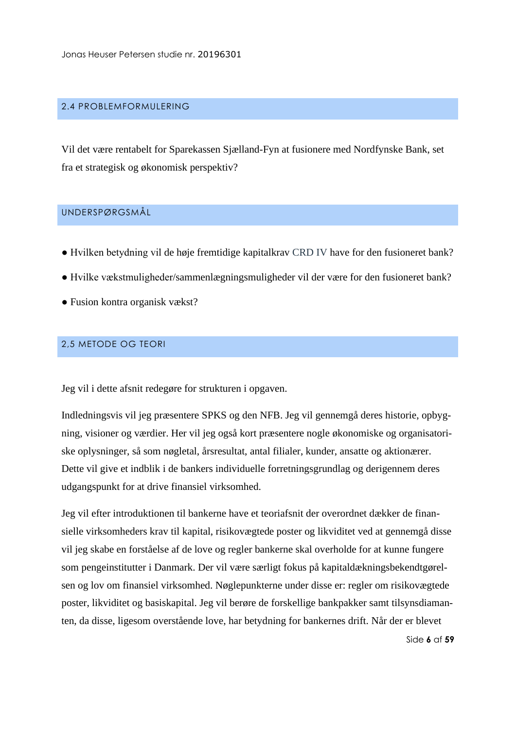## 2.4 PROBLEMFORMULERING

Vil det være rentabelt for Sparekassen Sjælland-Fyn at fusionere med Nordfynske Bank, set fra et strategisk og økonomisk perspektiv?

## UNDERSPØRGSMÅL

- Hvilken betydning vil de høje fremtidige kapitalkrav CRD IV have for den fusioneret bank?
- Hvilke vækstmuligheder/sammenlægningsmuligheder vil der være for den fusioneret bank?
- Fusion kontra organisk vækst?

## 2,5 METODE OG TEORI

Jeg vil i dette afsnit redegøre for strukturen i opgaven.

Indledningsvis vil jeg præsentere SPKS og den NFB. Jeg vil gennemgå deres historie, opbygning, visioner og værdier. Her vil jeg også kort præsentere nogle økonomiske og organisatoriske oplysninger, så som nøgletal, årsresultat, antal filialer, kunder, ansatte og aktionærer. Dette vil give et indblik i de bankers individuelle forretningsgrundlag og derigennem deres udgangspunkt for at drive finansiel virksomhed.

Jeg vil efter introduktionen til bankerne have et teoriafsnit der overordnet dækker de finansielle virksomheders krav til kapital, risikovægtede poster og likviditet ved at gennemgå disse vil jeg skabe en forståelse af de love og regler bankerne skal overholde for at kunne fungere som pengeinstitutter i Danmark. Der vil være særligt fokus på kapitaldækningsbekendtgørelsen og lov om finansiel virksomhed. Nøglepunkterne under disse er: regler om risikovægtede poster, likviditet og basiskapital. Jeg vil berøre de forskellige bankpakker samt tilsynsdiamanten, da disse, ligesom overstående love, har betydning for bankernes drift. Når der er blevet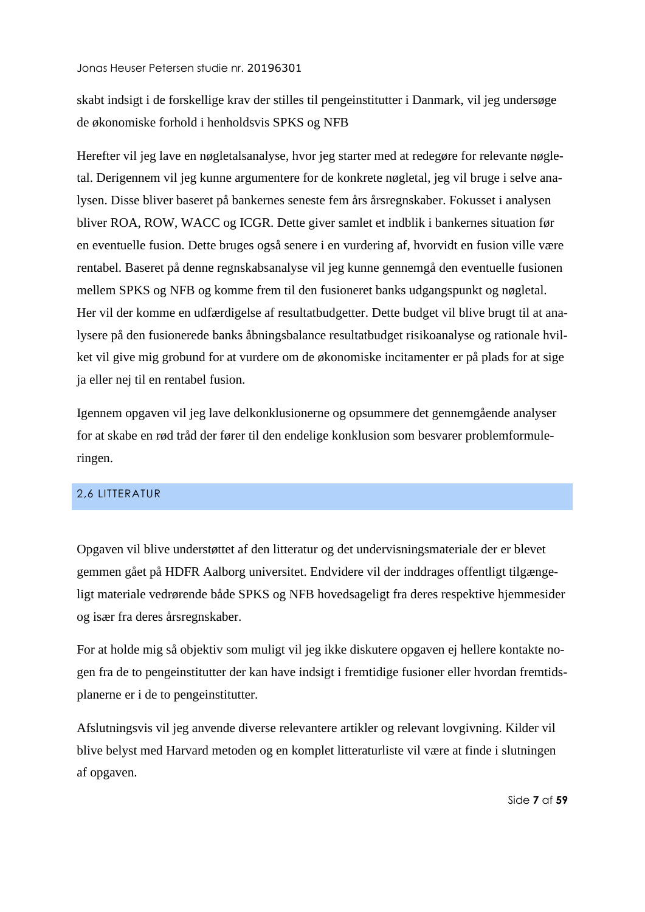skabt indsigt i de forskellige krav der stilles til pengeinstitutter i Danmark, vil jeg undersøge de økonomiske forhold i henholdsvis SPKS og NFB

Herefter vil jeg lave en nøgletalsanalyse, hvor jeg starter med at redegøre for relevante nøgletal. Derigennem vil jeg kunne argumentere for de konkrete nøgletal, jeg vil bruge i selve analysen. Disse bliver baseret på bankernes seneste fem års årsregnskaber. Fokusset i analysen bliver ROA, ROW, WACC og ICGR. Dette giver samlet et indblik i bankernes situation før en eventuelle fusion. Dette bruges også senere i en vurdering af, hvorvidt en fusion ville være rentabel. Baseret på denne regnskabsanalyse vil jeg kunne gennemgå den eventuelle fusionen mellem SPKS og NFB og komme frem til den fusioneret banks udgangspunkt og nøgletal. Her vil der komme en udfærdigelse af resultatbudgetter. Dette budget vil blive brugt til at analysere på den fusionerede banks åbningsbalance resultatbudget risikoanalyse og rationale hvilket vil give mig grobund for at vurdere om de økonomiske incitamenter er på plads for at sige ja eller nej til en rentabel fusion.

Igennem opgaven vil jeg lave delkonklusionerne og opsummere det gennemgående analyser for at skabe en rød tråd der fører til den endelige konklusion som besvarer problemformuleringen.

## 2,6 LITTERATUR

Opgaven vil blive understøttet af den litteratur og det undervisningsmateriale der er blevet gemmen gået på HDFR Aalborg universitet. Endvidere vil der inddrages offentligt tilgængeligt materiale vedrørende både SPKS og NFB hovedsageligt fra deres respektive hjemmesider og især fra deres årsregnskaber.

For at holde mig så objektiv som muligt vil jeg ikke diskutere opgaven ej hellere kontakte nogen fra de to pengeinstitutter der kan have indsigt i fremtidige fusioner eller hvordan fremtidsplanerne er i de to pengeinstitutter.

Afslutningsvis vil jeg anvende diverse relevantere artikler og relevant lovgivning. Kilder vil blive belyst med Harvard metoden og en komplet litteraturliste vil være at finde i slutningen af opgaven.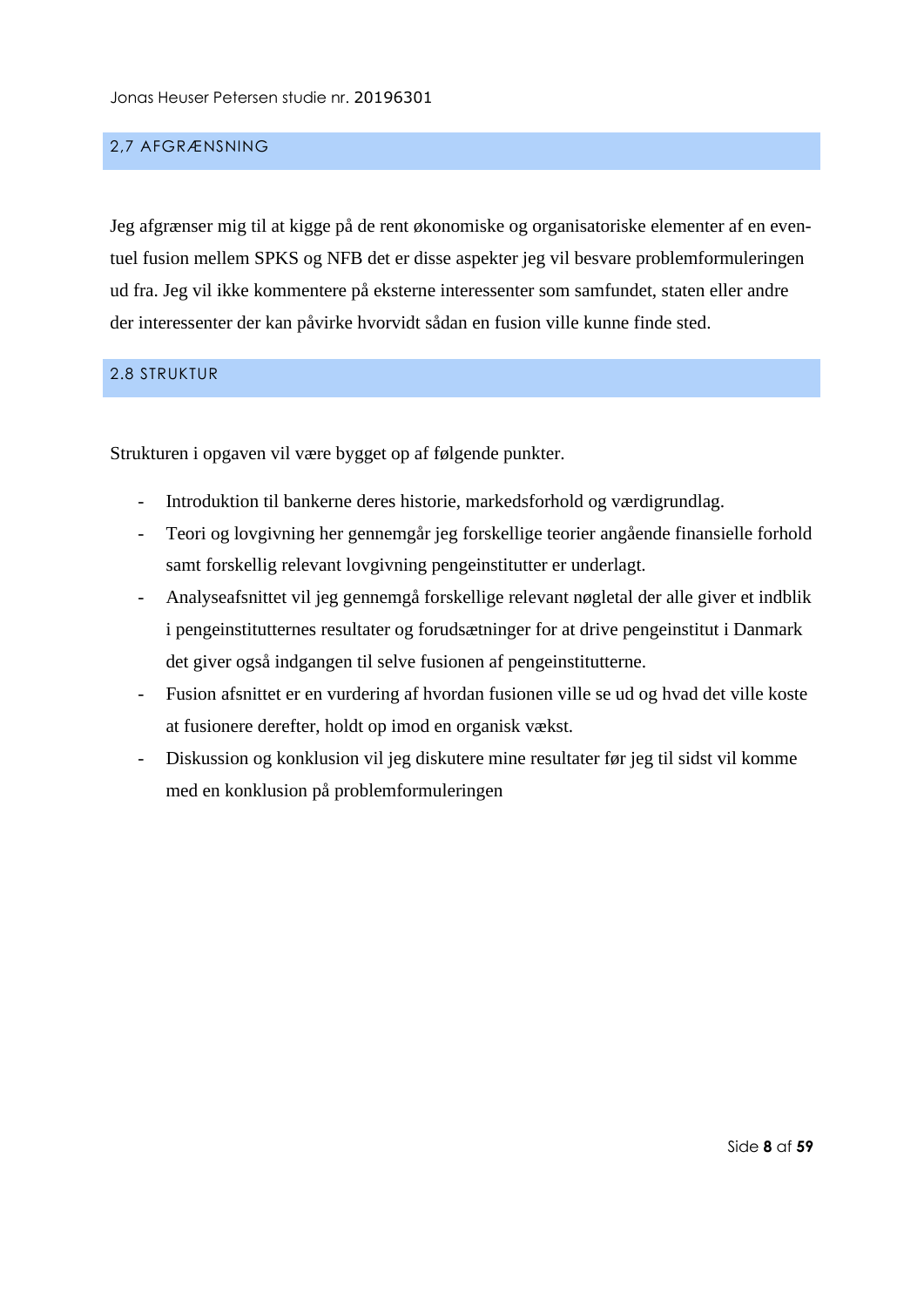## 2,7 AFGRÆNSNING

Jeg afgrænser mig til at kigge på de rent økonomiske og organisatoriske elementer af en eventuel fusion mellem SPKS og NFB det er disse aspekter jeg vil besvare problemformuleringen ud fra. Jeg vil ikke kommentere på eksterne interessenter som samfundet, staten eller andre der interessenter der kan påvirke hvorvidt sådan en fusion ville kunne finde sted.

## 2.8 STRUKTUR

Strukturen i opgaven vil være bygget op af følgende punkter.

- Introduktion til bankerne deres historie, markedsforhold og værdigrundlag.
- Teori og lovgivning her gennemgår jeg forskellige teorier angående finansielle forhold samt forskellig relevant lovgivning pengeinstitutter er underlagt.
- Analyseafsnittet vil jeg gennemgå forskellige relevant nøgletal der alle giver et indblik i pengeinstitutternes resultater og forudsætninger for at drive pengeinstitut i Danmark det giver også indgangen til selve fusionen af pengeinstitutterne.
- Fusion afsnittet er en vurdering af hvordan fusionen ville se ud og hvad det ville koste at fusionere derefter, holdt op imod en organisk vækst.
- Diskussion og konklusion vil jeg diskutere mine resultater før jeg til sidst vil komme med en konklusion på problemformuleringen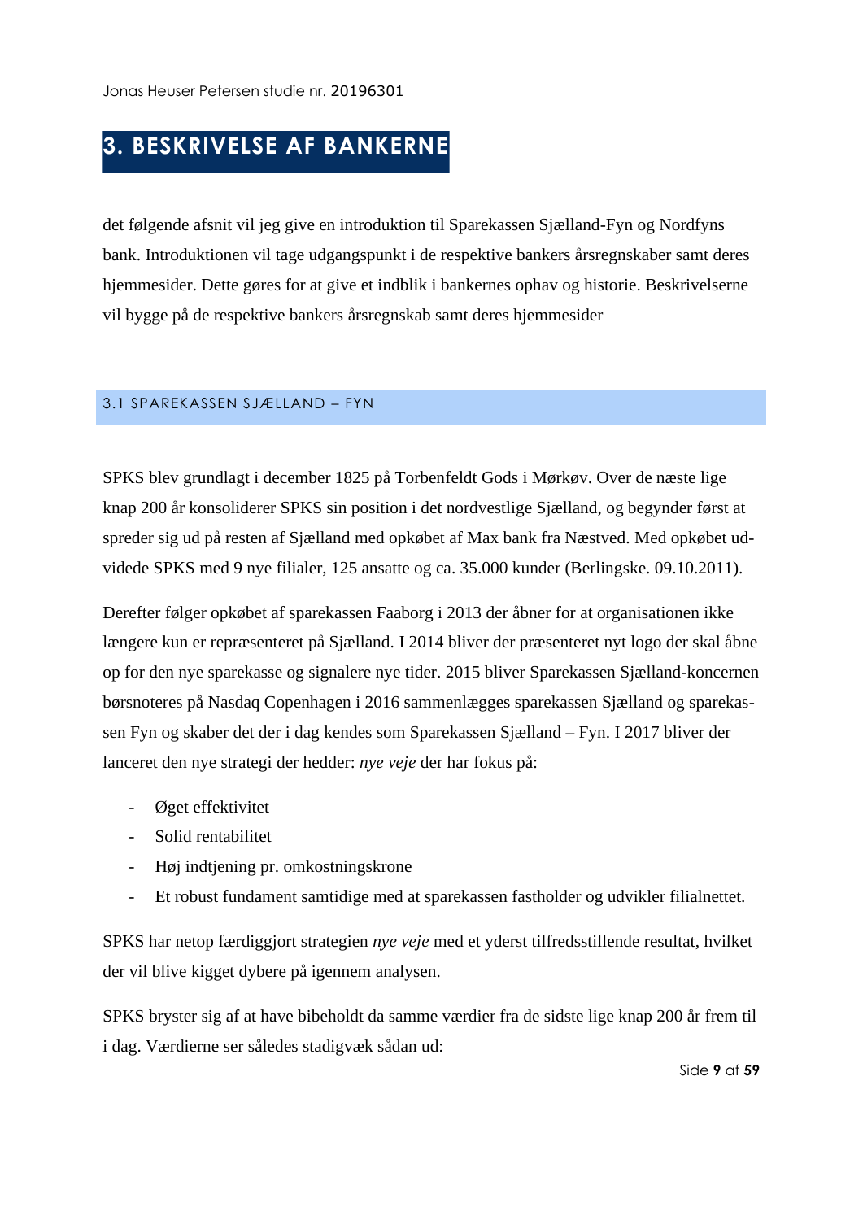# 3. BESKRIVELSE AF BANKERNE

det følgende afsnit vil jeg give en introduktion til Sparekassen Sjælland-Fyn og Nordfyns bank. Introduktionen vil tage udgangspunkt i de respektive bankers årsregnskaber samt deres hjemmesider. Dette gøres for at give et indblik i bankernes ophav og historie. Beskrivelserne vil bygge på de respektive bankers årsregnskab samt deres hjemmesider

## 3.1 SPAREKASSEN SJÆLLAND – FYN

SPKS blev grundlagt i december 1825 på Torbenfeldt Gods i Mørkøv. Over de næste lige knap 200 år konsoliderer SPKS sin position i det nordvestlige Sjælland, og begynder først at spreder sig ud på resten af Sjælland med opkøbet af Max bank fra Næstved. Med opkøbet udvidede SPKS med 9 nye filialer, 125 ansatte og ca. 35.000 kunder (Berlingske. 09.10.2011).

Derefter følger opkøbet af sparekassen Faaborg i 2013 der åbner for at organisationen ikke længere kun er repræsenteret på Sjælland. I 2014 bliver der præsenteret nyt logo der skal åbne op for den nye sparekasse og signalere nye tider. 2015 bliver Sparekassen Sjælland-koncernen børsnoteres på Nasdaq Copenhagen i 2016 sammenlægges sparekassen Sjælland og sparekassen Fyn og skaber det der i dag kendes som Sparekassen Sjælland – Fyn. I 2017 bliver der lanceret den nye strategi der hedder: *nye veje* der har fokus på:

- Øget effektivitet
- Solid rentabilitet
- Høj indtjening pr. omkostningskrone
- Et robust fundament samtidige med at sparekassen fastholder og udvikler filialnettet.

SPKS har netop færdiggjort strategien *nye veje* med et yderst tilfredsstillende resultat, hvilket der vil blive kigget dybere på igennem analysen.

SPKS bryster sig af at have bibeholdt da samme værdier fra de sidste lige knap 200 år frem til i dag. Værdierne ser således stadigvæk sådan ud: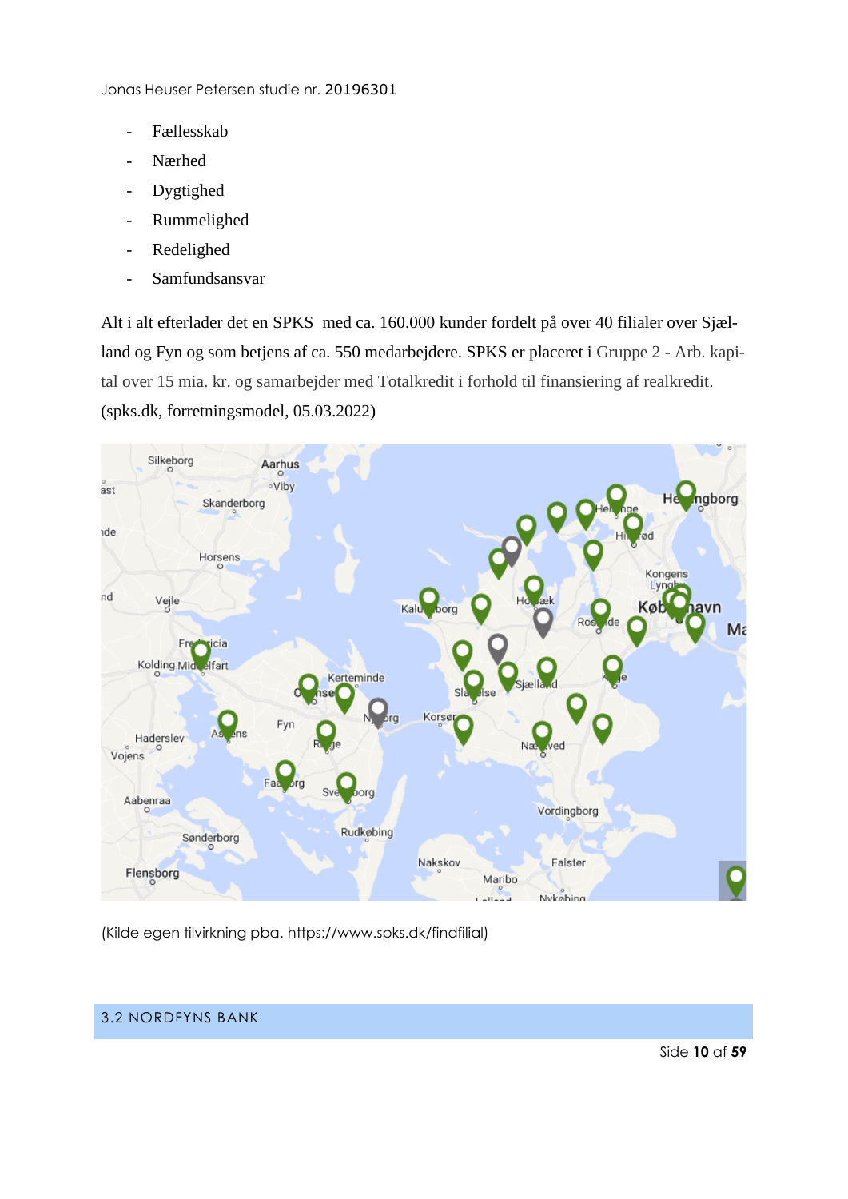- Fællesskab
- Nærhed
- Dygtighed
- Rummelighed
- Redelighed
- Samfundsansvar

Alt i alt efterlader det en SPKS med ca. 160.000 kunder fordelt på over 40 filialer over Sjælland og Fyn og som betjens af ca. 550 medarbejdere. SPKS er placeret i Gruppe 2 - Arb. kapital over 15 mia. kr. og samarbejder med Totalkredit i forhold til finansiering af realkredit. (spks.dk, forretningsmodel, 05.03.2022)

(Kilde egen tilvirkning pba. https://www.spks.dk/findfilial)

## 3.2 NORDFYNS BANK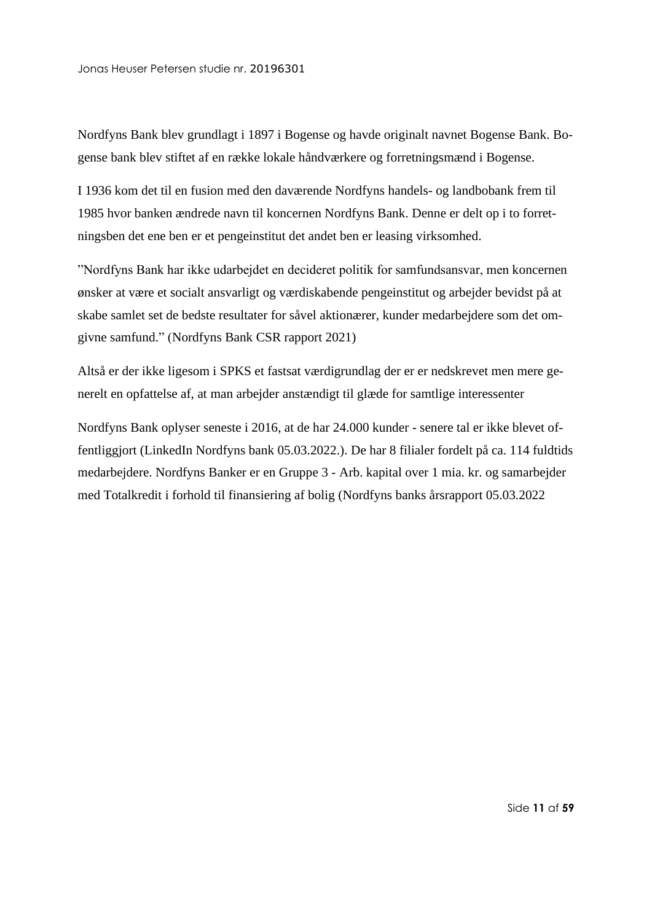Nordfyns Bank blev grundlagt i 1897 i Bogense og havde originalt navnet Bogense Bank. Bogense bank blev stiftet af en række lokale håndværkere og forretningsmænd i Bogense.

I 1936 kom det til en fusion med den daværende Nordfyns handels- og landbobank frem til 1985 hvor banken ændrede navn til koncernen Nordfyns Bank. Denne er delt op i to forretningsben det ene ben er et pengeinstitut det andet ben er leasing virksomhed.

”Nordfyns Bank har ikke udarbejdet en decideret politik for samfundsansvar, men koncernen ønsker at være et socialt ansvarligt og værdiskabende pengeinstitut og arbejder bevidst på at skabe samlet set de bedste resultater for såvel aktionærer, kunder medarbejdere som det omgivne samfund.” (Nordfyns Bank CSR rapport 2021)

Altså er der ikke ligesom i SPKS et fastsat værdigrundlag der er er nedskrevet men mere generelt en opfattelse af, at man arbejder anstændigt til glæde for samtlige interessenter

Nordfyns Bank oplyser seneste i 2016, at de har 24.000 kunder - senere tal er ikke blevet offentliggjort (LinkedIn Nordfyns bank 05.03.2022.). De har 8 filialer fordelt på ca. 114 fuldtids medarbejdere. Nordfyns Banker er en Gruppe 3 - Arb. kapital over 1 mia. kr. og samarbejder med Totalkredit i forhold til finansiering af bolig (Nordfyns banks årsrapport 05.03.2022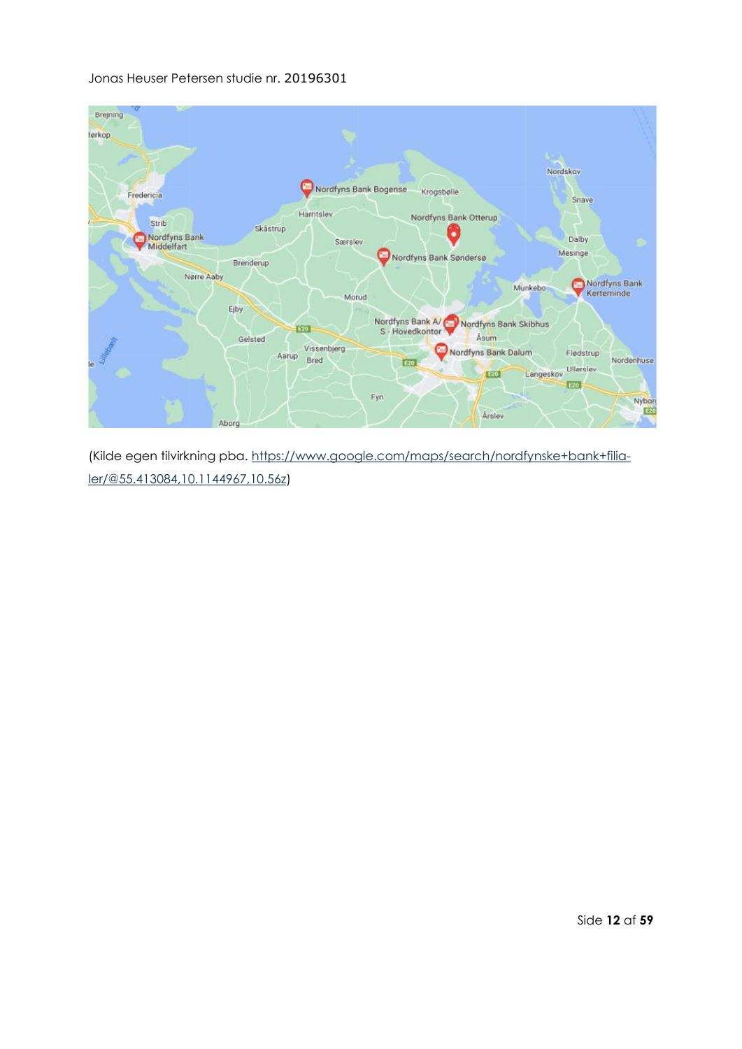(Kilde egen tilvirkning pba. https://www.google.com/maps/search/nordfynske+bank+filia-ler/@55.413084,10.1144967,10.56z)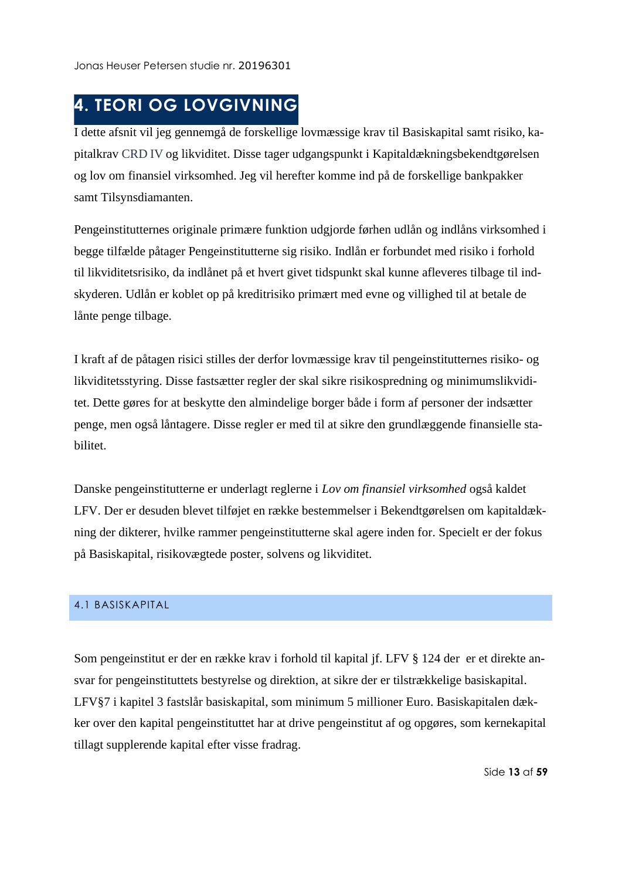# 4. TEORI OG LOVGIVNING

I dette afsnit vil jeg gennemgå de forskellige lovmæssige krav til Basiskapital samt risiko, kapitalkrav CRD IV og likviditet. Disse tager udgangspunkt i Kapitaldækningsbekendtgørelsen og lov om finansiel virksomhed. Jeg vil herefter komme ind på de forskellige bankpakker samt Tilsynsdiamanten.

Pengeinstitutternes originale primære funktion udgjorde førhen udlån og indlåns virksomhed i begge tilfælde påtager Pengeinstitutterne sig risiko. Indlån er forbundet med risiko i forhold til likviditetsrisiko, da indlånet på et hvert givet tidspunkt skal kunne afleveres tilbage til indskyderen. Udlån er koblet op på kreditrisiko primært med evne og villighed til at betale de lånte penge tilbage.

I kraft af de påtagen risici stilles der derfor lovmæssige krav til pengeinstitutternes risiko- og likviditetsstyring. Disse fastsætter regler der skal sikre risikospredning og minimumslikviditet. Dette gøres for at beskytte den almindelige borger både i form af personer der indsætter penge, men også låntagere. Disse regler er med til at sikre den grundlæggende finansielle stabilitet.

Danske pengeinstitutterne er underlagt reglerne i *Lov om finansiel virksomhed* også kaldet LFV. Der er desuden blevet tilføjet en række bestemmelser i Bekendtgørelsen om kapitaldækning der dikterer, hvilke rammer pengeinstitutterne skal agere inden for. Specielt er der fokus på Basiskapital, risikovægtede poster, solvens og likviditet.

## 4.1 BASISKAPITAL

Som pengeinstitut er der en række krav i forhold til kapital jf. LFV § 124 der er et direkte ansvar for pengeinstituttets bestyrelse og direktion, at sikre der er tilstrækkelige basiskapital. LFV§7 i kapitel 3 fastslår basiskapital, som minimum 5 millioner Euro. Basiskapitalen dækker over den kapital pengeinstituttet har at drive pengeinstitut af og opgøres, som kernekapital tillagt supplerende kapital efter visse fradrag.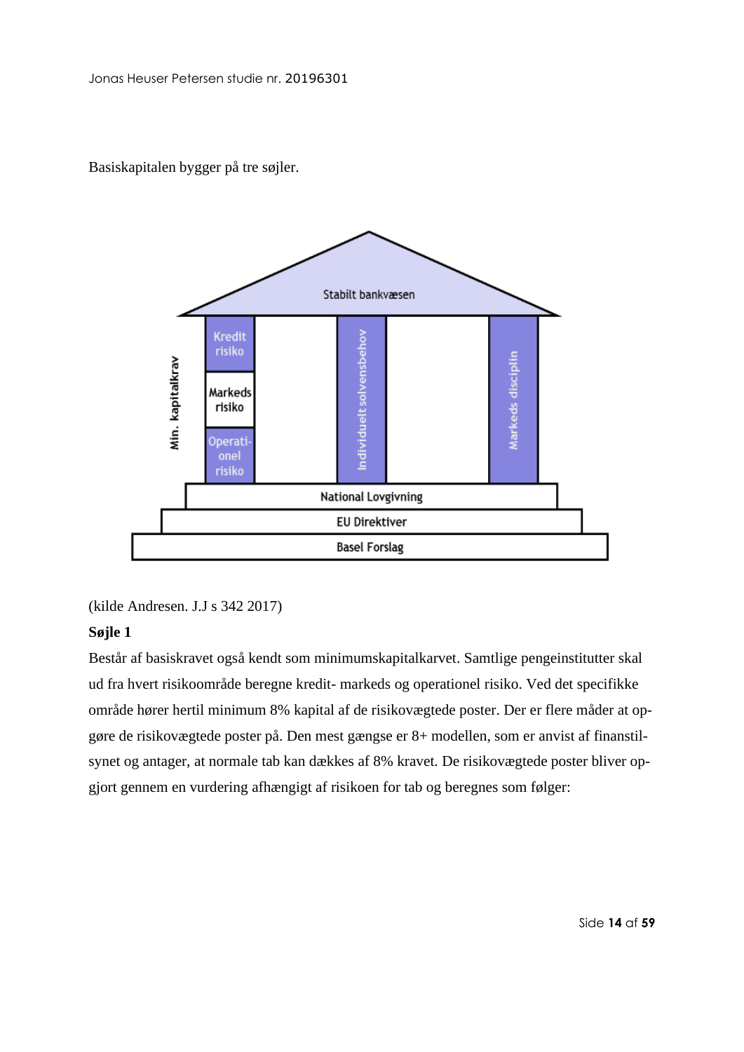Basiskapitalen bygger på tre søjler.

(kilde Andresen. J.J s 342 2017)

**Søjle 1**

Består af basiskravet også kendt som minimumskapitalkarvet. Samtlige pengeinstitutter skal ud fra hvert risikoområde beregne kredit- markeds og operationel risiko. Ved det specifikke område hører hertil minimum 8% kapital af de risikovægtede poster. Der er flere måder at opgøre de risikovægtede poster på. Den mest gængse er 8+ modellen, som er anvist af finanstilsynet og antager, at normale tab kan dækkes af 8% kravet. De risikovægtede poster bliver opgjort gennem en vurdering afhængigt af risikoen for tab og beregnes som følger: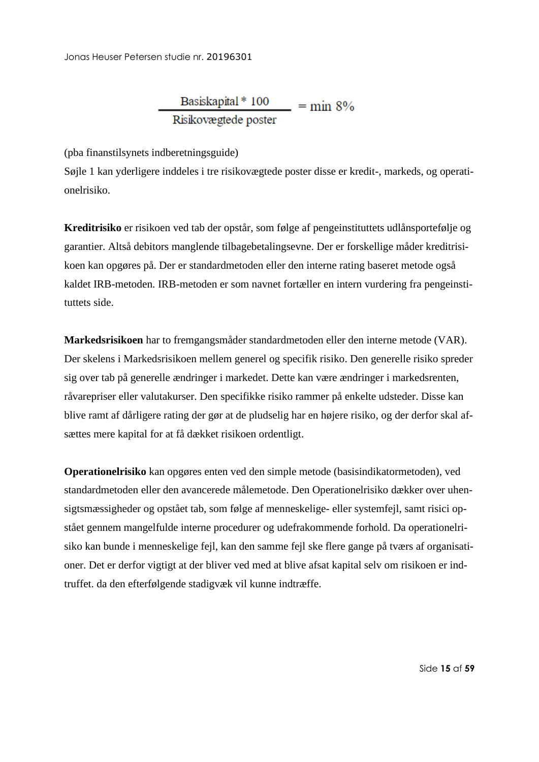$$\frac{\text{Basiskapital} * 100}{\text{Risikovægtede poster}} = \text{min } 8\%$$

(pba finanstilsynets indberetningsguide)
Søjle 1 kan yderligere inddeles i tre risikovægtede poster disse er kredit-, markeds, og operationelrisiko.

**Kreditrisiko** er risikoen ved tab der opstår, som følge af pengeinstituttets udlånsportefølje og garantier. Altså debitors manglende tilbagebetalingsevne. Der er forskellige måder kreditrisikoen kan opgøres på. Der er standardmetoden eller den interne rating baseret metode også kaldet IRB-metoden. IRB-metoden er som navnet fortæller en intern vurdering fra pengeinstituttets side.

**Markedsrisikoen** har to fremgangsmåder standardmetoden eller den interne metode (VAR). Der skelens i Markedsrisikoen mellem generel og specifik risiko. Den generelle risiko spreder sig over tab på generelle ændringer i markedet. Dette kan være ændringer i markedsrenten, råvarepriser eller valutakurser. Den specifikke risiko rammer på enkelte udsteder. Disse kan blive ramt af dårligere rating der gør at de pludselig har en højere risiko, og der derfor skal afsættes mere kapital for at få dækket risikoen ordentligt.

**Operationelrisiko** kan opgøres enten ved den simple metode (basisindikatormetoden), ved standardmetoden eller den avancerede målemetode. Den Operationelrisiko dækker over uhensigtsmæssigheder og opstået tab, som følge af menneskelige- eller systemfejl, samt risici opstået gennem mangelfulde interne procedurer og udefrakommende forhold. Da operationelrisiko kan bunde i menneskelige fejl, kan den samme fejl ske flere gange på tværs af organisationer. Det er derfor vigtigt at der bliver ved med at blive afsat kapital selv om risikoen er indtruffet. da den efterfølgende stadigvæk vil kunne indtræffe.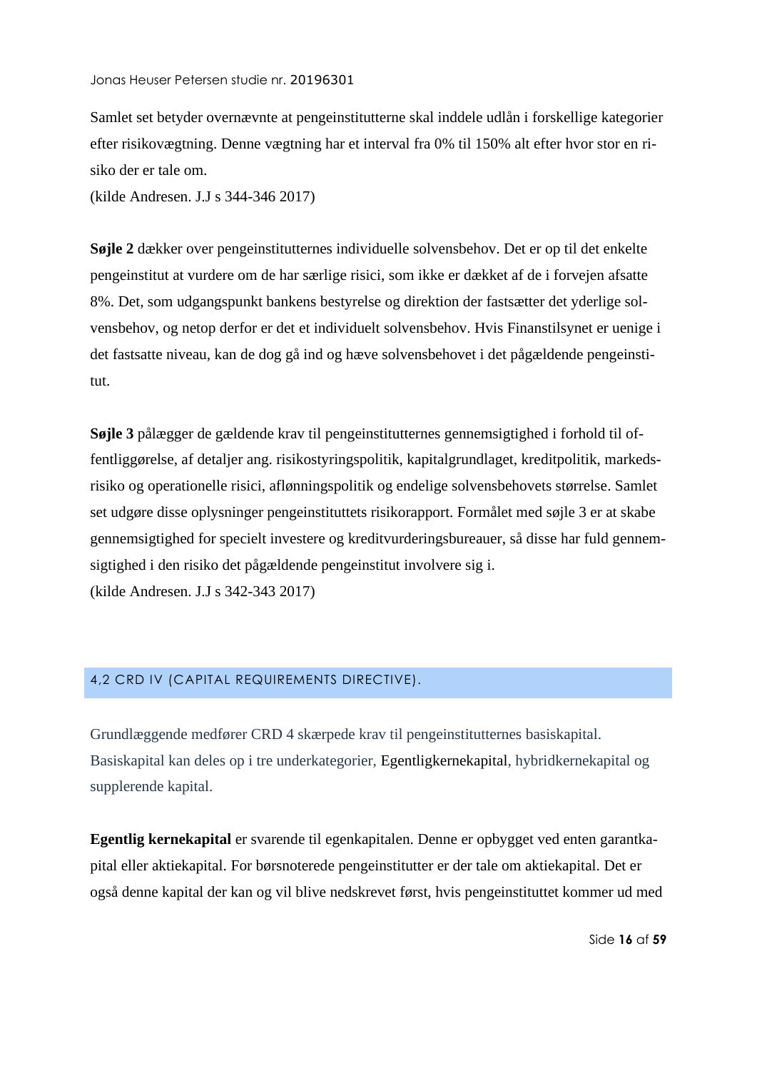Samlet set betyder overnævnte at pengeinstitutterne skal inddele udlån i forskellige kategorier efter risikovægtning. Denne vægtning har et interval fra 0% til 150% alt efter hvor stor en risiko der er tale om.
(kilde Andresen. J.J s 344-346 2017)

**Søjle 2** dækker over pengeinstitutternes individuelle solvensbehov. Det er op til det enkelte pengeinstitut at vurdere om de har særlige risici, som ikke er dækket af de i forvejen afsatte 8%. Det, som udgangspunkt bankens bestyrelse og direktion der fastsætter det yderlige solvensbehov, og netop derfor er det et individuelt solvensbehov. Hvis Finanstilsynet er uenige i det fastsatte niveau, kan de dog gå ind og hæve solvensbehovet i det pågældende pengeinstitut.

**Søjle 3** pålægger de gældende krav til pengeinstitutternes gennemsigtighed i forhold til offentliggørelse, af detaljer ang. risikostyringspolitik, kapitalgrundlaget, kreditpolitik, markedsrisiko og operationelle risici, aflønningspolitik og endelige solvensbehovets størrelse. Samlet set udgøre disse oplysninger pengeinstituttets risikorapport. Formålet med søjle 3 er at skabe gennemsigtighed for specielt investere og kreditvurderingsbureauer, så disse har fuld gennemsigtighed i den risiko det pågældende pengeinstitut involvere sig i.
(kilde Andresen. J.J s 342-343 2017)

## 4,2 CRD IV (CAPITAL REQUIREMENTS DIRECTIVE).

Grundlæggende medfører CRD 4 skærpede krav til pengeinstitutternes basiskapital. Basiskapital kan deles op i tre underkategorier, Egentligkernekapital, hybridkernekapital og supplerende kapital.

**Egentlig kernekapital** er svarende til egenkapitalen. Denne er opbygget ved enten garantkapital eller aktiekapital. For børsnoterede pengeinstitutter er der tale om aktiekapital. Det er også denne kapital der kan og vil blive nedskrevet først, hvis pengeinstituttet kommer ud med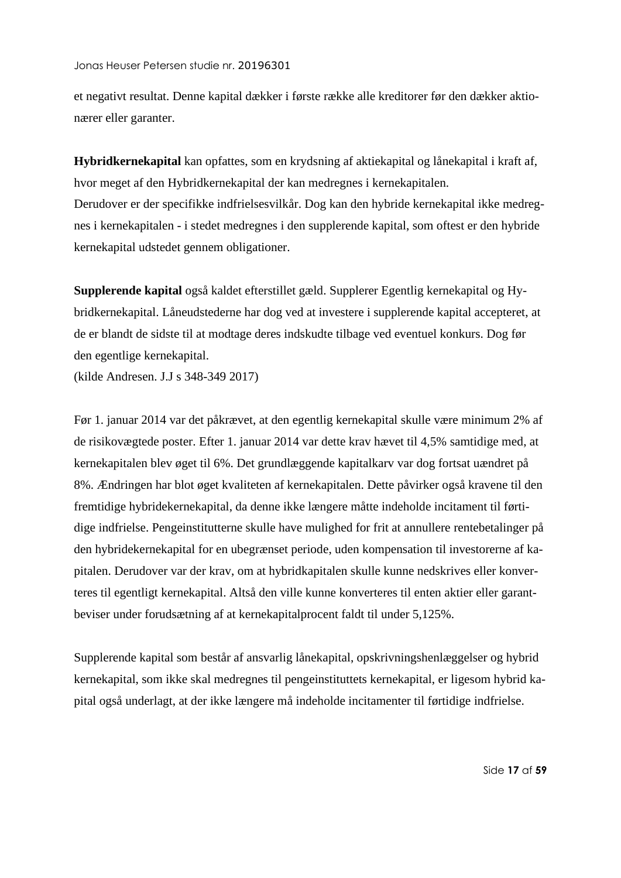et negativt resultat. Denne kapital dækker i første række alle kreditorer før den dækker aktionærer eller garanter.

**Hybridkernekapital** kan opfattes, som en krydsning af aktiekapital og lånekapital i kraft af, hvor meget af den Hybridkernekapital der kan medregnes i kernekapitalen.
Derudover er der specifikke indfrielsesvilkår. Dog kan den hybride kernekapital ikke medregnes i kernekapitalen - i stedet medregnes i den supplerende kapital, som oftest er den hybride kernekapital udstedet gennem obligationer.

**Supplerende kapital** også kaldet efterstillet gæld. Supplerer Egentlig kernekapital og Hybridkernekapital. Låneudstederne har dog ved at investere i supplerende kapital accepteret, at de er blandt de sidste til at modtage deres indskudte tilbage ved eventuel konkurs. Dog før den egentlige kernekapital.
(kilde Andresen. J.J s 348-349 2017)

Før 1. januar 2014 var det påkrævet, at den egentlig kernekapital skulle være minimum 2% af de risikovægtede poster. Efter 1. januar 2014 var dette krav hævet til 4,5% samtidige med, at kernekapitalen blev øget til 6%. Det grundlæggende kapitalkarv var dog fortsat uændret på 8%. Ændringen har blot øget kvaliteten af kernekapitalen. Dette påvirker også kravene til den fremtidige hybridekernekapital, da denne ikke længere måtte indeholde incitament til førtidige indfrielse. Pengeinstitutterne skulle have mulighed for frit at annullere rentebetalinger på den hybridekernekapital for en ubegrænset periode, uden kompensation til investorerne af kapitalen. Derudover var der krav, om at hybridkapitalen skulle kunne nedskrives eller konverteres til egentligt kernekapital. Altså den ville kunne konverteres til enten aktier eller garantbeviser under forudsætning af at kernekapitalprocent faldt til under 5,125%.

Supplerende kapital som består af ansvarlig lånekapital, opskrivningshenlæggelser og hybrid kernekapital, som ikke skal medregnes til pengeinstituttets kernekapital, er ligesom hybrid kapital også underlagt, at der ikke længere må indeholde incitamenter til førtidige indfrielse.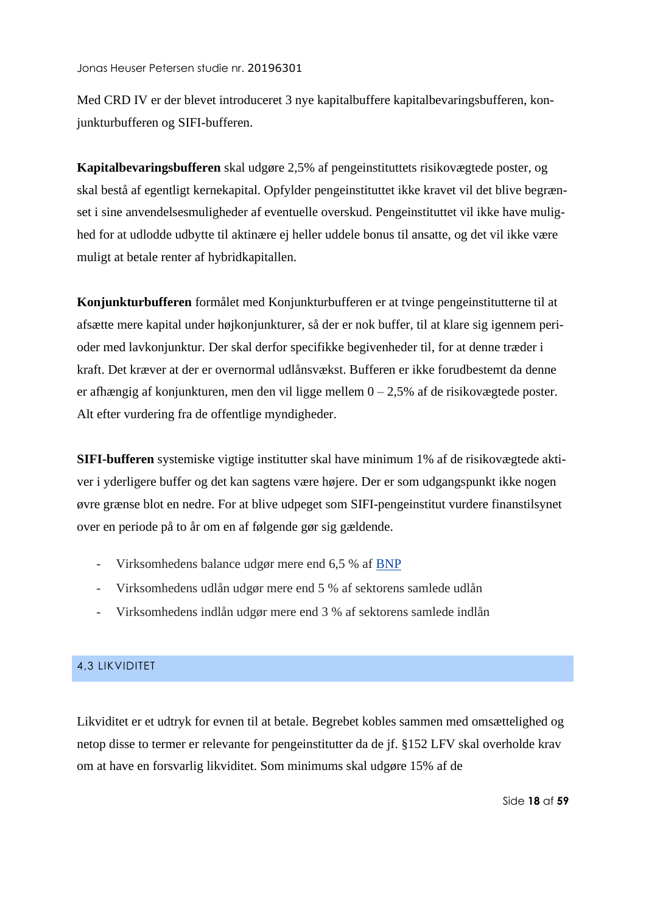Med CRD IV er der blevet introduceret 3 nye kapitalbuffere kapitalbevaringsbufferen, konjunkturbufferen og SIFI-bufferen.

**Kapitalbevaringsbufferen** skal udgøre 2,5% af pengeinstituttets risikovægtede poster, og skal bestå af egentligt kernekapital. Opfylder pengeinstituttet ikke kravet vil det blive begrænset i sine anvendelsesmuligheder af eventuelle overskud. Pengeinstituttet vil ikke have mulighed for at udlodde udbytte til aktinære ej heller uddele bonus til ansatte, og det vil ikke være muligt at betale renter af hybridkapitallen.

**Konjunkturbufferen** formålet med Konjunkturbufferen er at tvinge pengeinstitutterne til at afsætte mere kapital under højkonjunkturer, så der er nok buffer, til at klare sig igennem perioder med lavkonjunktur. Der skal derfor specifikke begivenheder til, for at denne træder i kraft. Det kræver at der er overnormal udlånsvækst. Bufferen er ikke forudbestemt da denne er afhængig af konjunkturen, men den vil ligge mellem 0 – 2,5% af de risikovægtede poster. Alt efter vurdering fra de offentlige myndigheder.

**SIFI-bufferen** systemiske vigtige institutter skal have minimum 1% af de risikovægtede aktiver i yderligere buffer og det kan sagtens være højere. Der er som udgangspunkt ikke nogen øvre grænse blot en nedre. For at blive udpeget som SIFI-pengeinstitut vurdere finanstilsynet over en periode på to år om en af følgende gør sig gældende.

- Virksomhedens balance udgør mere end 6,5 % af BNP
- Virksomhedens udlån udgør mere end 5 % af sektorens samlede udlån
- Virksomhedens indlån udgør mere end 3 % af sektorens samlede indlån

## 4,3 LIKVIDITET

Likviditet er et udtryk for evnen til at betale. Begrebet kobles sammen med omsættelighed og netop disse to termer er relevante for pengeinstitutter da de jf. §152 LFV skal overholde krav om at have en forsvarlig likviditet. Som minimums skal udgøre 15% af de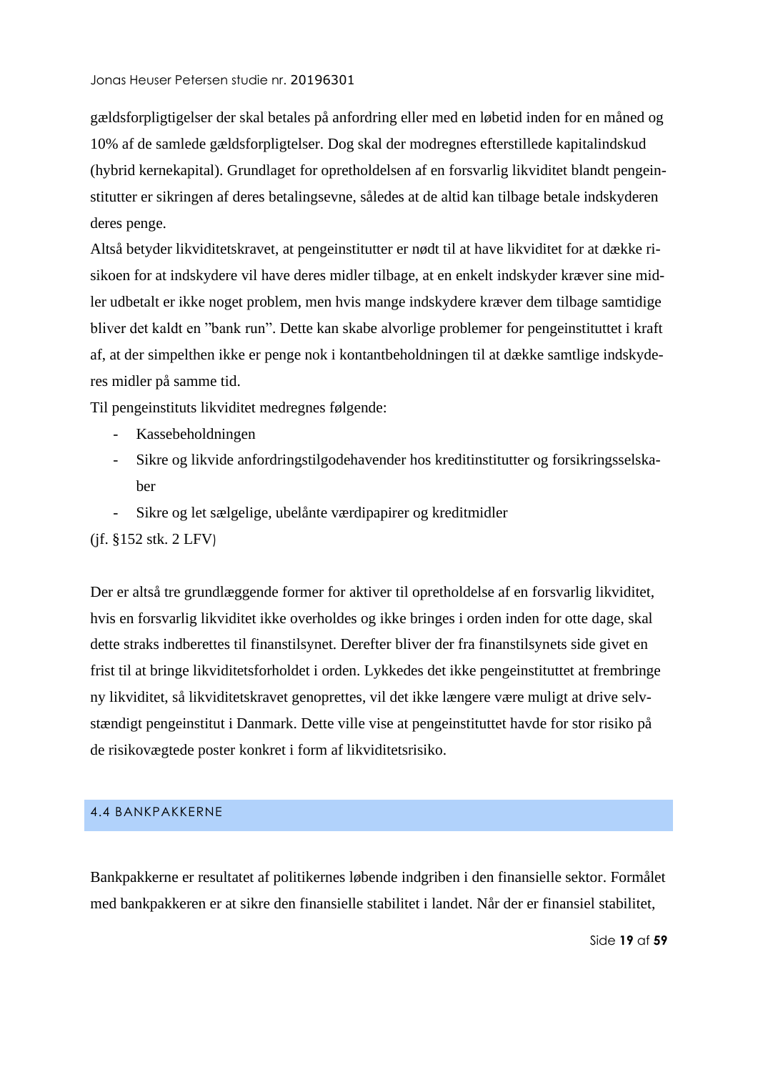gældsforpligtigelser der skal betales på anfordring eller med en løbetid inden for en måned og 10% af de samlede gældsforpligtelser. Dog skal der modregnes efterstillede kapitalindskud (hybrid kernekapital). Grundlaget for opretholdelsen af en forsvarlig likviditet blandt pengeinstitutter er sikringen af deres betalingsevne, således at de altid kan tilbage betale indskyderen deres penge.
Altså betyder likviditetskravet, at pengeinstitutter er nødt til at have likviditet for at dække risikoen for at indskydere vil have deres midler tilbage, at en enkelt indskyder kræver sine midler udbetalt er ikke noget problem, men hvis mange indskydere kræver dem tilbage samtidige bliver det kaldt en ”bank run”. Dette kan skabe alvorlige problemer for pengeinstituttet i kraft af, at der simpelthen ikke er penge nok i kontantbeholdningen til at dække samtlige indskyderes midler på samme tid.
Til pengeinstituts likviditet medregnes følgende:

- Kassebeholdningen
- Sikre og likvide anfordringstilgodehavender hos kreditinstitutter og forsikringsselskaber
- Sikre og let sælgelige, ubelånte værdipapirer og kreditmidler

(jf. §152 stk. 2 LFV)

Der er altså tre grundlæggende former for aktiver til opretholdelse af en forsvarlig likviditet, hvis en forsvarlig likviditet ikke overholdes og ikke bringes i orden inden for otte dage, skal dette straks indberettes til finanstilsynet. Derefter bliver der fra finanstilsynets side givet en frist til at bringe likviditetsforholdet i orden. Lykkedes det ikke pengeinstituttet at frembringe ny likviditet, så likviditetskravet genoprettes, vil det ikke længere være muligt at drive selvstændigt pengeinstitut i Danmark. Dette ville vise at pengeinstituttet havde for stor risiko på de risikovægtede poster konkret i form af likviditetsrisiko.

## 4.4 BANKPAKKERNE

Bankpakkerne er resultatet af politikernes løbende indgriben i den finansielle sektor. Formålet med bankpakkeren er at sikre den finansielle stabilitet i landet. Når der er finansiel stabilitet,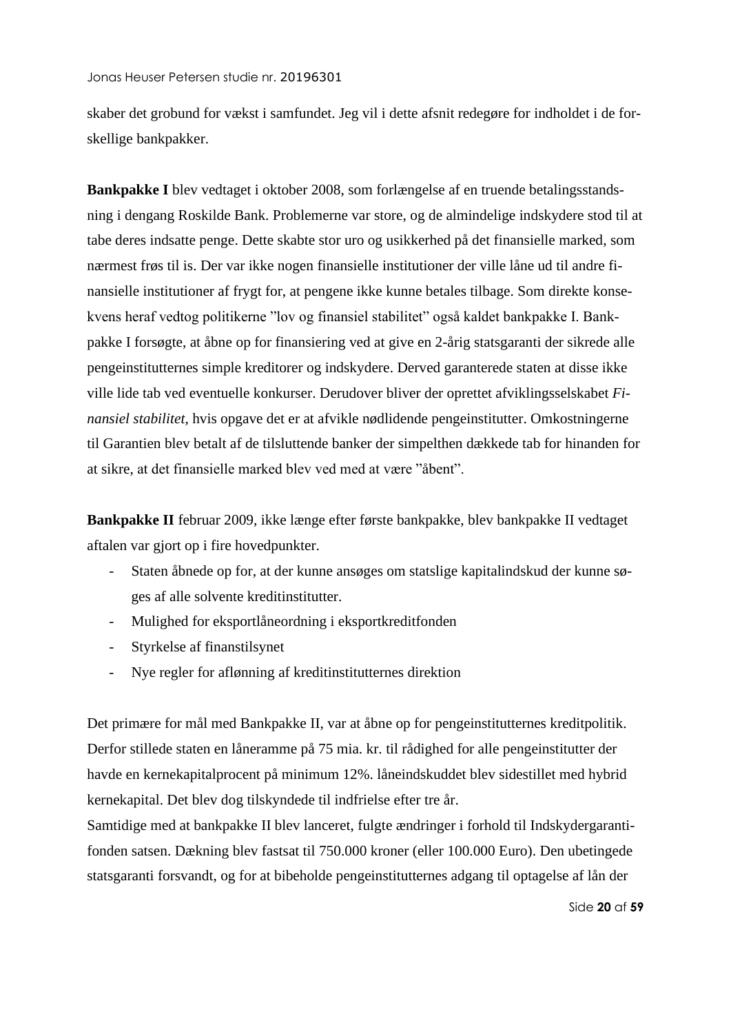skaber det grobund for vækst i samfundet. Jeg vil i dette afsnit redegøre for indholdet i de forskellige bankpakker.

**Bankpakke I** blev vedtaget i oktober 2008, som forlængelse af en truende betalingsstandsning i dengang Roskilde Bank. Problemerne var store, og de almindelige indskydere stod til at tabe deres indsatte penge. Dette skabte stor uro og usikkerhed på det finansielle marked, som nærmest frøs til is. Der var ikke nogen finansielle institutioner der ville låne ud til andre finansielle institutioner af frygt for, at pengene ikke kunne betales tilbage. Som direkte konsekvens heraf vedtog politikerne "lov og finansiel stabilitet" også kaldet bankpakke I. Bankpakke I forsøgte, at åbne op for finansiering ved at give en 2-årig statsgaranti der sikrede alle pengeinstitutternes simple kreditorer og indskydere. Derved garanterede staten at disse ikke ville lide tab ved eventuelle konkurser. Derudover bliver der oprettet afviklingsselskabet *Finansiel stabilitet*, hvis opgave det er at afvikle nødlidende pengeinstitutter. Omkostningerne til Garantien blev betalt af de tilsluttende banker der simpelthen dækkede tab for hinanden for at sikre, at det finansielle marked blev ved med at være "åbent".

**Bankpakke II** februar 2009, ikke længe efter første bankpakke, blev bankpakke II vedtaget aftalen var gjort op i fire hovedpunkter.

- Staten åbnede op for, at der kunne ansøges om statslige kapitalindskud der kunne søges af alle solvente kreditinstitutter.
- Mulighed for eksportlåneordning i eksportkreditfonden
- Styrkelse af finanstilsynet
- Nye regler for aflønning af kreditinstitutternes direktion

Det primære for mål med Bankpakke II, var at åbne op for pengeinstitutternes kreditpolitik. Derfor stillede staten en låneramme på 75 mia. kr. til rådighed for alle pengeinstitutter der havde en kernekapitalprocent på minimum 12%. låneindskuddet blev sidestillet med hybrid kernekapital. Det blev dog tilskyndede til indfrielse efter tre år.
Samtidige med at bankpakke II blev lanceret, fulgte ændringer i forhold til Indskydergarantifonden satsen. Dækning blev fastsat til 750.000 kroner (eller 100.000 Euro). Den ubetingede statsgaranti forsvandt, og for at bibeholde pengeinstitutternes adgang til optagelse af lån der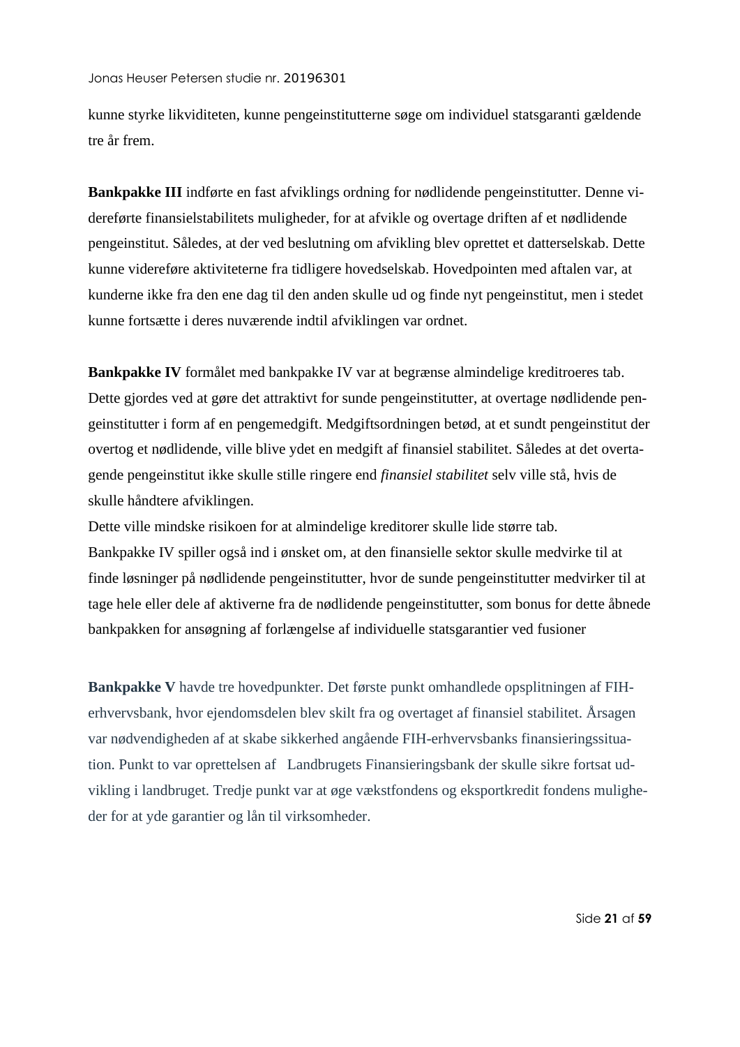kunne styrke likviditeten, kunne pengeinstitutterne søge om individuel statsgaranti gældende tre år frem.

**Bankpakke III** indførte en fast afviklings ordning for nødlidende pengeinstitutter. Denne videreførte finansielstabilitets muligheder, for at afvikle og overtage driften af et nødlidende pengeinstitut. Således, at der ved beslutning om afvikling blev oprettet et datterselskab. Dette kunne videreføre aktiviteterne fra tidligere hovedselskab. Hovedpointen med aftalen var, at kunderne ikke fra den ene dag til den anden skulle ud og finde nyt pengeinstitut, men i stedet kunne fortsætte i deres nuværende indtil afviklingen var ordnet.

**Bankpakke IV** formålet med bankpakke IV var at begrænse almindelige kreditroeres tab. Dette gjordes ved at gøre det attraktivt for sunde pengeinstitutter, at overtage nødlidende pengeinstitutter i form af en pengemedgift. Medgiftsordningen betød, at et sundt pengeinstitut der overtog et nødlidende, ville blive ydet en medgift af finansiel stabilitet. Således at det overtagende pengeinstitut ikke skulle stille ringere end *finansiel stabilitet* selv ville stå, hvis de skulle håndtere afviklingen.
Dette ville mindske risikoen for at almindelige kreditorer skulle lide større tab.
Bankpakke IV spiller også ind i ønsket om, at den finansielle sektor skulle medvirke til at finde løsninger på nødlidende pengeinstitutter, hvor de sunde pengeinstitutter medvirker til at tage hele eller dele af aktiverne fra de nødlidende pengeinstitutter, som bonus for dette åbnede bankpakken for ansøgning af forlængelse af individuelle statsgarantier ved fusioner

**Bankpakke V** havde tre hovedpunkter. Det første punkt omhandlede opsplitningen af FIH-erhvervsbank, hvor ejendomsdelen blev skilt fra og overtaget af finansiel stabilitet. Årsagen var nødvendigheden af at skabe sikkerhed angående FIH-erhvervsbanks finansieringssituation. Punkt to var oprettelsen af Landbrugets Finansieringsbank der skulle sikre fortsat udvikling i landbruget. Tredje punkt var at øge vækstfondens og eksportkredit fondens muligheder for at yde garantier og lån til virksomheder.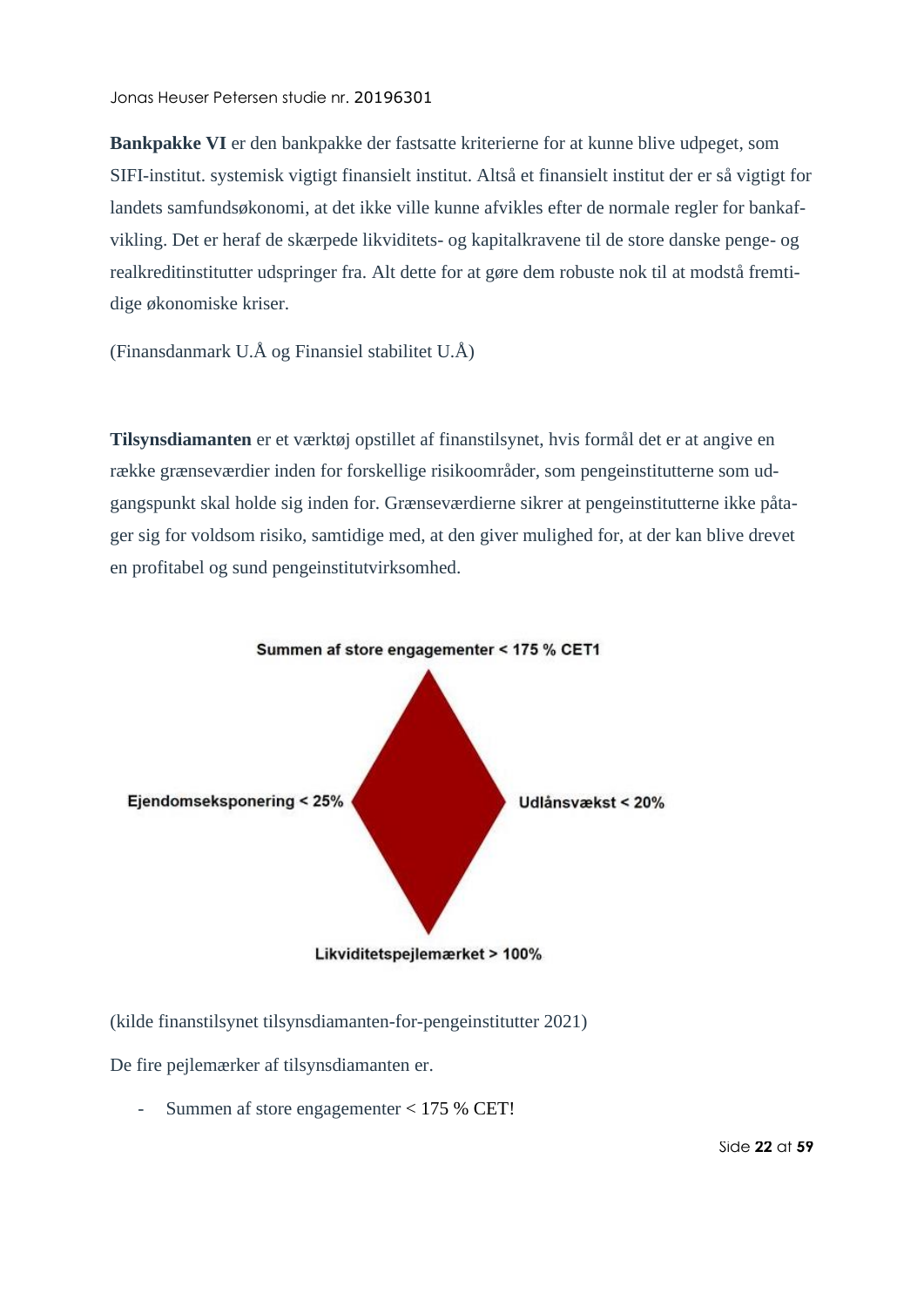**Bankpakke VI** er den bankpakke der fastsatte kriterierne for at kunne blive udpeget, som SIFI-institut. systemisk vigtigt finansielt institut. Altså et finansielt institut der er så vigtigt for landets samfundsøkonomi, at det ikke ville kunne afvikles efter de normale regler for bankafvikling. Det er heraf de skærpede likviditets- og kapitalkravene til de store danske penge- og realkreditinstitutter udspringer fra. Alt dette for at gøre dem robuste nok til at modstå fremtidige økonomiske kriser.

(Finansdanmark U.Å og Finansiel stabilitet U.Å)

**Tilsynsdiamanten** er et værktøj opstillet af finanstilsynet, hvis formål det er at angive en række grænseværdier inden for forskellige risikoområder, som pengeinstitutterne som udgangspunkt skal holde sig inden for. Grænseværdierne sikrer at pengeinstitutterne ikke påtager sig for voldsom risiko, samtidige med, at den giver mulighed for, at der kan blive drevet en profitabel og sund pengeinstitutvirksomhed.

Summen af store engagementer < 175 % CET1

Ejendomseksponering < 25%

Udlånsvækst < 20%

Likviditetspejlemærket > 100%

(kilde finanstilsynet tilsynsdiamanten-for-pengeinstitutter 2021)

De fire pejlemærker af tilsynsdiamanten er.

- Summen af store engagementer < 175 % CET!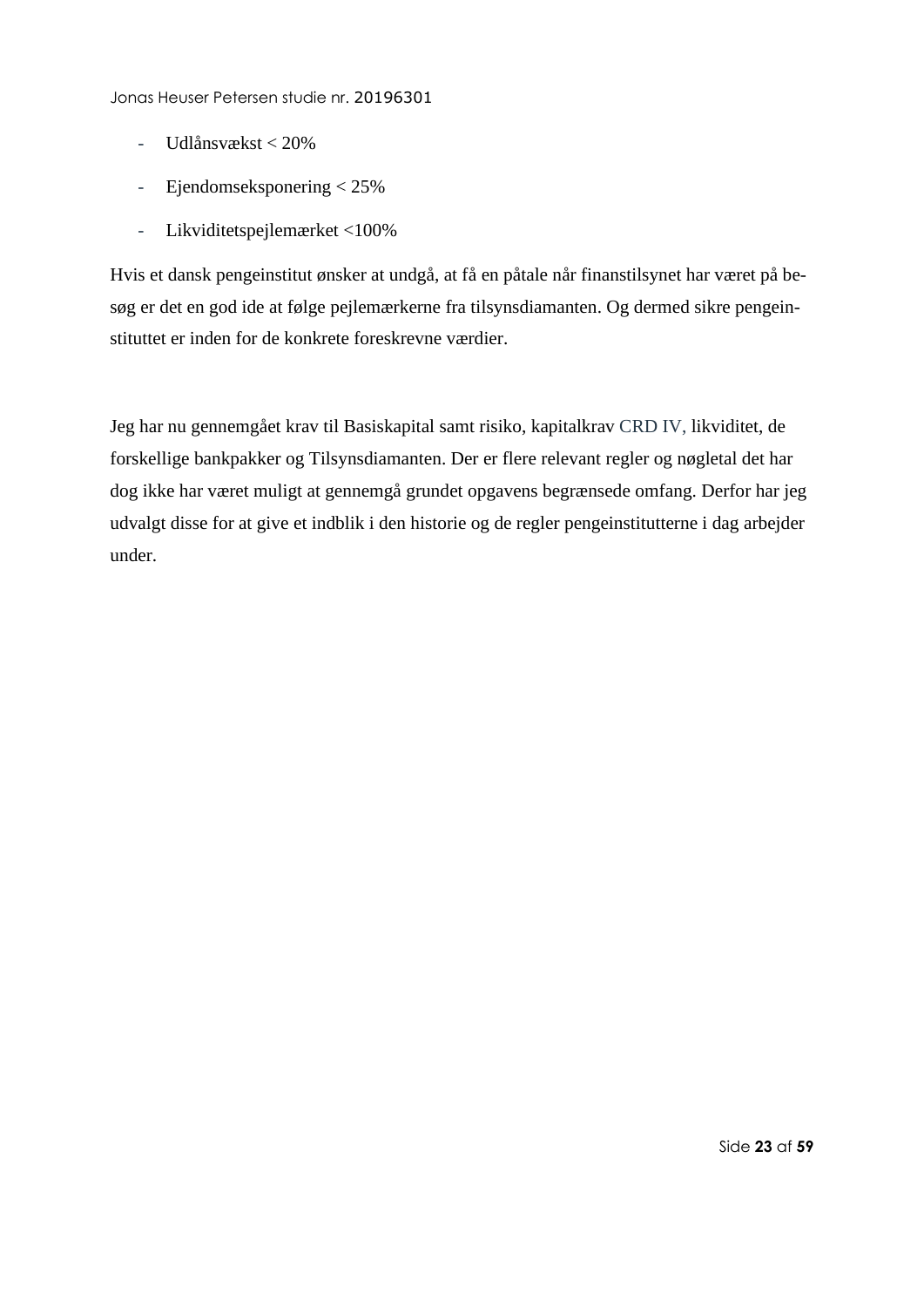- Udlånsvækst < 20%
- Ejendomseksponering < 25%
- Likviditetspejlemærket <100%

Hvis et dansk pengeinstitut ønsker at undgå, at få en påtale når finanstilsynet har været på besøg er det en god ide at følge pejlemærkerne fra tilsynsdiamanten. Og dermed sikre pengeinstituttet er inden for de konkrete foreskrevne værdier.

Jeg har nu gennemgået krav til Basiskapital samt risiko, kapitalkrav CRD IV, likviditet, de forskellige bankpakker og Tilsynsdiamanten. Der er flere relevant regler og nøgletal det har dog ikke har været muligt at gennemgå grundet opgavens begrænsede omfang. Derfor har jeg udvalgt disse for at give et indblik i den historie og de regler pengeinstitutterne i dag arbejder under.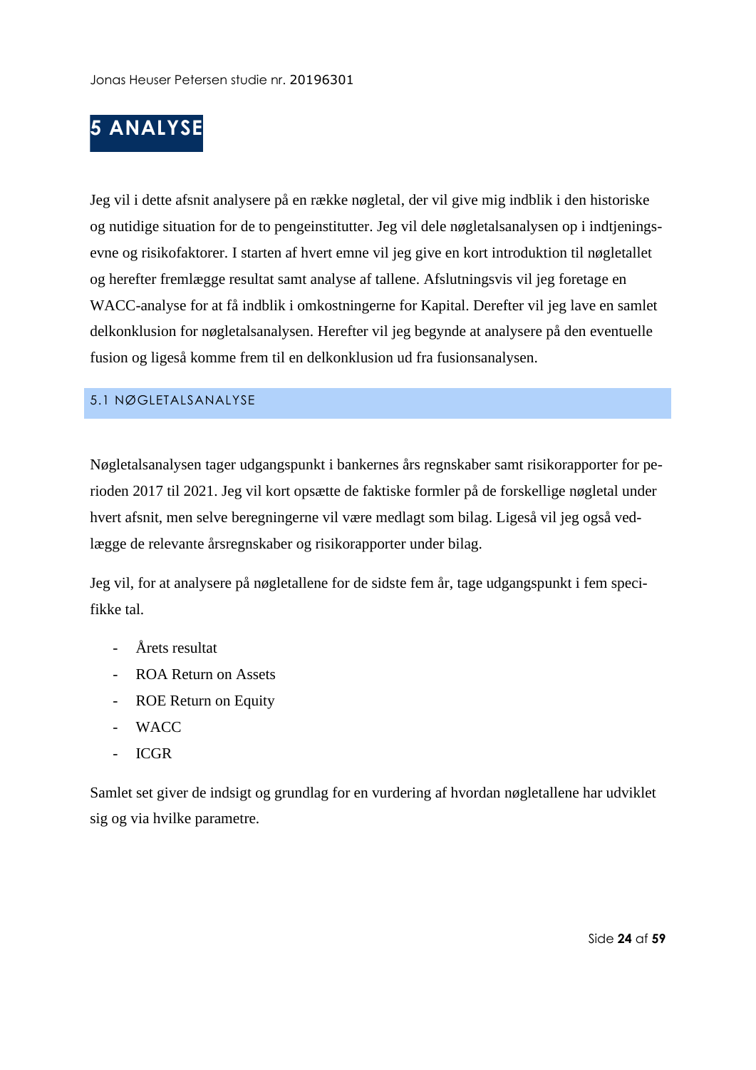# 5 ANALYSE

Jeg vil i dette afsnit analysere på en række nøgletal, der vil give mig indblik i den historiske og nutidige situation for de to pengeinstitutter. Jeg vil dele nøgletalsanalysen op i indtjeningsevne og risikofaktorer. I starten af hvert emne vil jeg give en kort introduktion til nøgletallet og herefter fremlægge resultat samt analyse af tallene. Afslutningsvis vil jeg foretage en WACC-analyse for at få indblik i omkostningerne for Kapital. Derefter vil jeg lave en samlet delkonklusion for nøgletalsanalysen. Herefter vil jeg begynde at analysere på den eventuelle fusion og ligeså komme frem til en delkonklusion ud fra fusionsanalysen.

## 5.1 NØGLETALSANALYSE

Nøgletalsanalysen tager udgangspunkt i bankernes års regnskaber samt risikorapporter for perioden 2017 til 2021. Jeg vil kort opsætte de faktiske formler på de forskellige nøgletal under hvert afsnit, men selve beregningerne vil være medlagt som bilag. Ligeså vil jeg også vedlægge de relevante årsregnskaber og risikorapporter under bilag.

Jeg vil, for at analysere på nøgletallene for de sidste fem år, tage udgangspunkt i fem specifikke tal.

- Årets resultat
- ROA Return on Assets
- ROE Return on Equity
- WACC
- ICGR

Samlet set giver de indsigt og grundlag for en vurdering af hvordan nøgletallene har udviklet sig og via hvilke parametre.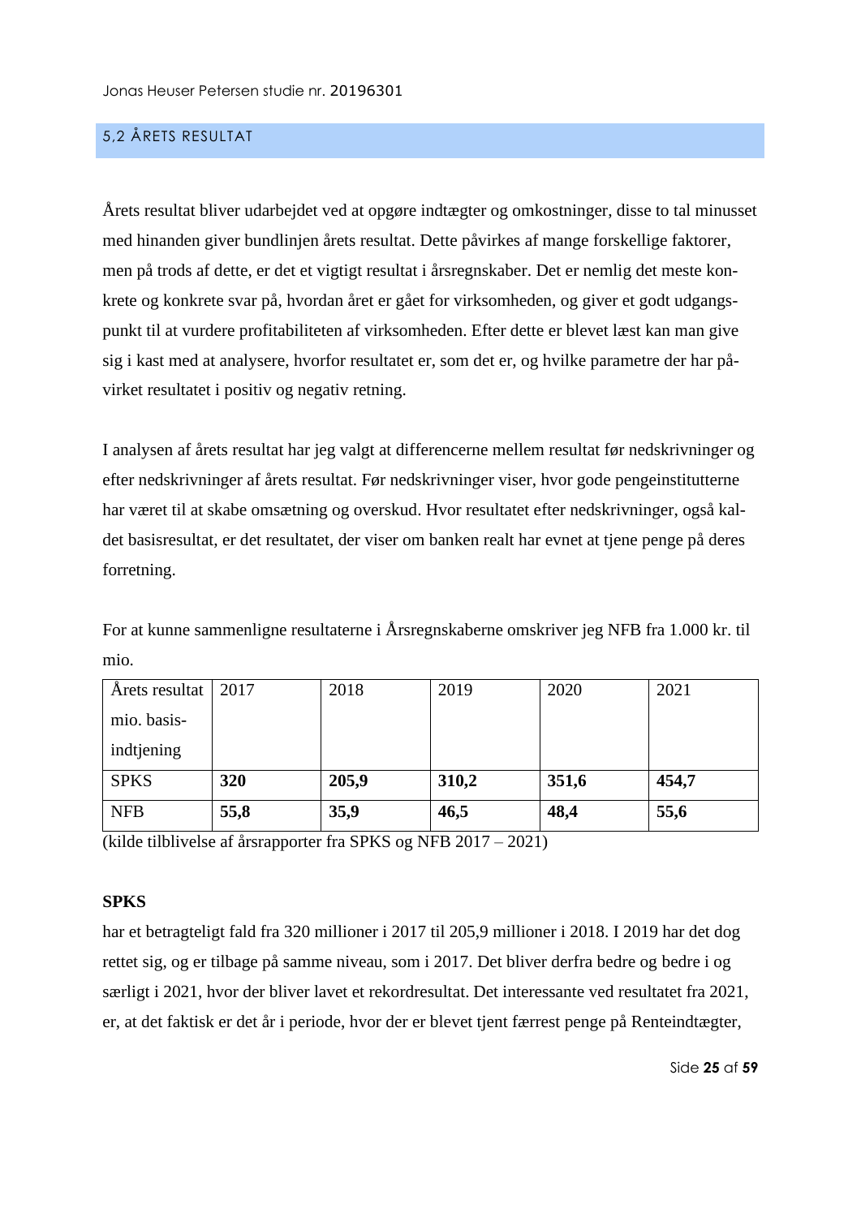## 5,2 ÅRETS RESULTAT

Årets resultat bliver udarbejdet ved at opgøre indtægter og omkostninger, disse to tal minusset med hinanden giver bundlinjen årets resultat. Dette påvirkes af mange forskellige faktorer, men på trods af dette, er det et vigtigt resultat i årsregnskaber. Det er nemlig det meste konkrete og konkrete svar på, hvordan året er gået for virksomheden, og giver et godt udgangspunkt til at vurdere profitabiliteten af virksomheden. Efter dette er blevet læst kan man give sig i kast med at analysere, hvorfor resultatet er, som det er, og hvilke parametre der har påvirket resultatet i positiv og negativ retning.

I analysen af årets resultat har jeg valgt at differencerne mellem resultat før nedskrivninger og efter nedskrivninger af årets resultat. Før nedskrivninger viser, hvor gode pengeinstitutterne har været til at skabe omsætning og overskud. Hvor resultatet efter nedskrivninger, også kaldet basisresultat, er det resultatet, der viser om banken realt har evnet at tjene penge på deres forretning.

For at kunne sammenligne resultaterne i Årsregnskaberne omskriver jeg NFB fra 1.000 kr. til mio.

| Årets resultat mio. basisindtjening | 2017 | 2018 | 2019 | 2020 | 2021 |
|---|---|---|---|---|---|
| SPKS | **320** | **205,9** | **310,2** | **351,6** | **454,7** |
| NFB | **55,8** | **35,9** | **46,5** | **48,4** | **55,6** |

(kilde tilblivelse af årsrapporter fra SPKS og NFB 2017 – 2021)

**SPKS**

har et betragteligt fald fra 320 millioner i 2017 til 205,9 millioner i 2018. I 2019 har det dog rettet sig, og er tilbage på samme niveau, som i 2017. Det bliver derfra bedre og bedre i og særligt i 2021, hvor der bliver lavet et rekordresultat. Det interessante ved resultatet fra 2021, er, at det faktisk er det år i periode, hvor der er blevet tjent færrest penge på Renteindtægter,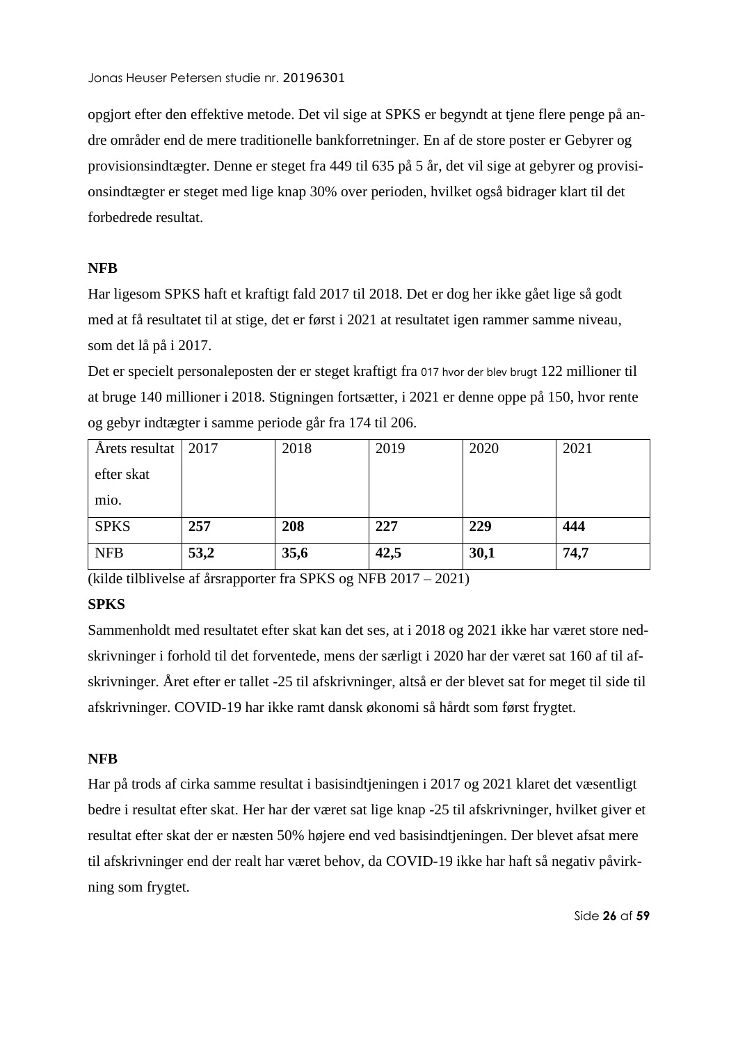opgjort efter den effektive metode. Det vil sige at SPKS er begyndt at tjene flere penge på andre områder end de mere traditionelle bankforretninger. En af de store poster er Gebyrer og provisionsindtægter. Denne er steget fra 449 til 635 på 5 år, det vil sige at gebyrer og provisionsindtægter er steget med lige knap 30% over perioden, hvilket også bidrager klart til det forbedrede resultat.

**NFB**

Har ligesom SPKS haft et kraftigt fald 2017 til 2018. Det er dog her ikke gået lige så godt med at få resultatet til at stige, det er først i 2021 at resultatet igen rammer samme niveau, som det lå på i 2017.

Det er specielt personaleposten der er steget kraftigt fra 017 hvor der blev brugt 122 millioner til at bruge 140 millioner i 2018. Stigningen fortsætter, i 2021 er denne oppe på 150, hvor rente og gebyr indtægter i samme periode går fra 174 til 206.

| Årets resultat efter skat mio. | 2017 | 2018 | 2019 | 2020 | 2021 |
|---|---|---|---|---|---|
| SPKS | **257** | **208** | **227** | **229** | **444** |
| NFB | **53,2** | **35,6** | **42,5** | **30,1** | **74,7** |

(kilde tilblivelse af årsrapporter fra SPKS og NFB 2017 – 2021)

**SPKS**

Sammenholdt med resultatet efter skat kan det ses, at i 2018 og 2021 ikke har været store nedskrivninger i forhold til det forventede, mens der særligt i 2020 har der været sat 160 af til afskrivninger. Året efter er tallet -25 til afskrivninger, altså er der blevet sat for meget til side til afskrivninger. COVID-19 har ikke ramt dansk økonomi så hårdt som først frygtet.

**NFB**

Har på trods af cirka samme resultat i basisindtjeningen i 2017 og 2021 klaret det væsentligt bedre i resultat efter skat. Her har der været sat lige knap -25 til afskrivninger, hvilket giver et resultat efter skat der er næsten 50% højere end ved basisindtjeningen. Der blevet afsat mere til afskrivninger end der realt har været behov, da COVID-19 ikke har haft så negativ påvirkning som frygtet.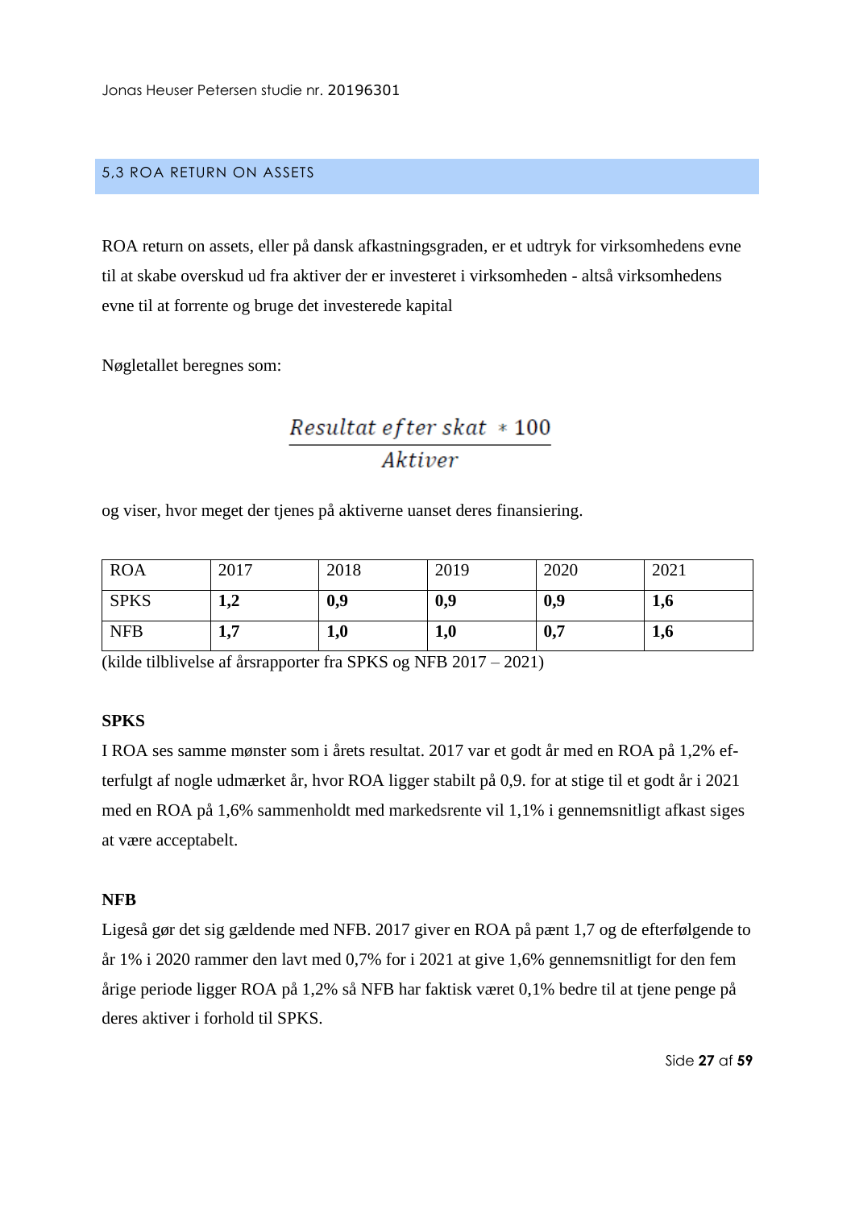## 5,3 ROA RETURN ON ASSETS

ROA return on assets, eller på dansk afkastningsgraden, er et udtryk for virksomhedens evne til at skabe overskud ud fra aktiver der er investeret i virksomheden - altså virksomhedens evne til at forrente og bruge det investerede kapital

Nøgletallet beregnes som:

$$\frac{Resultat\ efter\ skat\ *100}{Aktiver}$$

og viser, hvor meget der tjenes på aktiverne uanset deres finansiering.

| ROA | 2017 | 2018 | 2019 | 2020 | 2021 |
|---|---|---|---|---|---|
| SPKS | **1,2** | **0,9** | **0,9** | **0,9** | **1,6** |
| NFB | **1,7** | **1,0** | **1,0** | **0,7** | **1,6** |

(kilde tilblivelse af årsrapporter fra SPKS og NFB 2017 – 2021)

**SPKS**

I ROA ses samme mønster som i årets resultat. 2017 var et godt år med en ROA på 1,2% efterfulgt af nogle udmærket år, hvor ROA ligger stabilt på 0,9. for at stige til et godt år i 2021 med en ROA på 1,6% sammenholdt med markedsrente vil 1,1% i gennemsnitligt afkast siges at være acceptabelt.

**NFB**

Ligeså gør det sig gældende med NFB. 2017 giver en ROA på pænt 1,7 og de efterfølgende to år 1% i 2020 rammer den lavt med 0,7% for i 2021 at give 1,6% gennemsnitligt for den fem årige periode ligger ROA på 1,2% så NFB har faktisk været 0,1% bedre til at tjene penge på deres aktiver i forhold til SPKS.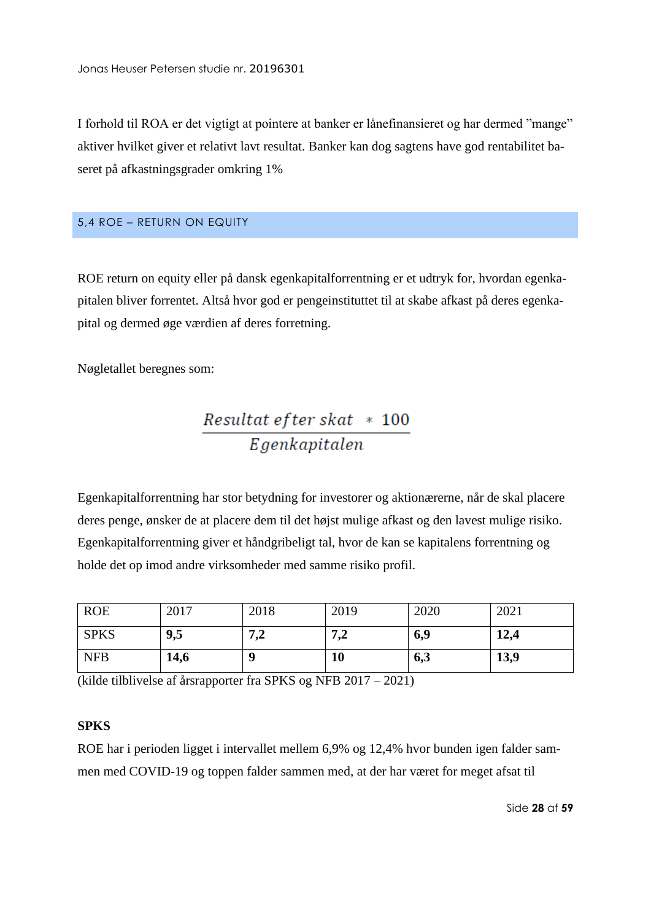I forhold til ROA er det vigtigt at pointere at banker er lånefinansieret og har dermed "mange" aktiver hvilket giver et relativt lavt resultat. Banker kan dog sagtens have god rentabilitet baseret på afkastningsgrader omkring 1%

## 5,4 ROE – RETURN ON EQUITY

ROE return on equity eller på dansk egenkapitalforrentning er et udtryk for, hvordan egenkapitalen bliver forrentet. Altså hvor god er pengeinstituttet til at skabe afkast på deres egenkapital og dermed øge værdien af deres forretning.

Nøgletallet beregnes som:

$$\frac{Resultat\ efter\ skat\ * 100}{Egenkapitalen}$$

Egenkapitalforrentning har stor betydning for investorer og aktionærerne, når de skal placere deres penge, ønsker de at placere dem til det højst mulige afkast og den lavest mulige risiko. Egenkapitalforrentning giver et håndgribeligt tal, hvor de kan se kapitalens forrentning og holde det op imod andre virksomheder med samme risiko profil.

| ROE | 2017 | 2018 | 2019 | 2020 | 2021 |
|---|---|---|---|---|---|
| SPKS | **9,5** | **7,2** | **7,2** | **6,9** | **12,4** |
| NFB | **14,6** | **9** | **10** | **6,3** | **13,9** |

(kilde tilblivelse af årsrapporter fra SPKS og NFB 2017 – 2021)

**SPKS**

ROE har i perioden ligget i intervallet mellem 6,9% og 12,4% hvor bunden igen falder sammen med COVID-19 og toppen falder sammen med, at der har været for meget afsat til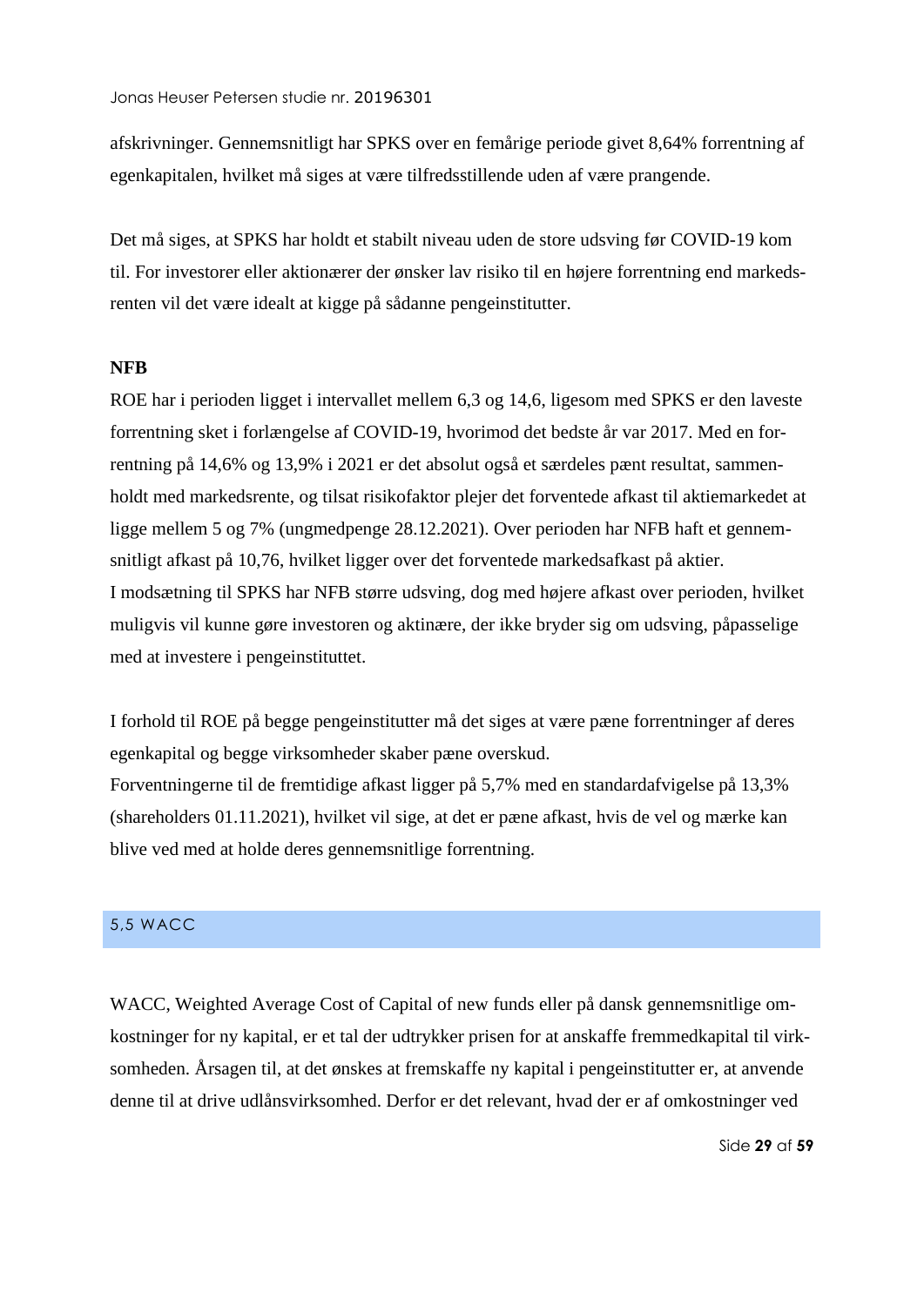afskrivninger. Gennemsnitligt har SPKS over en femårige periode givet 8,64% forrentning af egenkapitalen, hvilket må siges at være tilfredsstillende uden af være prangende.

Det må siges, at SPKS har holdt et stabilt niveau uden de store udsving før COVID-19 kom til. For investorer eller aktionærer der ønsker lav risiko til en højere forrentning end markedsrenten vil det være idealt at kigge på sådanne pengeinstitutter.

**NFB**

ROE har i perioden ligget i intervallet mellem 6,3 og 14,6, ligesom med SPKS er den laveste forrentning sket i forlængelse af COVID-19, hvorimod det bedste år var 2017. Med en forrentning på 14,6% og 13,9% i 2021 er det absolut også et særdeles pænt resultat, sammenholdt med markedsrente, og tilsat risikofaktor plejer det forventede afkast til aktiemarkedet at ligge mellem 5 og 7% (ungmedpenge 28.12.2021). Over perioden har NFB haft et gennemsnitligt afkast på 10,76, hvilket ligger over det forventede markedsafkast på aktier.
I modsætning til SPKS har NFB større udsving, dog med højere afkast over perioden, hvilket muligvis vil kunne gøre investoren og aktinære, der ikke bryder sig om udsving, påpasselige med at investere i pengeinstituttet.

I forhold til ROE på begge pengeinstitutter må det siges at være pæne forrentninger af deres egenkapital og begge virksomheder skaber pæne overskud.
Forventningerne til de fremtidige afkast ligger på 5,7% med en standardafvigelse på 13,3% (shareholders 01.11.2021), hvilket vil sige, at det er pæne afkast, hvis de vel og mærke kan blive ved med at holde deres gennemsnitlige forrentning.

## 5,5 WACC

WACC, Weighted Average Cost of Capital of new funds eller på dansk gennemsnitlige omkostninger for ny kapital, er et tal der udtrykker prisen for at anskaffe fremmedkapital til virksomheden. Årsagen til, at det ønskes at fremskaffe ny kapital i pengeinstitutter er, at anvende denne til at drive udlånsvirksomhed. Derfor er det relevant, hvad der er af omkostninger ved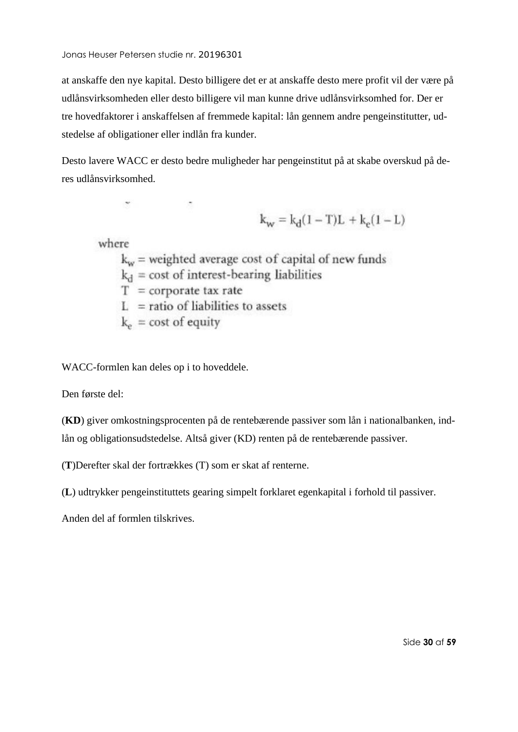at anskaffe den nye kapital. Desto billigere det er at anskaffe desto mere profit vil der være på udlånsvirksomheden eller desto billigere vil man kunne drive udlånsvirksomhed for. Der er tre hovedfaktorer i anskaffelsen af fremmede kapital: lån gennem andre pengeinstitutter, udstedelse af obligationer eller indlån fra kunder.

Desto lavere WACC er desto bedre muligheder har pengeinstitut på at skabe overskud på deres udlånsvirksomhed.

$$k_w = k_d(1 - T)L + k_e(1 - L)$$

where

- $k_w$ = weighted average cost of capital of new funds
- $k_d$ = cost of interest-bearing liabilities
- $T$ = corporate tax rate
- $L$ = ratio of liabilities to assets
- $k_e$ = cost of equity

WACC-formlen kan deles op i to hoveddele.

Den første del:

(**KD**) giver omkostningsprocenten på de rentebærende passiver som lån i nationalbanken, indlån og obligationsudstedelse. Altså giver (KD) renten på de rentebærende passiver.

(**T**)Derefter skal der fortrækkes (T) som er skat af renterne.

(**L**) udtrykker pengeinstituttets gearing simpelt forklaret egenkapital i forhold til passiver.

Anden del af formlen tilskrives.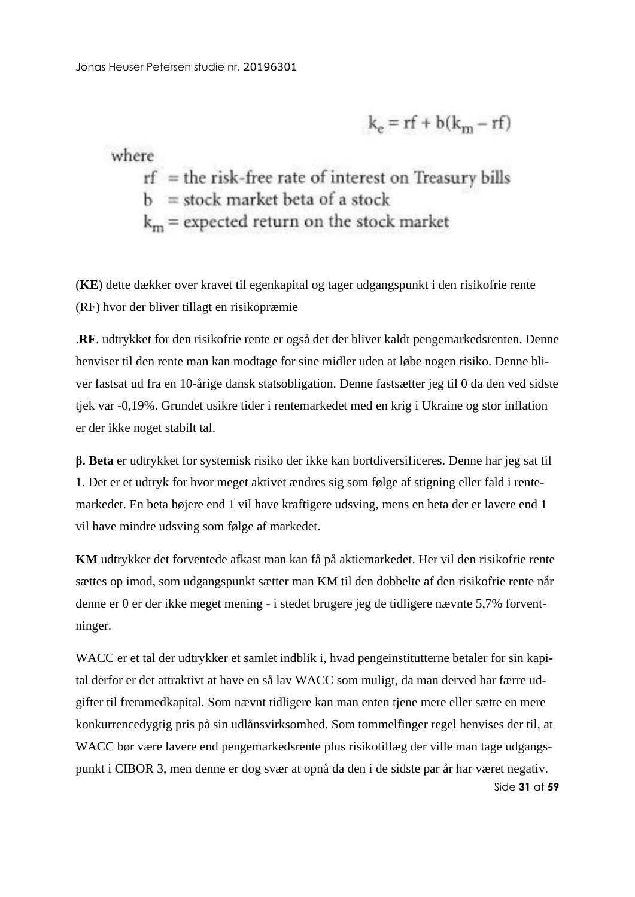$$k_e = rf + b(k_m - rf)$$

where

$rf$ = the risk-free rate of interest on Treasury bills
$b$ = stock market beta of a stock
$k_m$ = expected return on the stock market

(**KE**) dette dækker over kravet til egenkapital og tager udgangspunkt i den risikofrie rente (RF) hvor der bliver tillagt en risikopræmie

.**RF**. udtrykket for den risikofrie rente er også det der bliver kaldt pengemarkedsrenten. Denne henviser til den rente man kan modtage for sine midler uden at løbe nogen risiko. Denne bliver fastsat ud fra en 10-årige dansk statsobligation. Denne fastsætter jeg til 0 da den ved sidste tjek var -0,19%. Grundet usikre tider i rentemarkedet med en krig i Ukraine og stor inflation er der ikke noget stabilt tal.

**β. Beta** er udtrykket for systemisk risiko der ikke kan bortdiversificeres. Denne har jeg sat til 1. Det er et udtryk for hvor meget aktivet ændres sig som følge af stigning eller fald i rentemarkedet. En beta højere end 1 vil have kraftigere udsving, mens en beta der er lavere end 1 vil have mindre udsving som følge af markedet.

**KM** udtrykker det forventede afkast man kan få på aktiemarkedet. Her vil den risikofrie rente sættes op imod, som udgangspunkt sætter man KM til den dobbelte af den risikofrie rente når denne er 0 er der ikke meget mening - i stedet brugere jeg de tidligere nævnte 5,7% forventninger.

WACC er et tal der udtrykker et samlet indblik i, hvad pengeinstitutterne betaler for sin kapital derfor er det attraktivt at have en så lav WACC som muligt, da man derved har færre udgifter til fremmedkapital. Som nævnt tidligere kan man enten tjene mere eller sætte en mere konkurrencedygtig pris på sin udlånsvirksomhed. Som tommelfinger regel henvises der til, at WACC bør være lavere end pengemarkedsrente plus risikotillæg der ville man tage udgangspunkt i CIBOR 3, men denne er dog svær at opnå da den i de sidste par år har været negativ.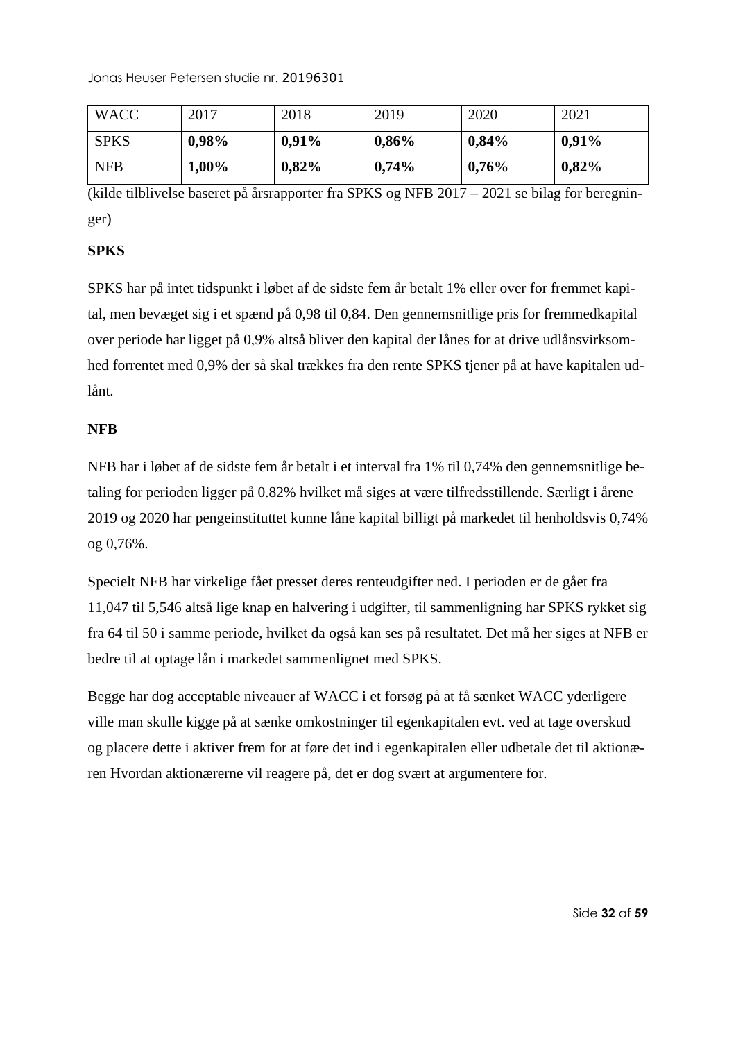| WACC | 2017 | 2018 | 2019 | 2020 | 2021 |
|---|---|---|---|---|---|
| SPKS | **0,98%** | **0,91%** | **0,86%** | **0,84%** | **0,91%** |
| NFB | **1,00%** | **0,82%** | **0,74%** | **0,76%** | **0,82%** |

(kilde tilblivelse baseret på årsrapporter fra SPKS og NFB 2017 – 2021 se bilag for beregninger)

**SPKS**

SPKS har på intet tidspunkt i løbet af de sidste fem år betalt 1% eller over for fremmet kapital, men bevæget sig i et spænd på 0,98 til 0,84. Den gennemsnitlige pris for fremmedkapital over periode har ligget på 0,9% altså bliver den kapital der lånes for at drive udlånsvirksomhed forrentet med 0,9% der så skal trækkes fra den rente SPKS tjener på at have kapitalen udlånt.

**NFB**

NFB har i løbet af de sidste fem år betalt i et interval fra 1% til 0,74% den gennemsnitlige betaling for perioden ligger på 0.82% hvilket må siges at være tilfredsstillende. Særligt i årene 2019 og 2020 har pengeinstituttet kunne låne kapital billigt på markedet til henholdsvis 0,74% og 0,76%.

Specielt NFB har virkelige fået presset deres renteudgifter ned. I perioden er de gået fra 11,047 til 5,546 altså lige knap en halvering i udgifter, til sammenligning har SPKS rykket sig fra 64 til 50 i samme periode, hvilket da også kan ses på resultatet. Det må her siges at NFB er bedre til at optage lån i markedet sammenlignet med SPKS.

Begge har dog acceptable niveauer af WACC i et forsøg på at få sænket WACC yderligere ville man skulle kigge på at sænke omkostninger til egenkapitalen evt. ved at tage overskud og placere dette i aktiver frem for at føre det ind i egenkapitalen eller udbetale det til aktionæren Hvordan aktionærerne vil reagere på, det er dog svært at argumentere for.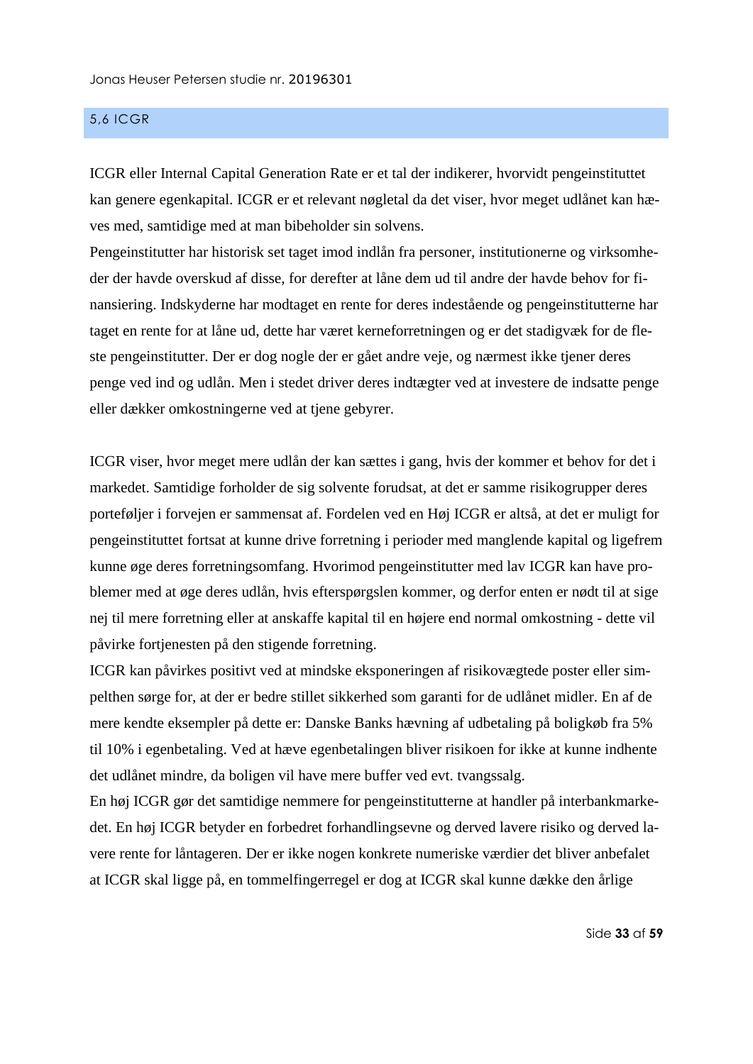## 5,6 ICGR

ICGR eller Internal Capital Generation Rate er et tal der indikerer, hvorvidt pengeinstituttet kan genere egenkapital. ICGR er et relevant nøgletal da det viser, hvor meget udlånet kan hæves med, samtidige med at man bibeholder sin solvens.

Pengeinstitutter har historisk set taget imod indlån fra personer, institutionerne og virksomheder der havde overskud af disse, for derefter at låne dem ud til andre der havde behov for finansiering. Indskyderne har modtaget en rente for deres indestående og pengeinstitutterne har taget en rente for at låne ud, dette har været kerneforretningen og er det stadigvæk for de fleste pengeinstitutter. Der er dog nogle der er gået andre veje, og nærmest ikke tjener deres penge ved ind og udlån. Men i stedet driver deres indtægter ved at investere de indsatte penge eller dækker omkostningerne ved at tjene gebyrer.

ICGR viser, hvor meget mere udlån der kan sættes i gang, hvis der kommer et behov for det i markedet. Samtidige forholder de sig solvente forudsat, at det er samme risikogrupper deres porteføljer i forvejen er sammensat af. Fordelen ved en Høj ICGR er altså, at det er muligt for pengeinstituttet fortsat at kunne drive forretning i perioder med manglende kapital og ligefrem kunne øge deres forretningsomfang. Hvorimod pengeinstitutter med lav ICGR kan have problemer med at øge deres udlån, hvis efterspørgslen kommer, og derfor enten er nødt til at sige nej til mere forretning eller at anskaffe kapital til en højere end normal omkostning - dette vil påvirke fortjenesten på den stigende forretning.

ICGR kan påvirkes positivt ved at mindske eksponeringen af risikovægtede poster eller simpelthen sørge for, at der er bedre stillet sikkerhed som garanti for de udlånet midler. En af de mere kendte eksempler på dette er: Danske Banks hævning af udbetaling på boligkøb fra 5% til 10% i egenbetaling. Ved at hæve egenbetalingen bliver risikoen for ikke at kunne indhente det udlånet mindre, da boligen vil have mere buffer ved evt. tvangssalg.

En høj ICGR gør det samtidige nemmere for pengeinstitutterne at handler på interbankmarkedet. En høj ICGR betyder en forbedret forhandlingsevne og derved lavere risiko og derved lavere rente for låntageren. Der er ikke nogen konkrete numeriske værdier det bliver anbefalet at ICGR skal ligge på, en tommelfingerregel er dog at ICGR skal kunne dække den årlige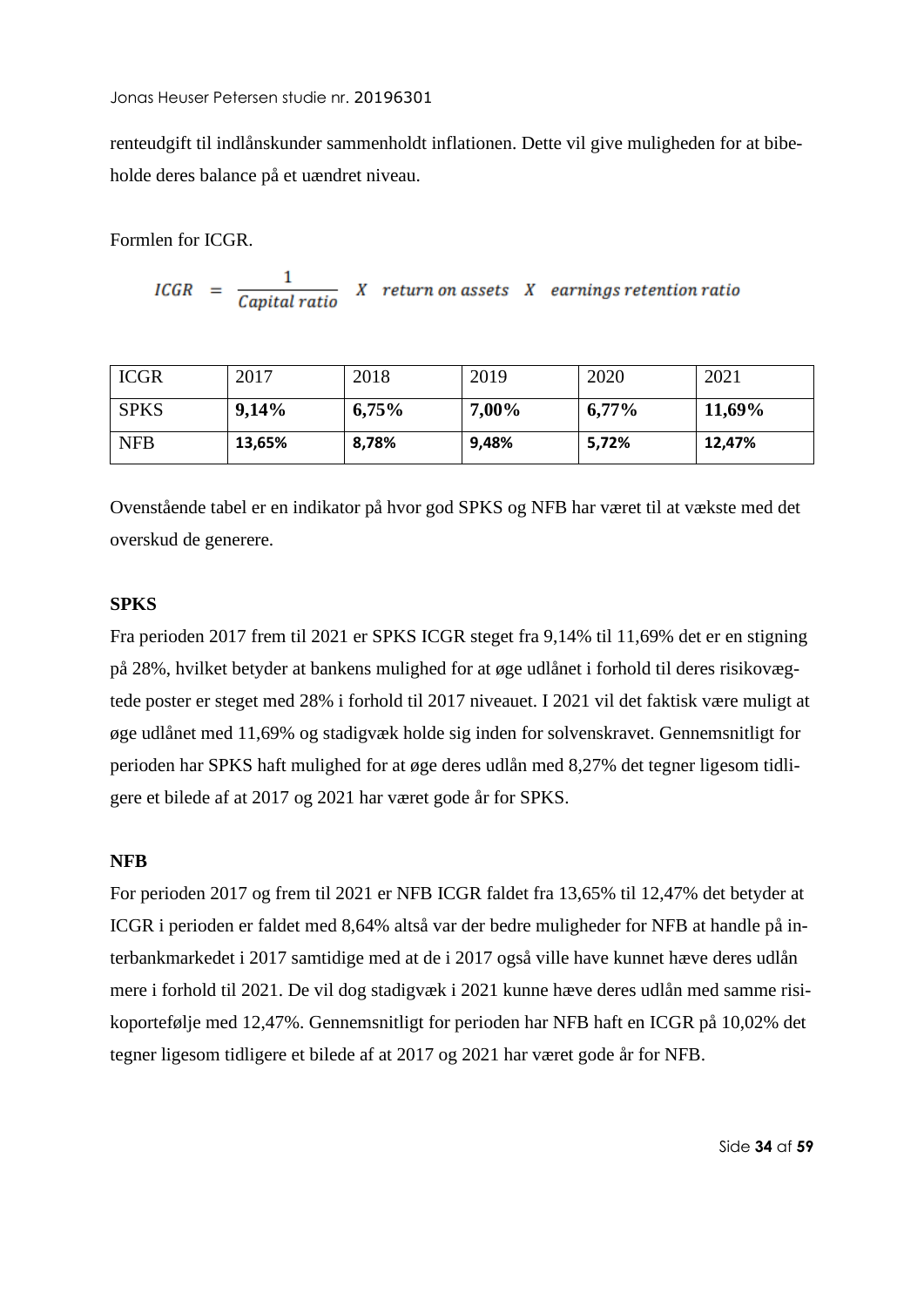renteudgift til indlånskunder sammenholdt inflationen. Dette vil give muligheden for at bibeholde deres balance på et uændret niveau.

Formlen for ICGR.

$$ICGR = \frac{1}{Capital\ ratio} \ X \ return\ on\ assets \ X \ earnings\ retention\ ratio$$

| ICGR | 2017 | 2018 | 2019 | 2020 | 2021 |
|---|---|---|---|---|---|
| SPKS | **9,14%** | **6,75%** | **7,00%** | **6,77%** | **11,69%** |
| NFB | **13,65%** | **8,78%** | **9,48%** | **5,72%** | **12,47%** |

Ovenstående tabel er en indikator på hvor god SPKS og NFB har været til at vækste med det overskud de generere.

**SPKS**

Fra perioden 2017 frem til 2021 er SPKS ICGR steget fra 9,14% til 11,69% det er en stigning på 28%, hvilket betyder at bankens mulighed for at øge udlånet i forhold til deres risikovægtede poster er steget med 28% i forhold til 2017 niveauet. I 2021 vil det faktisk være muligt at øge udlånet med 11,69% og stadigvæk holde sig inden for solvenskravet. Gennemsnitligt for perioden har SPKS haft mulighed for at øge deres udlån med 8,27% det tegner ligesom tidligere et bilede af at 2017 og 2021 har været gode år for SPKS.

**NFB**

For perioden 2017 og frem til 2021 er NFB ICGR faldet fra 13,65% til 12,47% det betyder at ICGR i perioden er faldet med 8,64% altså var der bedre muligheder for NFB at handle på interbankmarkedet i 2017 samtidige med at de i 2017 også ville have kunnet hæve deres udlån mere i forhold til 2021. De vil dog stadigvæk i 2021 kunne hæve deres udlån med samme risikoportefølje med 12,47%. Gennemsnitligt for perioden har NFB haft en ICGR på 10,02% det tegner ligesom tidligere et bilede af at 2017 og 2021 har været gode år for NFB.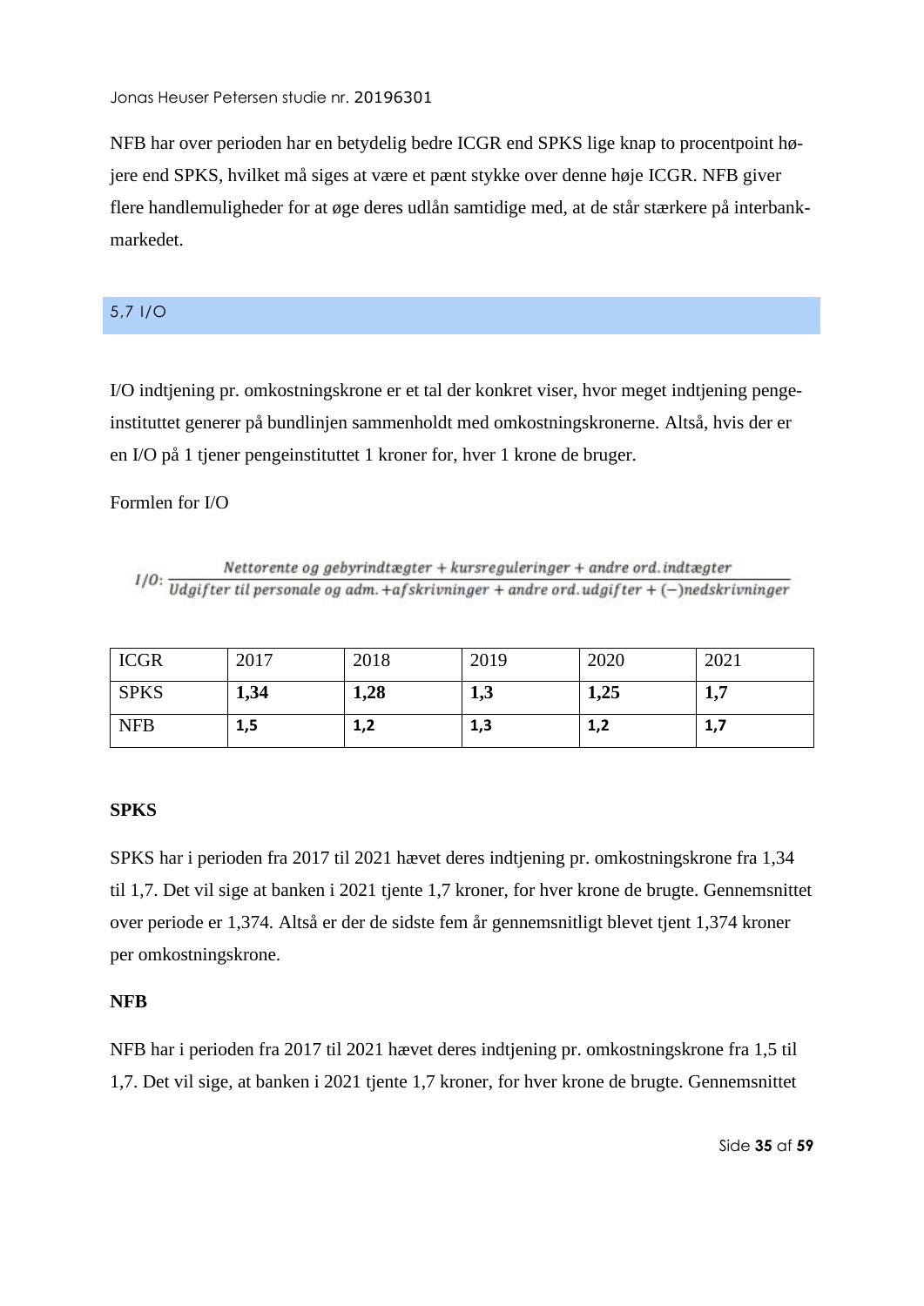NFB har over perioden har en betydelig bedre ICGR end SPKS lige knap to procentpoint højere end SPKS, hvilket må siges at være et pænt stykke over denne høje ICGR. NFB giver flere handlemuligheder for at øge deres udlån samtidige med, at de står stærkere på interbankmarkedet.

## 5,7 I/O

I/O indtjening pr. omkostningskrone er et tal der konkret viser, hvor meget indtjening pengeinstituttet generer på bundlinjen sammenholdt med omkostningskronerne. Altså, hvis der er en I/O på 1 tjener pengeinstituttet 1 kroner for, hver 1 krone de bruger.

Formlen for I/O

$$I/O: \frac{Nettorente\ og\ gebyrindtægter + kursreguleringer + andre\ ord.indtægter}{Udgifter\ til\ personale\ og\ adm. + afskrivninger + andre\ ord.udgifter + (-)nedskrivninger}$$

| ICGR | 2017 | 2018 | 2019 | 2020 | 2021 |
|---|---|---|---|---|---|
| SPKS | **1,34** | **1,28** | **1,3** | **1,25** | **1,7** |
| NFB | **1,5** | **1,2** | **1,3** | **1,2** | **1,7** |

**SPKS**

SPKS har i perioden fra 2017 til 2021 hævet deres indtjening pr. omkostningskrone fra 1,34 til 1,7. Det vil sige at banken i 2021 tjente 1,7 kroner, for hver krone de brugte. Gennemsnittet over periode er 1,374. Altså er der de sidste fem år gennemsnitligt blevet tjent 1,374 kroner per omkostningskrone.

**NFB**

NFB har i perioden fra 2017 til 2021 hævet deres indtjening pr. omkostningskrone fra 1,5 til 1,7. Det vil sige, at banken i 2021 tjente 1,7 kroner, for hver krone de brugte. Gennemsnittet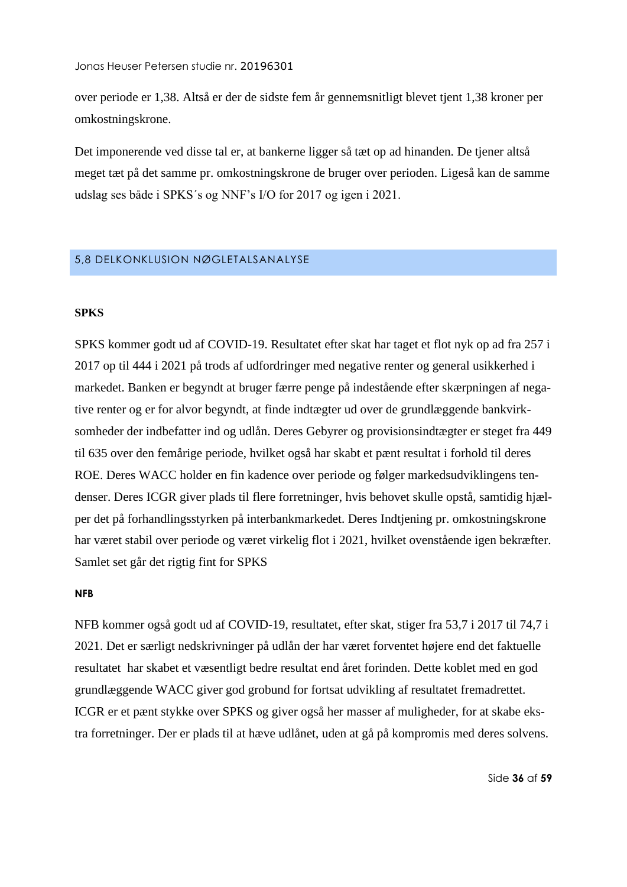over periode er 1,38. Altså er der de sidste fem år gennemsnitligt blevet tjent 1,38 kroner per omkostningskrone.

Det imponerende ved disse tal er, at bankerne ligger så tæt op ad hinanden. De tjener altså meget tæt på det samme pr. omkostningskrone de bruger over perioden. Ligeså kan de samme udslag ses både i SPKS´s og NNF's I/O for 2017 og igen i 2021.

## 5,8 DELKONKLUSION NØGLETALSANALYSE

**SPKS**

SPKS kommer godt ud af COVID-19. Resultatet efter skat har taget et flot nyk op ad fra 257 i 2017 op til 444 i 2021 på trods af udfordringer med negative renter og general usikkerhed i markedet. Banken er begyndt at bruger færre penge på indestående efter skærpningen af negative renter og er for alvor begyndt, at finde indtægter ud over de grundlæggende bankvirksomheder der indbefatter ind og udlån. Deres Gebyrer og provisionsindtægter er steget fra 449 til 635 over den femårige periode, hvilket også har skabt et pænt resultat i forhold til deres ROE. Deres WACC holder en fin kadence over periode og følger markedsudviklingens tendenser. Deres ICGR giver plads til flere forretninger, hvis behovet skulle opstå, samtidig hjælper det på forhandlingsstyrken på interbankmarkedet. Deres Indtjening pr. omkostningskrone har været stabil over periode og været virkelig flot i 2021, hvilket ovenstående igen bekræfter. Samlet set går det rigtig fint for SPKS

**NFB**

NFB kommer også godt ud af COVID-19, resultatet, efter skat, stiger fra 53,7 i 2017 til 74,7 i 2021. Det er særligt nedskrivninger på udlån der har været forventet højere end det faktuelle resultatet har skabet et væsentligt bedre resultat end året forinden. Dette koblet med en god grundlæggende WACC giver god grobund for fortsat udvikling af resultatet fremadrettet. ICGR er et pænt stykke over SPKS og giver også her masser af muligheder, for at skabe ekstra forretninger. Der er plads til at hæve udlånet, uden at gå på kompromis med deres solvens.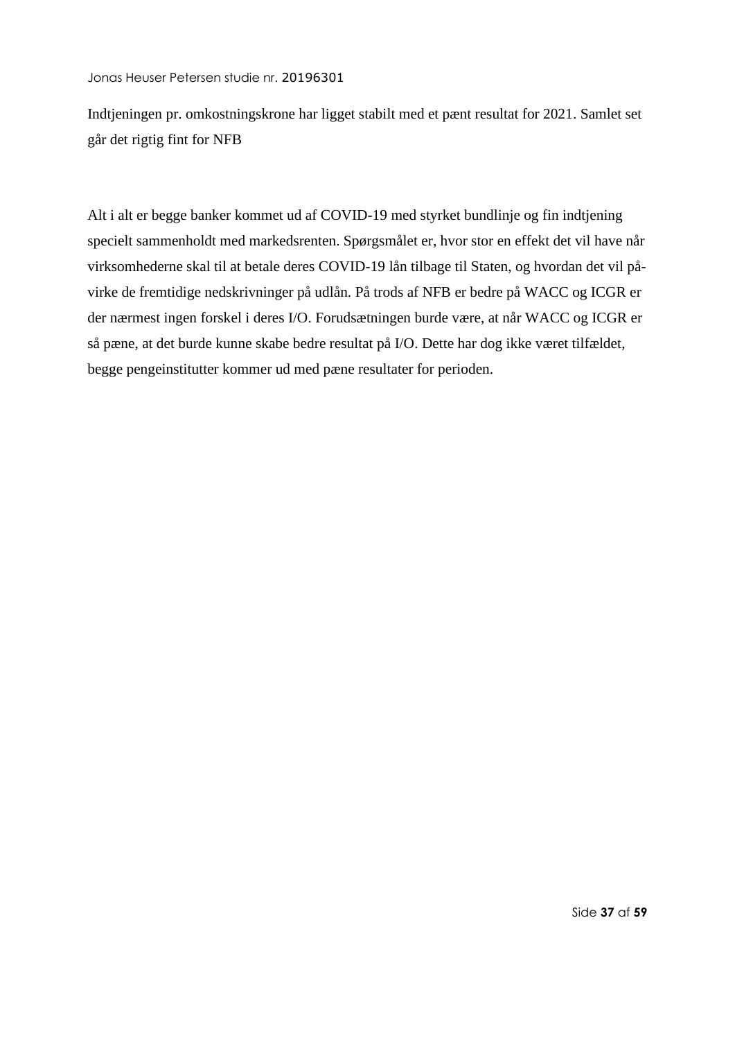Indtjeningen pr. omkostningskrone har ligget stabilt med et pænt resultat for 2021. Samlet set går det rigtig fint for NFB

Alt i alt er begge banker kommet ud af COVID-19 med styrket bundlinje og fin indtjening specielt sammenholdt med markedsrenten. Spørgsmålet er, hvor stor en effekt det vil have når virksomhederne skal til at betale deres COVID-19 lån tilbage til Staten, og hvordan det vil påvirke de fremtidige nedskrivninger på udlån. På trods af NFB er bedre på WACC og ICGR er der nærmest ingen forskel i deres I/O. Forudsætningen burde være, at når WACC og ICGR er så pæne, at det burde kunne skabe bedre resultat på I/O. Dette har dog ikke været tilfældet, begge pengeinstitutter kommer ud med pæne resultater for perioden.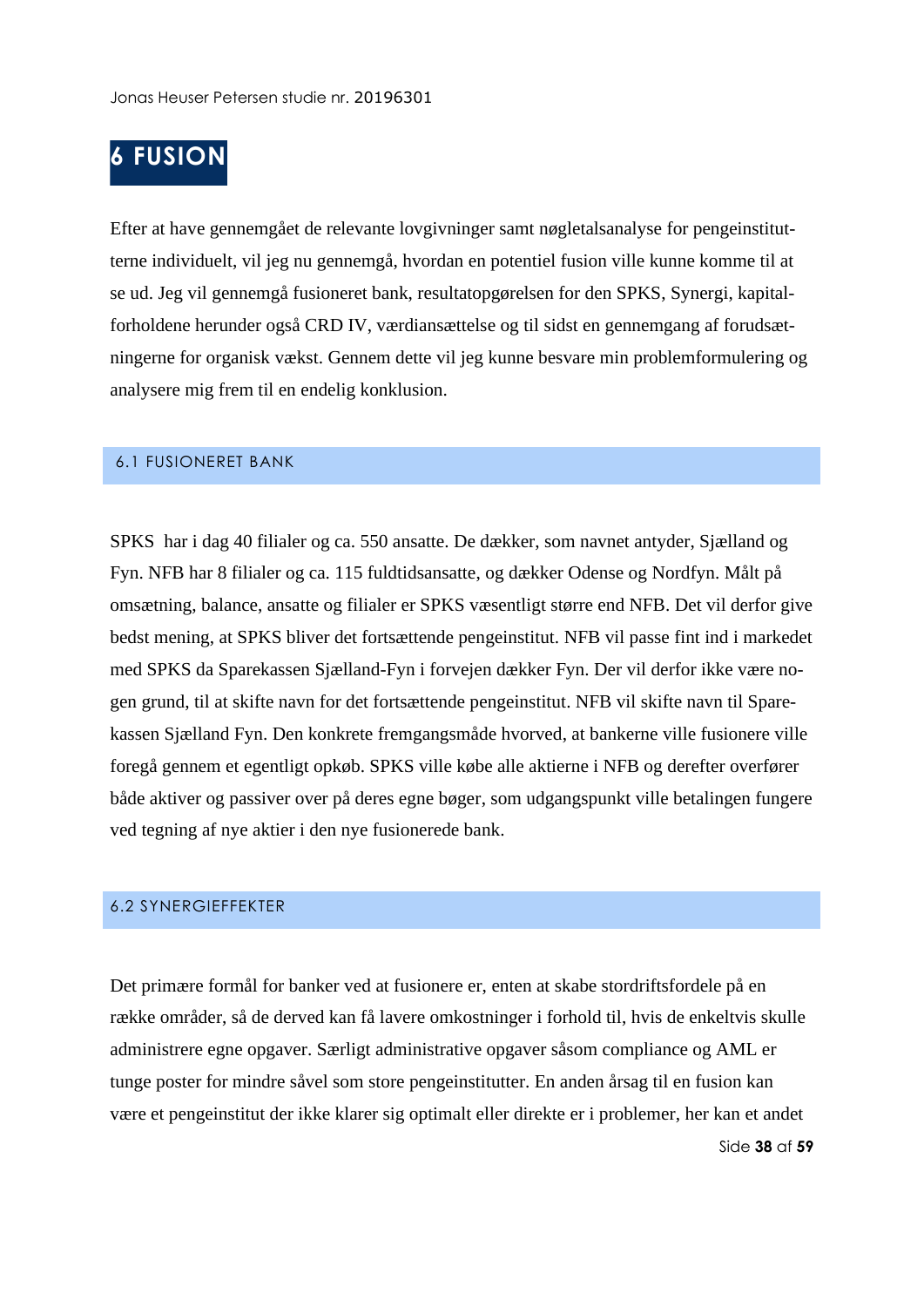# 6 FUSION

Efter at have gennemgået de relevante lovgivninger samt nøgletalsanalyse for pengeinstitutterne individuelt, vil jeg nu gennemgå, hvordan en potentiel fusion ville kunne komme til at se ud. Jeg vil gennemgå fusioneret bank, resultatopgørelsen for den SPKS, Synergi, kapitalforholdene herunder også CRD IV, værdiansættelse og til sidst en gennemgang af forudsætningerne for organisk vækst. Gennem dette vil jeg kunne besvare min problemformulering og analysere mig frem til en endelig konklusion.

## 6.1 FUSIONERET BANK

SPKS  har i dag 40 filialer og ca. 550 ansatte. De dækker, som navnet antyder, Sjælland og Fyn. NFB har 8 filialer og ca. 115 fuldtidsansatte, og dækker Odense og Nordfyn. Målt på omsætning, balance, ansatte og filialer er SPKS væsentligt større end NFB. Det vil derfor give bedst mening, at SPKS bliver det fortsættende pengeinstitut. NFB vil passe fint ind i markedet med SPKS da Sparekassen Sjælland-Fyn i forvejen dækker Fyn. Der vil derfor ikke være nogen grund, til at skifte navn for det fortsættende pengeinstitut. NFB vil skifte navn til Sparekassen Sjælland Fyn. Den konkrete fremgangsmåde hvorved, at bankerne ville fusionere ville foregå gennem et egentligt opkøb. SPKS ville købe alle aktierne i NFB og derefter overfører både aktiver og passiver over på deres egne bøger, som udgangspunkt ville betalingen fungere ved tegning af nye aktier i den nye fusionerede bank.

## 6.2 SYNERGIEFFEKTER

Det primære formål for banker ved at fusionere er, enten at skabe stordriftsfordele på en række områder, så de derved kan få lavere omkostninger i forhold til, hvis de enkeltvis skulle administrere egne opgaver. Særligt administrative opgaver såsom compliance og AML er tunge poster for mindre såvel som store pengeinstitutter. En anden årsag til en fusion kan være et pengeinstitut der ikke klarer sig optimalt eller direkte er i problemer, her kan et andet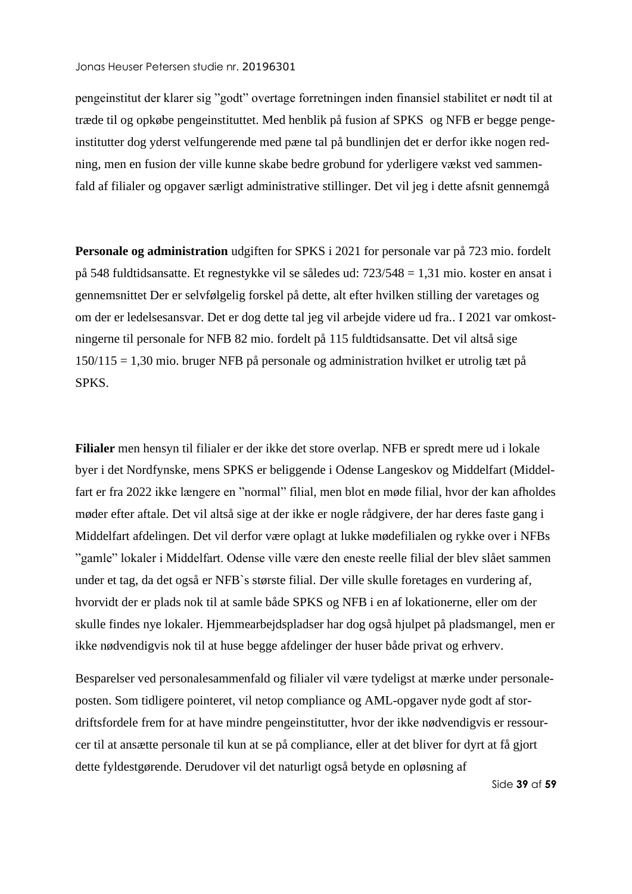pengeinstitut der klarer sig ”godt” overtage forretningen inden finansiel stabilitet er nødt til at træde til og opkøbe pengeinstituttet. Med henblik på fusion af SPKS  og NFB er begge pengeinstitutter dog yderst velfungerende med pæne tal på bundlinjen det er derfor ikke nogen redning, men en fusion der ville kunne skabe bedre grobund for yderligere vækst ved sammenfald af filialer og opgaver særligt administrative stillinger. Det vil jeg i dette afsnit gennemgå

**Personale og administration** udgiften for SPKS i 2021 for personale var på 723 mio. fordelt på 548 fuldtidsansatte. Et regnestykke vil se således ud: 723/548 = 1,31 mio. koster en ansat i gennemsnittet Der er selvfølgelig forskel på dette, alt efter hvilken stilling der varetages og om der er ledelsesansvar. Det er dog dette tal jeg vil arbejde videre ud fra.. I 2021 var omkostningerne til personale for NFB 82 mio. fordelt på 115 fuldtidsansatte. Det vil altså sige 150/115 = 1,30 mio. bruger NFB på personale og administration hvilket er utrolig tæt på SPKS.

**Filialer** men hensyn til filialer er der ikke det store overlap. NFB er spredt mere ud i lokale byer i det Nordfynske, mens SPKS er beliggende i Odense Langeskov og Middelfart (Middelfart er fra 2022 ikke længere en ”normal” filial, men blot en møde filial, hvor der kan afholdes møder efter aftale. Det vil altså sige at der ikke er nogle rådgivere, der har deres faste gang i Middelfart afdelingen. Det vil derfor være oplagt at lukke mødefilialen og rykke over i NFBs ”gamle” lokaler i Middelfart. Odense ville være den eneste reelle filial der blev slået sammen under et tag, da det også er NFB`s største filial. Der ville skulle foretages en vurdering af, hvorvidt der er plads nok til at samle både SPKS og NFB i en af lokationerne, eller om der skulle findes nye lokaler. Hjemmearbejdspladser har dog også hjulpet på pladsmangel, men er ikke nødvendigvis nok til at huse begge afdelinger der huser både privat og erhverv.

Besparelser ved personalesammenfald og filialer vil være tydeligst at mærke under personaleposten. Som tidligere pointeret, vil netop compliance og AML-opgaver nyde godt af stordriftsfordele frem for at have mindre pengeinstitutter, hvor der ikke nødvendigvis er ressourcer til at ansætte personale til kun at se på compliance, eller at det bliver for dyrt at få gjort dette fyldestgørende. Derudover vil det naturligt også betyde en opløsning af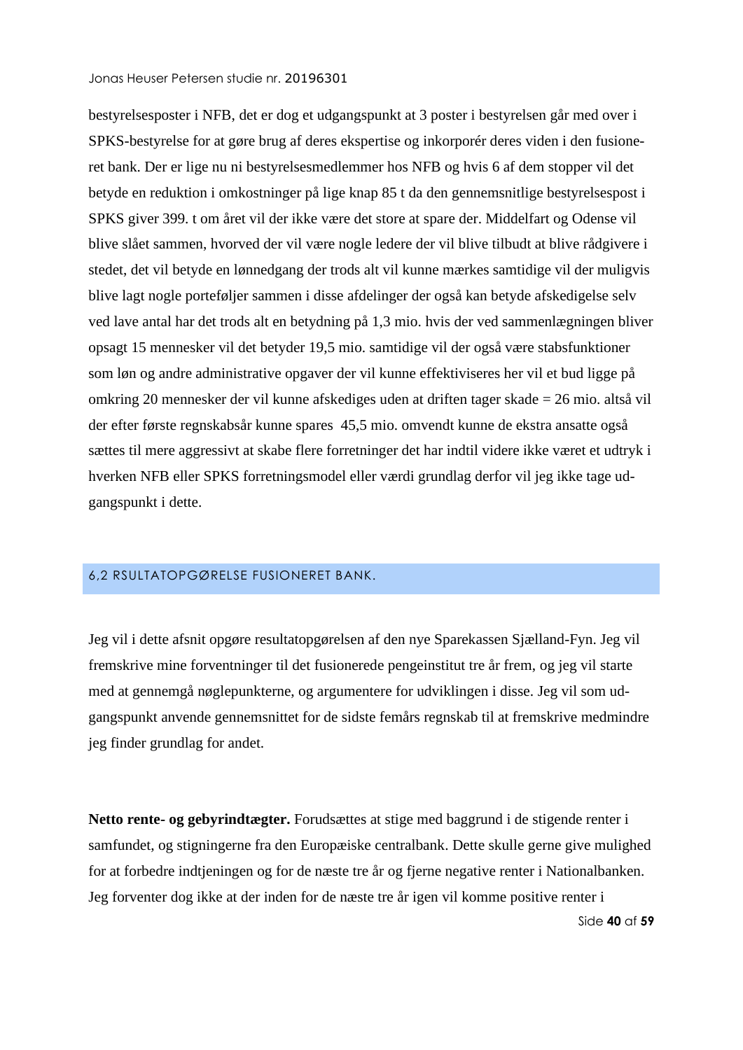bestyrelsesposter i NFB, det er dog et udgangspunkt at 3 poster i bestyrelsen går med over i SPKS-bestyrelse for at gøre brug af deres ekspertise og inkorporér deres viden i den fusionerede bank. Der er lige nu ni bestyrelsesmedlemmer hos NFB og hvis 6 af dem stopper vil det betyde en reduktion i omkostninger på lige knap 85 t da den gennemsnitlige bestyrelsespost i SPKS giver 399. t om året vil der ikke være det store at spare der. Middelfart og Odense vil blive slået sammen, hvorved der vil være nogle ledere der vil blive tilbudt at blive rådgivere i stedet, det vil betyde en lønnedgang der trods alt vil kunne mærkes samtidige vil der muligvis blive lagt nogle porteføljer sammen i disse afdelinger der også kan betyde afskedigelse selv ved lave antal har det trods alt en betydning på 1,3 mio. hvis der ved sammenlægningen bliver opsagt 15 mennesker vil det betyder 19,5 mio. samtidige vil der også være stabsfunktioner som løn og andre administrative opgaver der vil kunne effektiviseres her vil et bud ligge på omkring 20 mennesker der vil kunne afskediges uden at driften tager skade = 26 mio. altså vil der efter første regnskabsår kunne spares  45,5 mio. omvendt kunne de ekstra ansatte også sættes til mere aggressivt at skabe flere forretninger det har indtil videre ikke været et udtryk i hverken NFB eller SPKS forretningsmodel eller værdi grundlag derfor vil jeg ikke tage udgangspunkt i dette.

## 6,2 RSULTATOPGØRELSE FUSIONERET BANK.

Jeg vil i dette afsnit opgøre resultatopgørelsen af den nye Sparekassen Sjælland-Fyn. Jeg vil fremskrive mine forventninger til det fusionerede pengeinstitut tre år frem, og jeg vil starte med at gennemgå nøglepunkterne, og argumentere for udviklingen i disse. Jeg vil som udgangspunkt anvende gennemsnittet for de sidste femårs regnskab til at fremskrive medmindre jeg finder grundlag for andet.

**Netto rente- og gebyrindtægter.** Forudsættes at stige med baggrund i de stigende renter i samfundet, og stigningerne fra den Europæiske centralbank. Dette skulle gerne give mulighed for at forbedre indtjeningen og for de næste tre år og fjerne negative renter i Nationalbanken. Jeg forventer dog ikke at der inden for de næste tre år igen vil komme positive renter i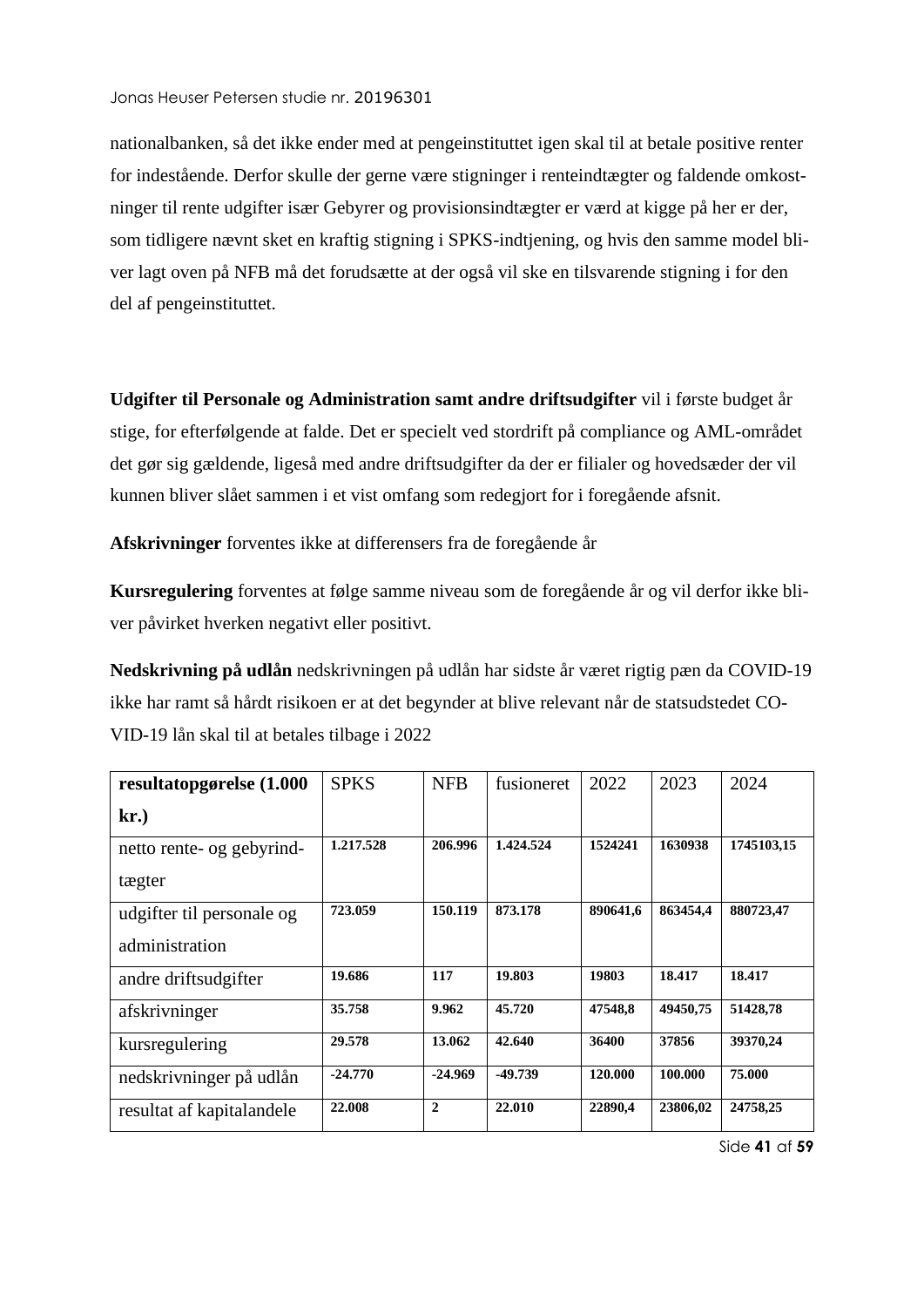nationalbanken, så det ikke ender med at pengeinstituttet igen skal til at betale positive renter for indestående. Derfor skulle der gerne være stigninger i renteindtægter og faldende omkostninger til rente udgifter især Gebyrer og provisionsindtægter er værd at kigge på her er der, som tidligere nævnt sket en kraftig stigning i SPKS-indtjening, og hvis den samme model bliver lagt oven på NFB må det forudsætte at der også vil ske en tilsvarende stigning i for den del af pengeinstituttet.

**Udgifter til Personale og Administration samt andre driftsudgifter** vil i første budget år stige, for efterfølgende at falde. Det er specielt ved stordrift på compliance og AML-området det gør sig gældende, ligeså med andre driftsudgifter da der er filialer og hovedsæder der vil kunnen bliver slået sammen i et vist omfang som redegjort for i foregående afsnit.

**Afskrivninger** forventes ikke at differensers fra de foregående år

**Kursregulering** forventes at følge samme niveau som de foregående år og vil derfor ikke bliver påvirket hverken negativt eller positivt.

**Nedskrivning på udlån** nedskrivningen på udlån har sidste år været rigtig pæn da COVID-19 ikke har ramt så hårdt risikoen er at det begynder at blive relevant når de statsudstedet COVID-19 lån skal til at betales tilbage i 2022

| **resultatopgørelse (1.000 kr.)** | SPKS | NFB | fusioneret | 2022 | 2023 | 2024 |
|---|---|---|---|---|---|---|
| netto rente- og gebyrindtægter | **1.217.528** | **206.996** | **1.424.524** | **1524241** | **1630938** | **1745103,15** |
| udgifter til personale og administration | **723.059** | **150.119** | **873.178** | **890641,6** | **863454,4** | **880723,47** |
| andre driftsudgifter | **19.686** | **117** | **19.803** | **19803** | **18.417** | **18.417** |
| afskrivninger | **35.758** | **9.962** | **45.720** | **47548,8** | **49450,75** | **51428,78** |
| kursregulering | **29.578** | **13.062** | **42.640** | **36400** | **37856** | **39370,24** |
| nedskrivninger på udlån | **-24.770** | **-24.969** | **-49.739** | **120.000** | **100.000** | **75.000** |
| resultat af kapitalandele | **22.008** | **2** | **22.010** | **22890,4** | **23806,02** | **24758,25** |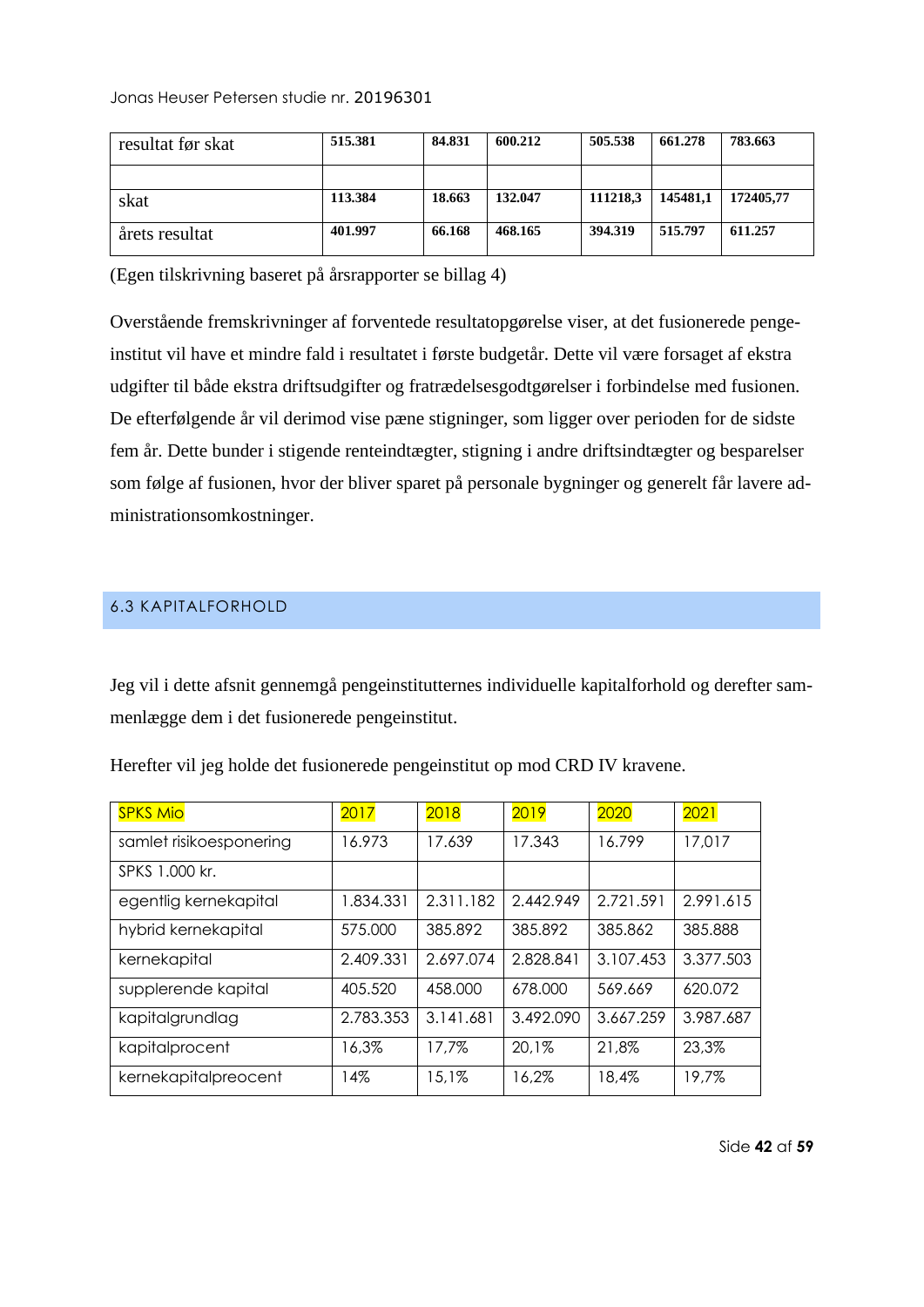| resultat før skat | 515.381 | 84.831 | 600.212 | 505.538 | 661.278 | 783.663 |
|---|---|---|---|---|---|---|
| | | | | | | |
| skat | 113.384 | 18.663 | 132.047 | 111218,3 | 145481,1 | 172405,77 |
| årets resultat | 401.997 | 66.168 | 468.165 | 394.319 | 515.797 | 611.257 |

(Egen tilskrivning baseret på årsrapporter se billag 4)

Overstående fremskrivninger af forventede resultatopgørelse viser, at det fusionerede pengeinstitut vil have et mindre fald i resultatet i første budgetår. Dette vil være forsaget af ekstra udgifter til både ekstra driftsudgifter og fratrædelsesgodtgørelser i forbindelse med fusionen. De efterfølgende år vil derimod vise pæne stigninger, som ligger over perioden for de sidste fem år. Dette bunder i stigende renteindtægter, stigning i andre driftsindtægter og besparelser som følge af fusionen, hvor der bliver sparet på personale bygninger og generelt får lavere administrationsomkostninger.

## 6.3 KAPITALFORHOLD

Jeg vil i dette afsnit gennemgå pengeinstitutternes individuelle kapitalforhold og derefter sammenlægge dem i det fusionerede pengeinstitut.

Herefter vil jeg holde det fusionerede pengeinstitut op mod CRD IV kravene.

| SPKS Mio | 2017 | 2018 | 2019 | 2020 | 2021 |
|---|---|---|---|---|---|
| samlet risikoesponering | 16.973 | 17.639 | 17.343 | 16.799 | 17,017 |
| SPKS 1.000 kr. | | | | | |
| egentlig kernekapital | 1.834.331 | 2.311.182 | 2.442.949 | 2.721.591 | 2.991.615 |
| hybrid kernekapital | 575.000 | 385.892 | 385.892 | 385.862 | 385.888 |
| kernekapital | 2.409.331 | 2.697.074 | 2.828.841 | 3.107.453 | 3.377.503 |
| supplerende kapital | 405.520 | 458.000 | 678.000 | 569.669 | 620.072 |
| kapitalgrundlag | 2.783.353 | 3.141.681 | 3.492.090 | 3.667.259 | 3.987.687 |
| kapitalprocent | 16,3% | 17,7% | 20,1% | 21,8% | 23,3% |
| kernekapitalpreocent | 14% | 15,1% | 16,2% | 18,4% | 19,7% |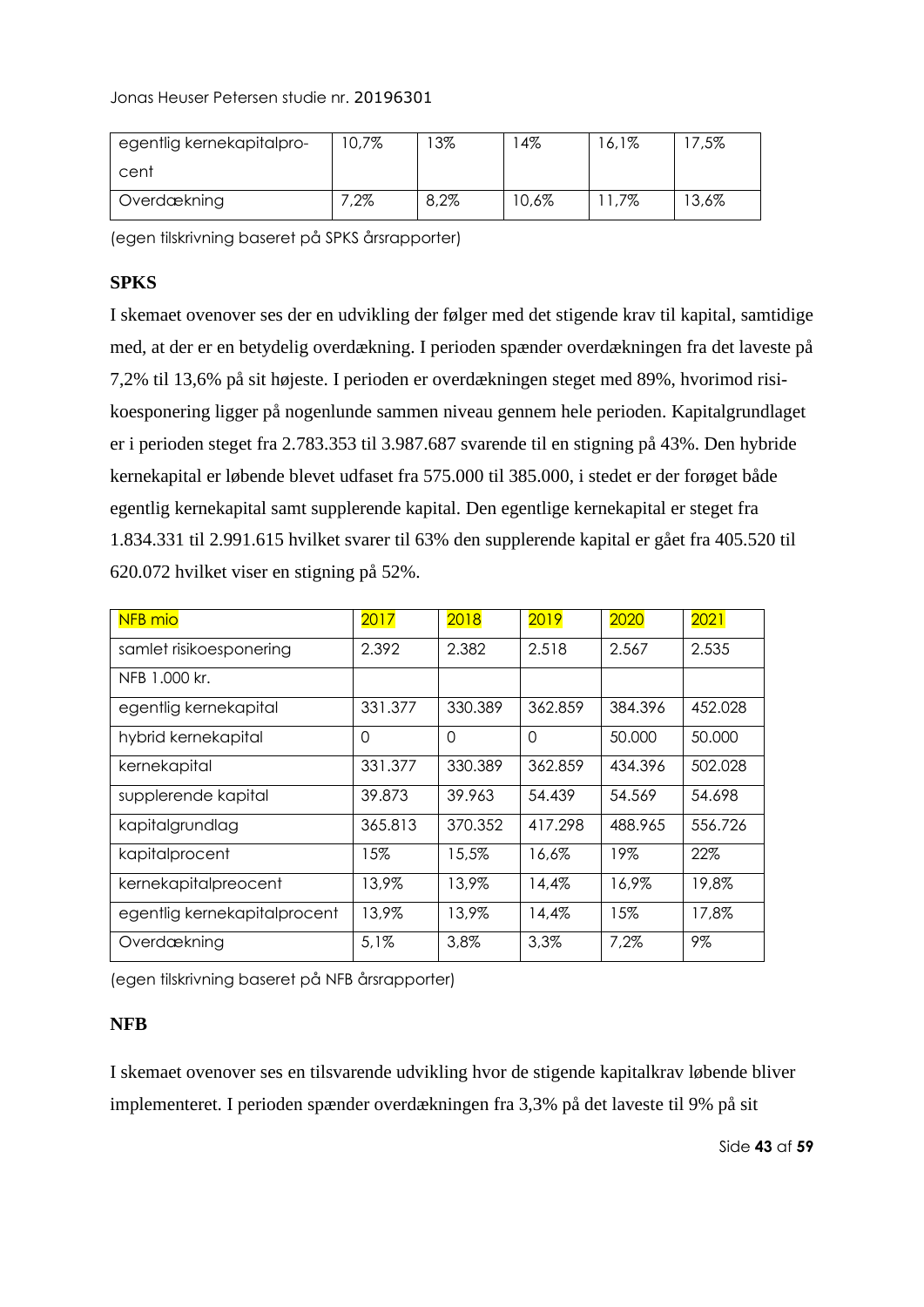| egentlig kernekapitalprocent | 10,7% | 13% | 14% | 16,1% | 17,5% |
|---|---|---|---|---|---|
| Overdækning | 7,2% | 8,2% | 10,6% | 11,7% | 13,6% |

(egen tilskrivning baseret på SPKS årsrapporter)

**SPKS**

I skemaet ovenover ses der en udvikling der følger med det stigende krav til kapital, samtidige med, at der er en betydelig overdækning. I perioden spænder overdækningen fra det laveste på 7,2% til 13,6% på sit højeste. I perioden er overdækningen steget med 89%, hvorimod risikoesponering ligger på nogenlunde sammen niveau gennem hele perioden. Kapitalgrundlaget er i perioden steget fra 2.783.353 til 3.987.687 svarende til en stigning på 43%. Den hybride kernekapital er løbende blevet udfaset fra 575.000 til 385.000, i stedet er der forøget både egentlig kernekapital samt supplerende kapital. Den egentlige kernekapital er steget fra 1.834.331 til 2.991.615 hvilket svarer til 63% den supplerende kapital er gået fra 405.520 til 620.072 hvilket viser en stigning på 52%.

| NFB mio | 2017 | 2018 | 2019 | 2020 | 2021 |
|---|---|---|---|---|---|
| samlet risikoesponering | 2.392 | 2.382 | 2.518 | 2.567 | 2.535 |
| NFB 1.000 kr. | | | | | |
| egentlig kernekapital | 331.377 | 330.389 | 362.859 | 384.396 | 452.028 |
| hybrid kernekapital | 0 | 0 | 0 | 50.000 | 50.000 |
| kernekapital | 331.377 | 330.389 | 362.859 | 434.396 | 502.028 |
| supplerende kapital | 39.873 | 39.963 | 54.439 | 54.569 | 54.698 |
| kapitalgrundlag | 365.813 | 370.352 | 417.298 | 488.965 | 556.726 |
| kapitalprocent | 15% | 15,5% | 16,6% | 19% | 22% |
| kernekapitalpreocent | 13,9% | 13,9% | 14,4% | 16,9% | 19,8% |
| egentlig kernekapitalprocent | 13,9% | 13,9% | 14,4% | 15% | 17,8% |
| Overdækning | 5,1% | 3,8% | 3,3% | 7,2% | 9% |

(egen tilskrivning baseret på NFB årsrapporter)

**NFB**

I skemaet ovenover ses en tilsvarende udvikling hvor de stigende kapitalkrav løbende bliver implementeret. I perioden spænder overdækningen fra 3,3% på det laveste til 9% på sit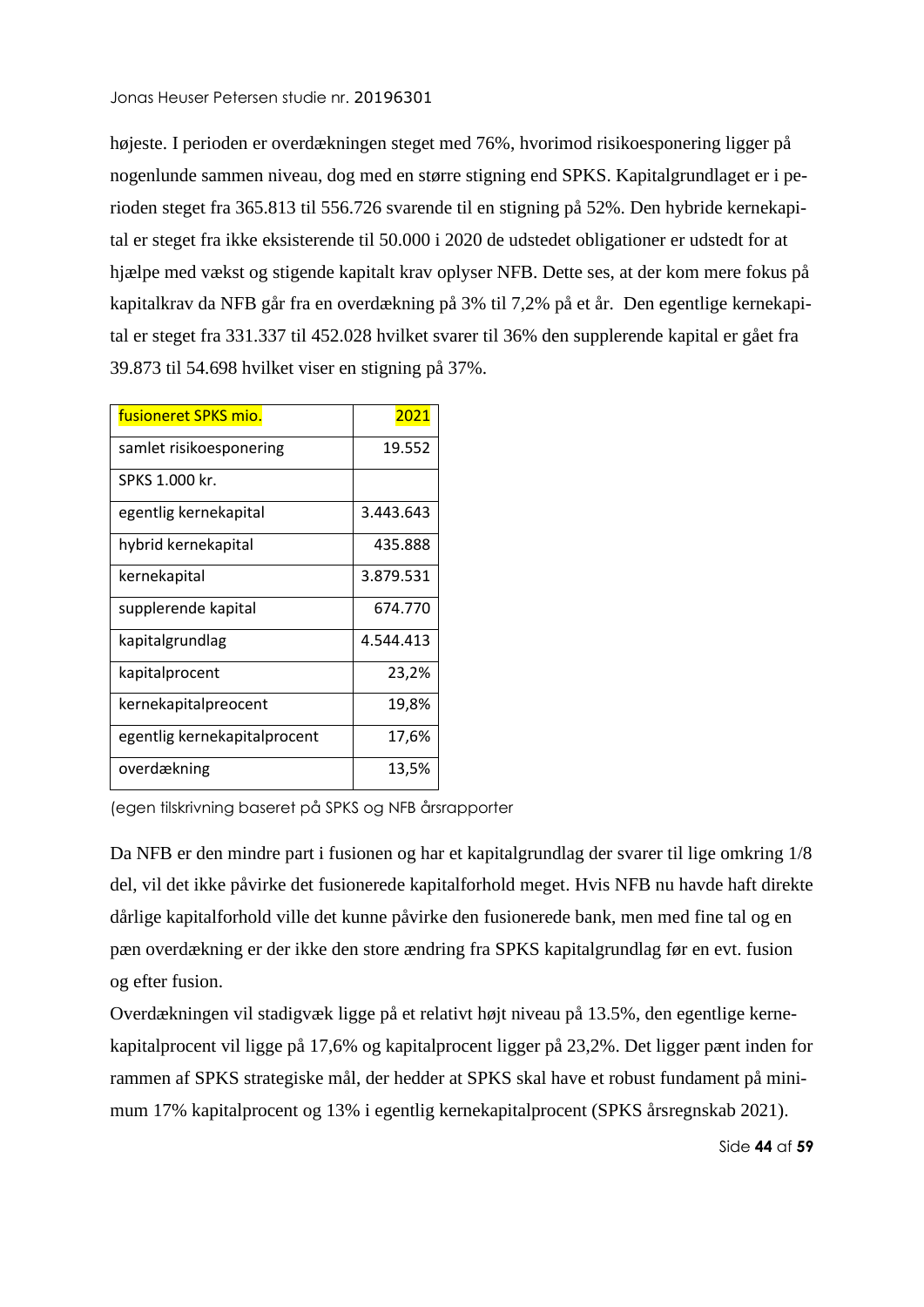højeste. I perioden er overdækningen steget med 76%, hvorimod risikoesponering ligger på nogenlunde sammen niveau, dog med en større stigning end SPKS. Kapitalgrundlaget er i perioden steget fra 365.813 til 556.726 svarende til en stigning på 52%. Den hybride kernekapital er steget fra ikke eksisterende til 50.000 i 2020 de udstedet obligationer er udstedt for at hjælpe med vækst og stigende kapitalt krav oplyser NFB. Dette ses, at der kom mere fokus på kapitalkrav da NFB går fra en overdækning på 3% til 7,2% på et år. Den egentlige kernekapital er steget fra 331.337 til 452.028 hvilket svarer til 36% den supplerende kapital er gået fra 39.873 til 54.698 hvilket viser en stigning på 37%.

| fusioneret SPKS mio. | 2021 |
|---|---|
| samlet risikoesponering | 19.552 |
| SPKS 1.000 kr. | |
| egentlig kernekapital | 3.443.643 |
| hybrid kernekapital | 435.888 |
| kernekapital | 3.879.531 |
| supplerende kapital | 674.770 |
| kapitalgrundlag | 4.544.413 |
| kapitalprocent | 23,2% |
| kernekapitalpreocent | 19,8% |
| egentlig kernekapitalprocent | 17,6% |
| overdækning | 13,5% |

(egen tilskrivning baseret på SPKS og NFB årsrapporter

Da NFB er den mindre part i fusionen og har et kapitalgrundlag der svarer til lige omkring 1/8 del, vil det ikke påvirke det fusionerede kapitalforhold meget. Hvis NFB nu havde haft direkte dårlige kapitalforhold ville det kunne påvirke den fusionerede bank, men med fine tal og en pæn overdækning er der ikke den store ændring fra SPKS kapitalgrundlag før en evt. fusion og efter fusion.

Overdækningen vil stadigvæk ligge på et relativt højt niveau på 13.5%, den egentlige kernekapitalprocent vil ligge på 17,6% og kapitalprocent ligger på 23,2%. Det ligger pænt inden for rammen af SPKS strategiske mål, der hedder at SPKS skal have et robust fundament på minimum 17% kapitalprocent og 13% i egentlig kernekapitalprocent (SPKS årsregnskab 2021).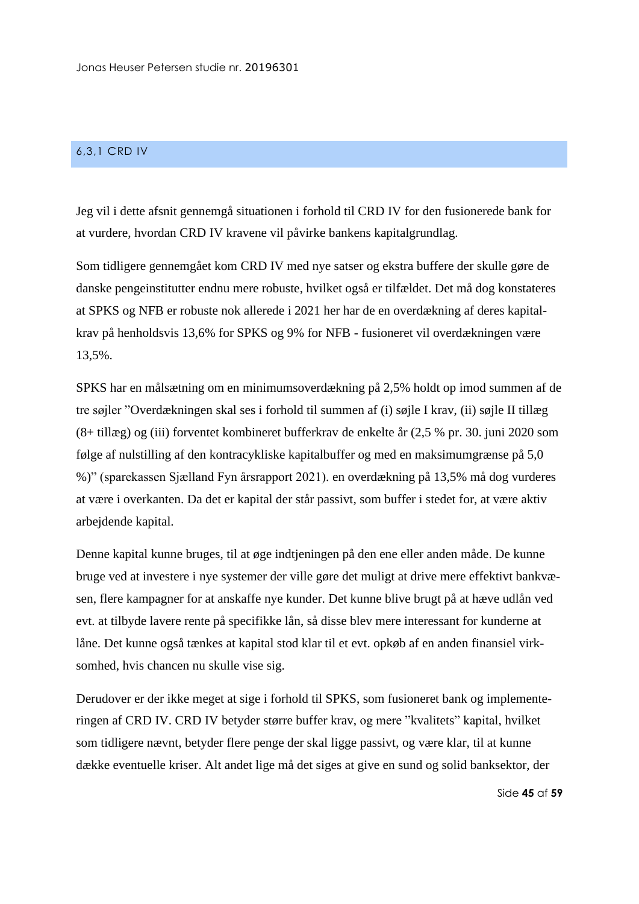### 6,3,1 CRD IV

Jeg vil i dette afsnit gennemgå situationen i forhold til CRD IV for den fusionerede bank for at vurdere, hvordan CRD IV kravene vil påvirke bankens kapitalgrundlag.

Som tidligere gennemgået kom CRD IV med nye satser og ekstra buffere der skulle gøre de danske pengeinstitutter endnu mere robuste, hvilket også er tilfældet. Det må dog konstateres at SPKS og NFB er robuste nok allerede i 2021 her har de en overdækning af deres kapitalkrav på henholdsvis 13,6% for SPKS og 9% for NFB - fusioneret vil overdækningen være 13,5%.

SPKS har en målsætning om en minimumsoverdækning på 2,5% holdt op imod summen af de tre søjler "Overdækningen skal ses i forhold til summen af (i) søjle I krav, (ii) søjle II tillæg (8+ tillæg) og (iii) forventet kombineret bufferkrav de enkelte år (2,5 % pr. 30. juni 2020 som følge af nulstilling af den kontracykliske kapitalbuffer og med en maksimumgrænse på 5,0 %)" (sparekassen Sjælland Fyn årsrapport 2021). en overdækning på 13,5% må dog vurderes at være i overkanten. Da det er kapital der står passivt, som buffer i stedet for, at være aktiv arbejdende kapital.

Denne kapital kunne bruges, til at øge indtjeningen på den ene eller anden måde. De kunne bruge ved at investere i nye systemer der ville gøre det muligt at drive mere effektivt bankvæsen, flere kampagner for at anskaffe nye kunder. Det kunne blive brugt på at hæve udlån ved evt. at tilbyde lavere rente på specifikke lån, så disse blev mere interessant for kunderne at låne. Det kunne også tænkes at kapital stod klar til et evt. opkøb af en anden finansiel virksomhed, hvis chancen nu skulle vise sig.

Derudover er der ikke meget at sige i forhold til SPKS, som fusioneret bank og implementeringen af CRD IV. CRD IV betyder større buffer krav, og mere "kvalitets" kapital, hvilket som tidligere nævnt, betyder flere penge der skal ligge passivt, og være klar, til at kunne dække eventuelle kriser. Alt andet lige må det siges at give en sund og solid banksektor, der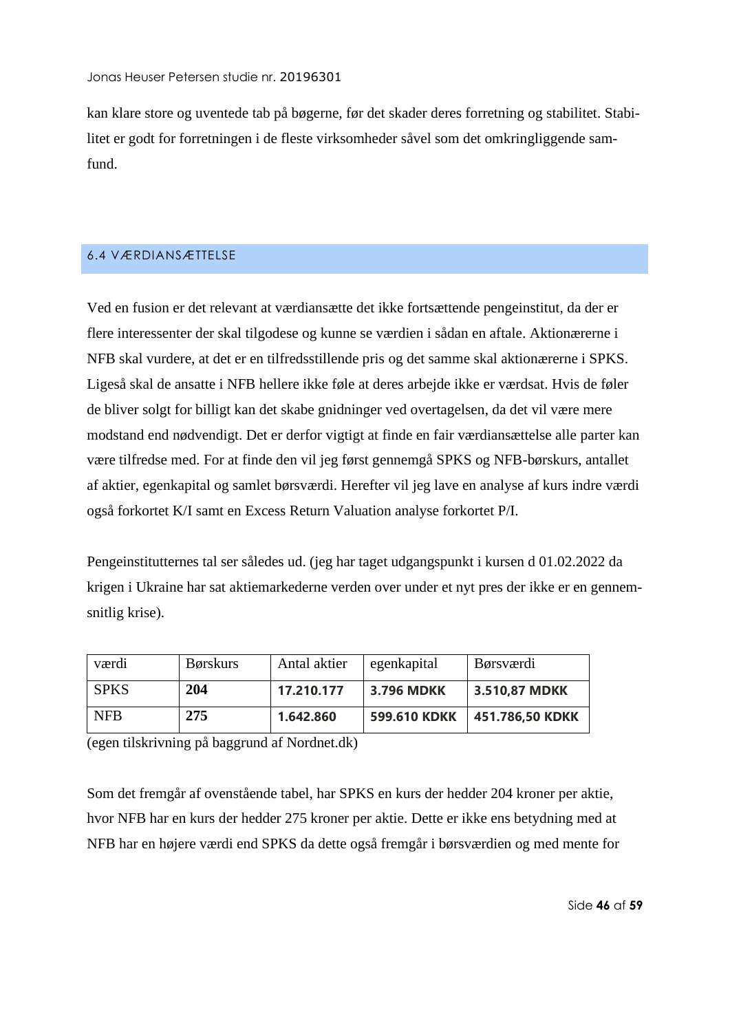kan klare store og uventede tab på bøgerne, før det skader deres forretning og stabilitet. Stabilitet er godt for forretningen i de fleste virksomheder såvel som det omkringliggende samfund.

## 6.4 VÆRDIANSÆTTELSE

Ved en fusion er det relevant at værdiansætte det ikke fortsættende pengeinstitut, da der er flere interessenter der skal tilgodese og kunne se værdien i sådan en aftale. Aktionærerne i NFB skal vurdere, at det er en tilfredsstillende pris og det samme skal aktionærerne i SPKS. Ligeså skal de ansatte i NFB hellere ikke føle at deres arbejde ikke er værdsat. Hvis de føler de bliver solgt for billigt kan det skabe gnidninger ved overtagelsen, da det vil være mere modstand end nødvendigt. Det er derfor vigtigt at finde en fair værdiansættelse alle parter kan være tilfredse med. For at finde den vil jeg først gennemgå SPKS og NFB-børskurs, antallet af aktier, egenkapital og samlet børsværdi. Herefter vil jeg lave en analyse af kurs indre værdi også forkortet K/I samt en Excess Return Valuation analyse forkortet P/I.

Pengeinstitutternes tal ser således ud. (jeg har taget udgangspunkt i kursen d 01.02.2022 da krigen i Ukraine har sat aktiemarkederne verden over under et nyt pres der ikke er en gennemsnitlig krise).

| værdi | Børskurs | Antal aktier | egenkapital | Børsværdi |
|---|---|---|---|---|
| SPKS | **204** | **17.210.177** | **3.796 MDKK** | **3.510,87 MDKK** |
| NFB | **275** | **1.642.860** | **599.610 KDKK** | **451.786,50 KDKK** |

(egen tilskrivning på baggrund af Nordnet.dk)

Som det fremgår af ovenstående tabel, har SPKS en kurs der hedder 204 kroner per aktie, hvor NFB har en kurs der hedder 275 kroner per aktie. Dette er ikke ens betydning med at NFB har en højere værdi end SPKS da dette også fremgår i børsværdien og med mente for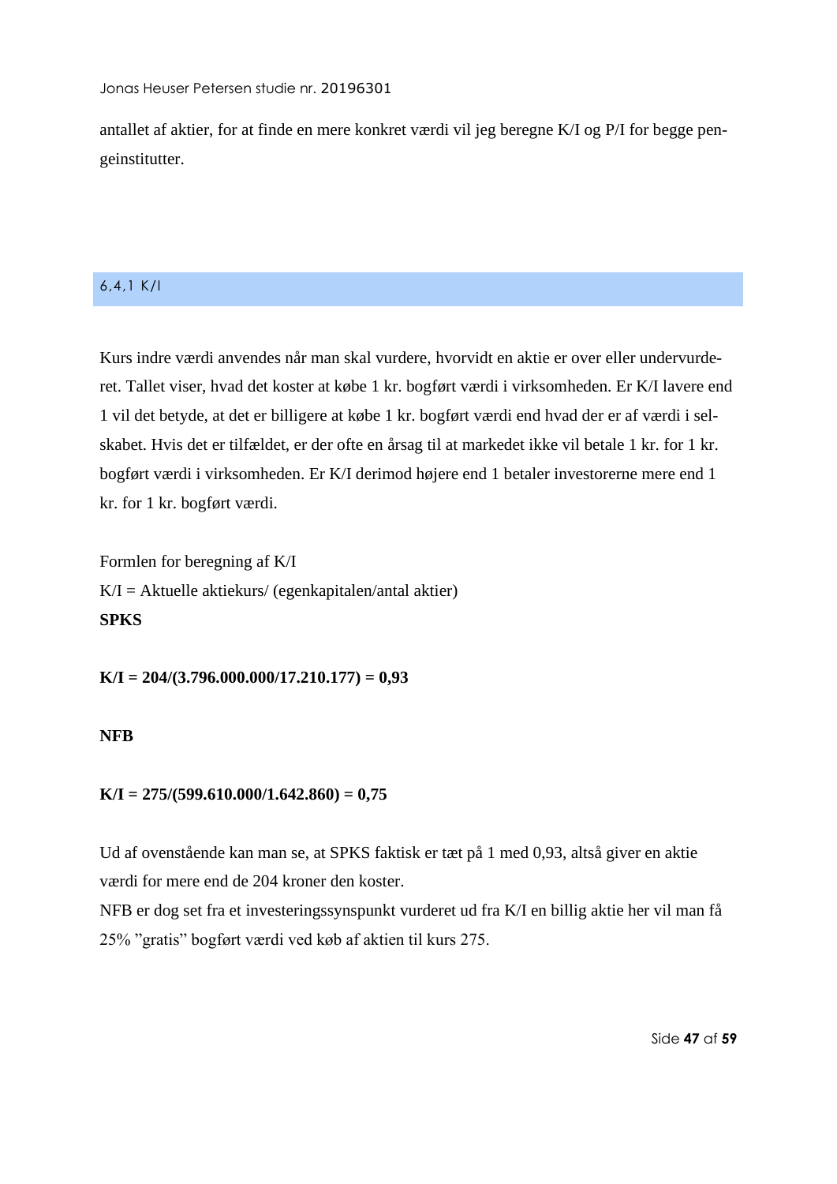antallet af aktier, for at finde en mere konkret værdi vil jeg beregne K/I og P/I for begge pengeinstitutter.

### 6,4,1 K/I

Kurs indre værdi anvendes når man skal vurdere, hvorvidt en aktie er over eller undervurderet. Tallet viser, hvad det koster at købe 1 kr. bogført værdi i virksomheden. Er K/I lavere end 1 vil det betyde, at det er billigere at købe 1 kr. bogført værdi end hvad der er af værdi i selskabet. Hvis det er tilfældet, er der ofte en årsag til at markedet ikke vil betale 1 kr. for 1 kr. bogført værdi i virksomheden. Er K/I derimod højere end 1 betaler investorerne mere end 1 kr. for 1 kr. bogført værdi.

Formlen for beregning af K/I

K/I = Aktuelle aktiekurs/ (egenkapitalen/antal aktier)

**SPKS**

**K/I = 204/(3.796.000.000/17.210.177) = 0,93**

**NFB**

**K/I = 275/(599.610.000/1.642.860) = 0,75**

Ud af ovenstående kan man se, at SPKS faktisk er tæt på 1 med 0,93, altså giver en aktie værdi for mere end de 204 kroner den koster.

NFB er dog set fra et investeringssynspunkt vurderet ud fra K/I en billig aktie her vil man få 25% ”gratis” bogført værdi ved køb af aktien til kurs 275.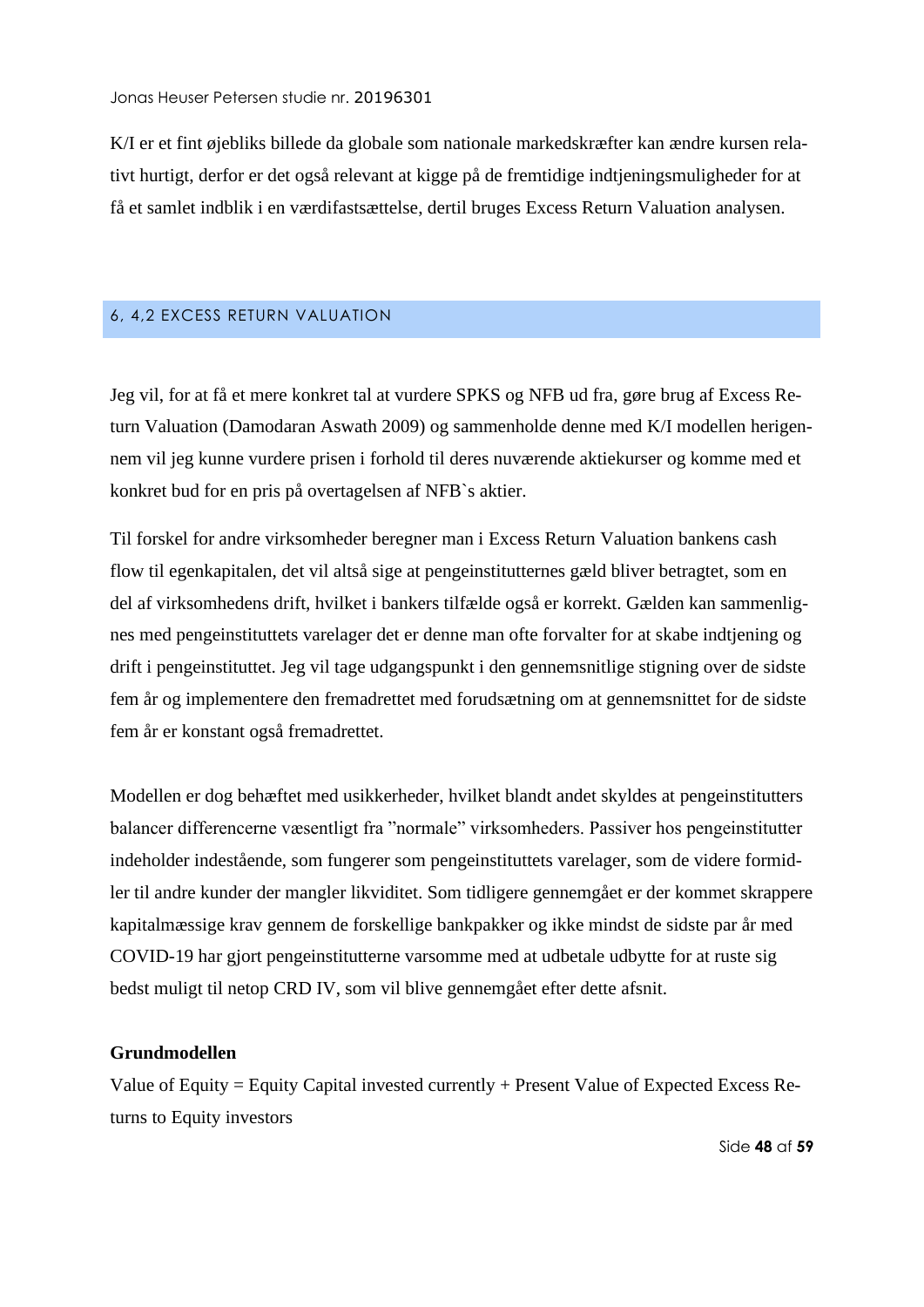K/I er et fint øjebliks billede da globale som nationale markedskræfter kan ændre kursen relativt hurtigt, derfor er det også relevant at kigge på de fremtidige indtjeningsmuligheder for at få et samlet indblik i en værdifastsættelse, dertil bruges Excess Return Valuation analysen.

## 6, 4,2 EXCESS RETURN VALUATION

Jeg vil, for at få et mere konkret tal at vurdere SPKS og NFB ud fra, gøre brug af Excess Return Valuation (Damodaran Aswath 2009) og sammenholde denne med K/I modellen herigennem vil jeg kunne vurdere prisen i forhold til deres nuværende aktiekurser og komme med et konkret bud for en pris på overtagelsen af NFB`s aktier.

Til forskel for andre virksomheder beregner man i Excess Return Valuation bankens cash flow til egenkapitalen, det vil altså sige at pengeinstitutternes gæld bliver betragtet, som en del af virksomhedens drift, hvilket i bankers tilfælde også er korrekt. Gælden kan sammenlignes med pengeinstituttets varelager det er denne man ofte forvalter for at skabe indtjening og drift i pengeinstituttet. Jeg vil tage udgangspunkt i den gennemsnitlige stigning over de sidste fem år og implementere den fremadrettet med forudsætning om at gennemsnittet for de sidste fem år er konstant også fremadrettet.

Modellen er dog behæftet med usikkerheder, hvilket blandt andet skyldes at pengeinstitutters balancer differencerne væsentligt fra ”normale” virksomheders. Passiver hos pengeinstitutter indeholder indestående, som fungerer som pengeinstituttets varelager, som de videre formidler til andre kunder der mangler likviditet. Som tidligere gennemgået er der kommet skrappere kapitalmæssige krav gennem de forskellige bankpakker og ikke mindst de sidste par år med COVID-19 har gjort pengeinstitutterne varsomme med at udbetale udbytte for at ruste sig bedst muligt til netop CRD IV, som vil blive gennemgået efter dette afsnit.

**Grundmodellen**

Value of Equity = Equity Capital invested currently + Present Value of Expected Excess Returns to Equity investors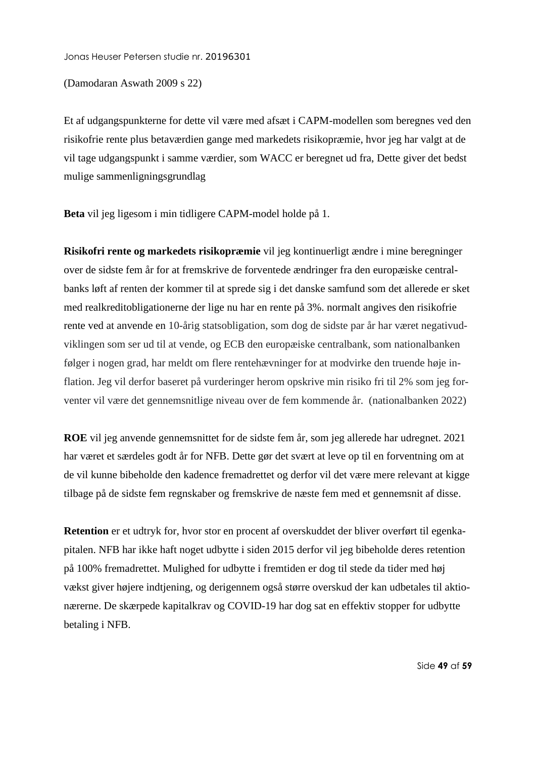(Damodaran Aswath 2009 s 22)

Et af udgangspunkterne for dette vil være med afsæt i CAPM-modellen som beregnes ved den risikofrie rente plus betaværdien gange med markedets risikopræmie, hvor jeg har valgt at de vil tage udgangspunkt i samme værdier, som WACC er beregnet ud fra, Dette giver det bedst mulige sammenligningsgrundlag

**Beta** vil jeg ligesom i min tidligere CAPM-model holde på 1.

**Risikofri rente og markedets risikopræmie** vil jeg kontinuerligt ændre i mine beregninger over de sidste fem år for at fremskrive de forventede ændringer fra den europæiske centralbanks løft af renten der kommer til at sprede sig i det danske samfund som det allerede er sket med realkreditobligationerne der lige nu har en rente på 3%. normalt angives den risikofrie rente ved at anvende en 10-årig statsobligation, som dog de sidste par år har været negativudviklingen som ser ud til at vende, og ECB den europæiske centralbank, som nationalbanken følger i nogen grad, har meldt om flere rentehævninger for at modvirke den truende høje inflation. Jeg vil derfor baseret på vurderinger herom opskrive min risiko fri til 2% som jeg forventer vil være det gennemsnitlige niveau over de fem kommende år. (nationalbanken 2022)

**ROE** vil jeg anvende gennemsnittet for de sidste fem år, som jeg allerede har udregnet. 2021 har været et særdeles godt år for NFB. Dette gør det svært at leve op til en forventning om at de vil kunne bibeholde den kadence fremadrettet og derfor vil det være mere relevant at kigge tilbage på de sidste fem regnskaber og fremskrive de næste fem med et gennemsnit af disse.

**Retention** er et udtryk for, hvor stor en procent af overskuddet der bliver overført til egenkapitalen. NFB har ikke haft noget udbytte i siden 2015 derfor vil jeg bibeholde deres retention på 100% fremadrettet. Mulighed for udbytte i fremtiden er dog til stede da tider med høj vækst giver højere indtjening, og derigennem også større overskud der kan udbetales til aktionærerne. De skærpede kapitalkrav og COVID-19 har dog sat en effektiv stopper for udbytte betaling i NFB.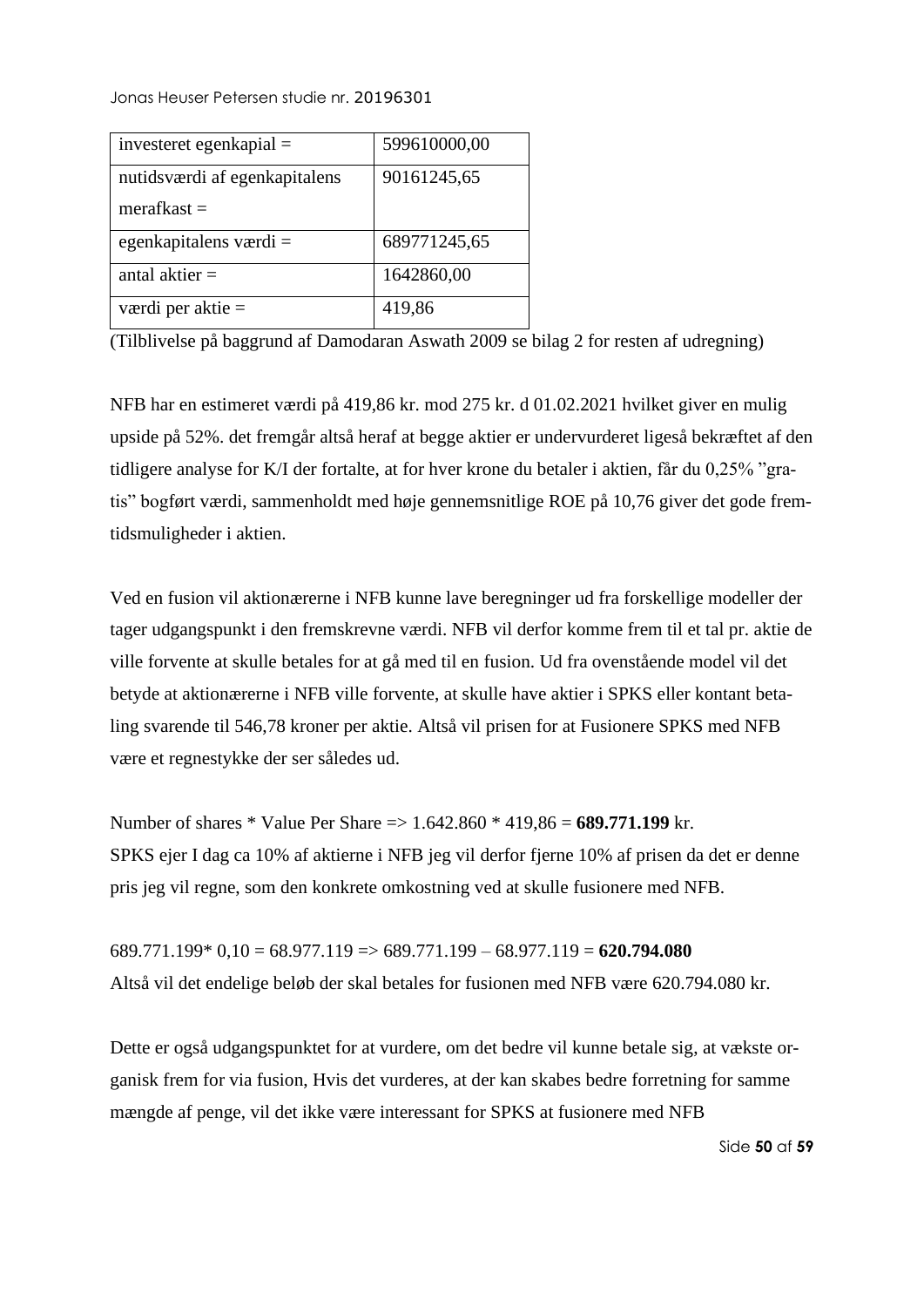| investeret egenkapial = | 599610000,00 |
| --- | --- |
| nutidsværdi af egenkapitalens merafkast = | 90161245,65 |
| egenkapitalens værdi = | 689771245,65 |
| antal aktier = | 1642860,00 |
| værdi per aktie = | 419,86 |

(Tilblivelse på baggrund af Damodaran Aswath 2009 se bilag 2 for resten af udregning)

NFB har en estimeret værdi på 419,86 kr. mod 275 kr. d 01.02.2021 hvilket giver en mulig upside på 52%. det fremgår altså heraf at begge aktier er undervurderet ligeså bekræftet af den tidligere analyse for K/I der fortalte, at for hver krone du betaler i aktien, får du 0,25% "gratis" bogført værdi, sammenholdt med høje gennemsnitlige ROE på 10,76 giver det gode fremtidsmuligheder i aktien.

Ved en fusion vil aktionærerne i NFB kunne lave beregninger ud fra forskellige modeller der tager udgangspunkt i den fremskrevne værdi. NFB vil derfor komme frem til et tal pr. aktie de ville forvente at skulle betales for at gå med til en fusion. Ud fra ovenstående model vil det betyde at aktionærerne i NFB ville forvente, at skulle have aktier i SPKS eller kontant betaling svarende til 546,78 kroner per aktie. Altså vil prisen for at Fusionere SPKS med NFB være et regnestykke der ser således ud.

Number of shares * Value Per Share => 1.642.860 * 419,86 = **689.771.199** kr.
SPKS ejer I dag ca 10% af aktierne i NFB jeg vil derfor fjerne 10% af prisen da det er denne pris jeg vil regne, som den konkrete omkostning ved at skulle fusionere med NFB.

689.771.199* 0,10 = 68.977.119 => 689.771.199 – 68.977.119 = **620.794.080**
Altså vil det endelige beløb der skal betales for fusionen med NFB være 620.794.080 kr.

Dette er også udgangspunktet for at vurdere, om det bedre vil kunne betale sig, at vækste organisk frem for via fusion, Hvis det vurderes, at der kan skabes bedre forretning for samme mængde af penge, vil det ikke være interessant for SPKS at fusionere med NFB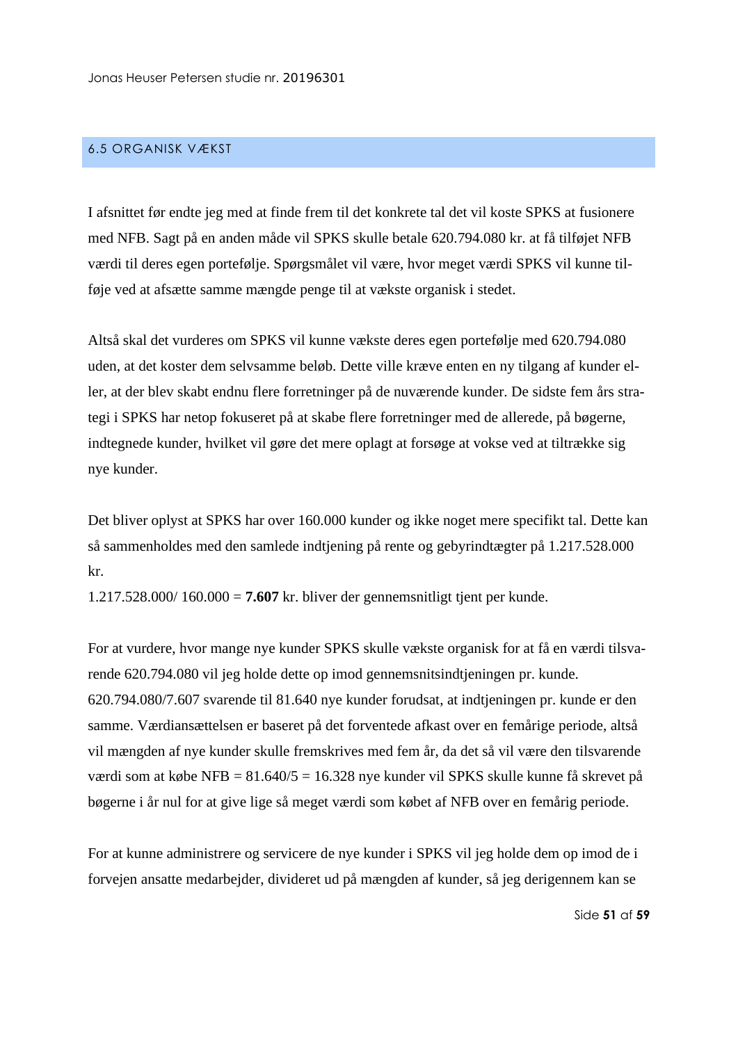## 6.5 ORGANISK VÆKST

I afsnittet før endte jeg med at finde frem til det konkrete tal det vil koste SPKS at fusionere med NFB. Sagt på en anden måde vil SPKS skulle betale 620.794.080 kr. at få tilføjet NFB værdi til deres egen portefølje. Spørgsmålet vil være, hvor meget værdi SPKS vil kunne tilføje ved at afsætte samme mængde penge til at vækste organisk i stedet.

Altså skal det vurderes om SPKS vil kunne vækste deres egen portefølje med 620.794.080 uden, at det koster dem selvsamme beløb. Dette ville kræve enten en ny tilgang af kunder eller, at der blev skabt endnu flere forretninger på de nuværende kunder. De sidste fem års strategi i SPKS har netop fokuseret på at skabe flere forretninger med de allerede, på bøgerne, indtegnede kunder, hvilket vil gøre det mere oplagt at forsøge at vokse ved at tiltrække sig nye kunder.

Det bliver oplyst at SPKS har over 160.000 kunder og ikke noget mere specifikt tal. Dette kan så sammenholdes med den samlede indtjening på rente og gebyrindtægter på 1.217.528.000 kr.

1.217.528.000/ 160.000 = **7.607** kr. bliver der gennemsnitligt tjent per kunde.

For at vurdere, hvor mange nye kunder SPKS skulle vækste organisk for at få en værdi tilsvarende 620.794.080 vil jeg holde dette op imod gennemsnitsindtjeningen pr. kunde. 620.794.080/7.607 svarende til 81.640 nye kunder forudsat, at indtjeningen pr. kunde er den samme. Værdiansættelsen er baseret på det forventede afkast over en femårige periode, altså vil mængden af nye kunder skulle fremskrives med fem år, da det så vil være den tilsvarende værdi som at købe NFB = 81.640/5 = 16.328 nye kunder vil SPKS skulle kunne få skrevet på bøgerne i år nul for at give lige så meget værdi som købet af NFB over en femårig periode.

For at kunne administrere og servicere de nye kunder i SPKS vil jeg holde dem op imod de i forvejen ansatte medarbejder, divideret ud på mængden af kunder, så jeg derigennem kan se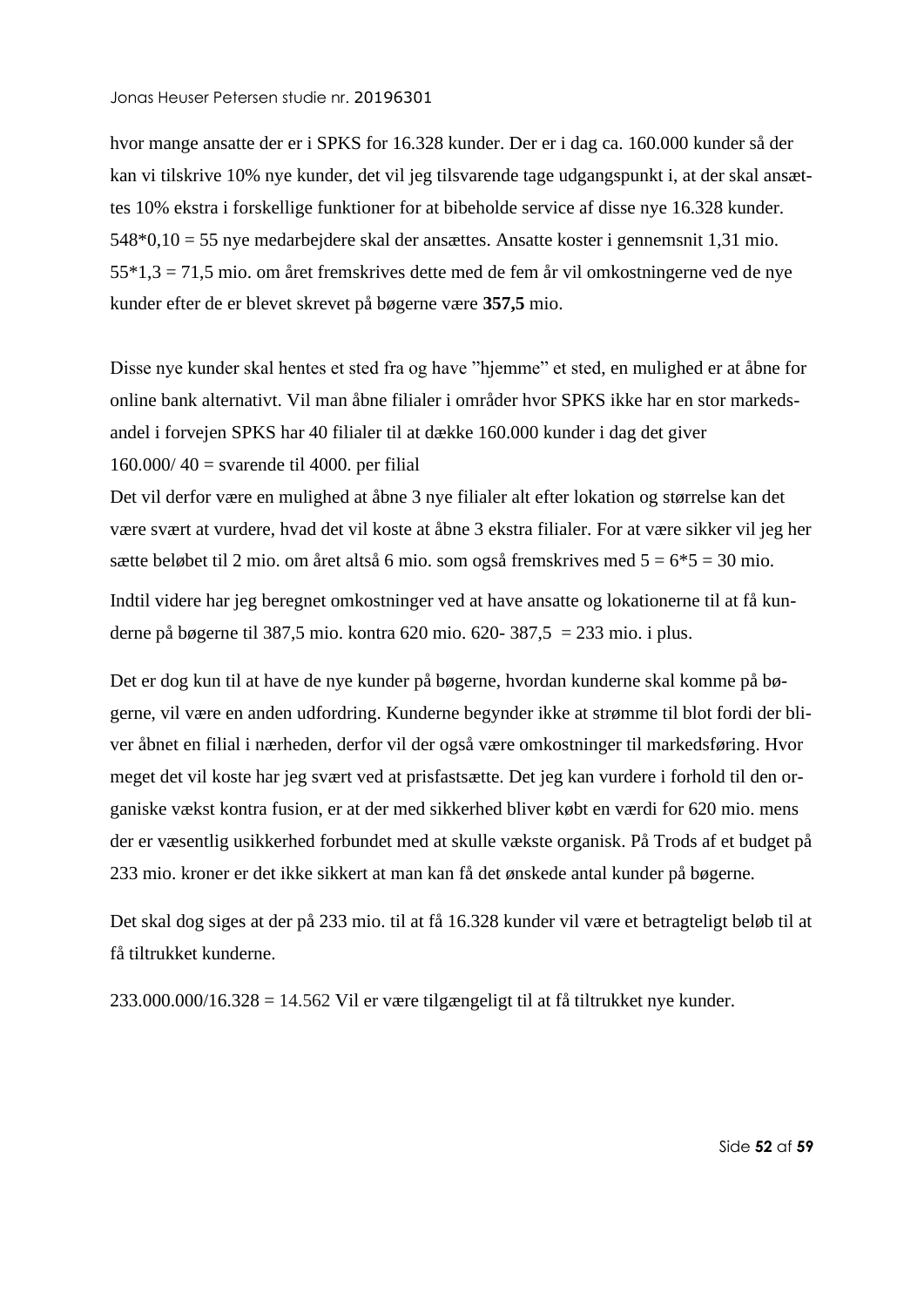hvor mange ansatte der er i SPKS for 16.328 kunder. Der er i dag ca. 160.000 kunder så der kan vi tilskrive 10% nye kunder, det vil jeg tilsvarende tage udgangspunkt i, at der skal ansættes 10% ekstra i forskellige funktioner for at bibeholde service af disse nye 16.328 kunder. 548*0,10 = 55 nye medarbejdere skal der ansættes. Ansatte koster i gennemsnit 1,31 mio. 55*1,3 = 71,5 mio. om året fremskrives dette med de fem år vil omkostningerne ved de nye kunder efter de er blevet skrevet på bøgerne være **357,5** mio.

Disse nye kunder skal hentes et sted fra og have "hjemme" et sted, en mulighed er at åbne for online bank alternativt. Vil man åbne filialer i områder hvor SPKS ikke har en stor markedsandel i forvejen SPKS har 40 filialer til at dække 160.000 kunder i dag det giver 160.000/ 40 = svarende til 4000. per filial

Det vil derfor være en mulighed at åbne 3 nye filialer alt efter lokation og størrelse kan det være svært at vurdere, hvad det vil koste at åbne 3 ekstra filialer. For at være sikker vil jeg her sætte beløbet til 2 mio. om året altså 6 mio. som også fremskrives med 5 = 6*5 = 30 mio.

Indtil videre har jeg beregnet omkostninger ved at have ansatte og lokationerne til at få kunderne på bøgerne til 387,5 mio. kontra 620 mio. 620- 387,5 = 233 mio. i plus.

Det er dog kun til at have de nye kunder på bøgerne, hvordan kunderne skal komme på bøgerne, vil være en anden udfordring. Kunderne begynder ikke at strømme til blot fordi der bliver åbnet en filial i nærheden, derfor vil der også være omkostninger til markedsføring. Hvor meget det vil koste har jeg svært ved at prisfastsætte. Det jeg kan vurdere i forhold til den organiske vækst kontra fusion, er at der med sikkerhed bliver købt en værdi for 620 mio. mens der er væsentlig usikkerhed forbundet med at skulle vækste organisk. På Trods af et budget på 233 mio. kroner er det ikke sikkert at man kan få det ønskede antal kunder på bøgerne.

Det skal dog siges at der på 233 mio. til at få 16.328 kunder vil være et betragteligt beløb til at få tiltrukket kunderne.

233.000.000/16.328 = 14.562 Vil er være tilgængeligt til at få tiltrukket nye kunder.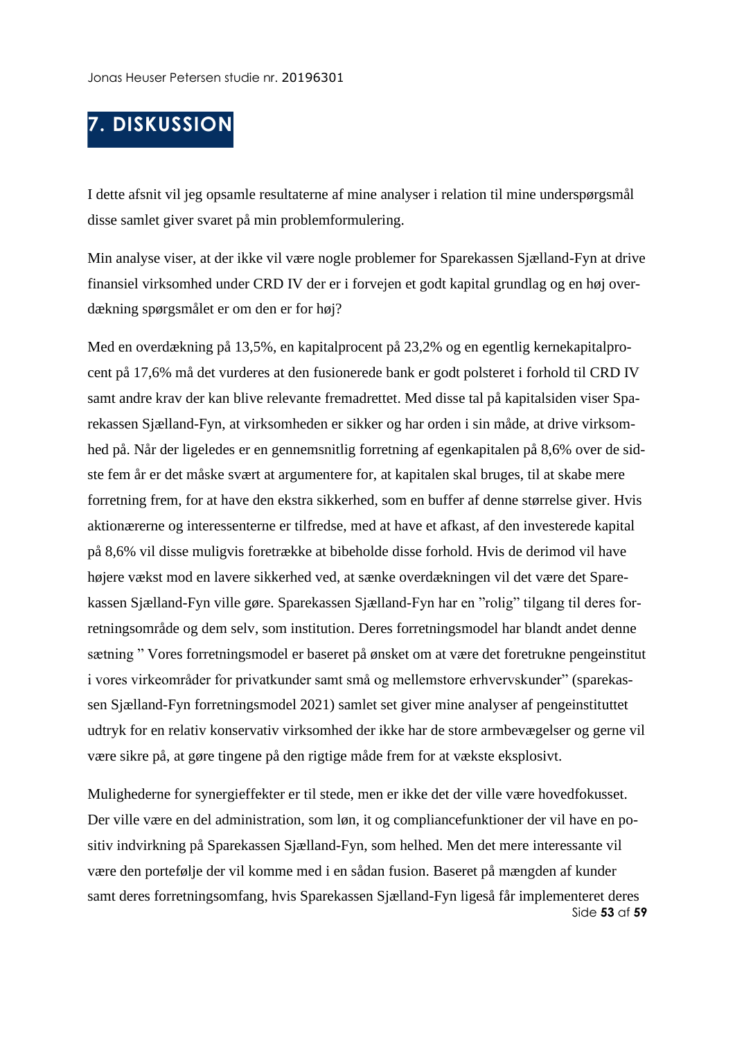# 7. DISKUSSION

I dette afsnit vil jeg opsamle resultaterne af mine analyser i relation til mine underspørgsmål disse samlet giver svaret på min problemformulering.

Min analyse viser, at der ikke vil være nogle problemer for Sparekassen Sjælland-Fyn at drive finansiel virksomhed under CRD IV der er i forvejen et godt kapital grundlag og en høj overdækning spørgsmålet er om den er for høj?

Med en overdækning på 13,5%, en kapitalprocent på 23,2% og en egentlig kernekapitalprocent på 17,6% må det vurderes at den fusionerede bank er godt polsteret i forhold til CRD IV samt andre krav der kan blive relevante fremadrettet. Med disse tal på kapitalsiden viser Sparekassen Sjælland-Fyn, at virksomheden er sikker og har orden i sin måde, at drive virksomhed på. Når der ligeledes er en gennemsnitlig forretning af egenkapitalen på 8,6% over de sidste fem år er det måske svært at argumentere for, at kapitalen skal bruges, til at skabe mere forretning frem, for at have den ekstra sikkerhed, som en buffer af denne størrelse giver. Hvis aktionærerne og interessenterne er tilfredse, med at have et afkast, af den investerede kapital på 8,6% vil disse muligvis foretrække at bibeholde disse forhold. Hvis de derimod vil have højere vækst mod en lavere sikkerhed ved, at sænke overdækningen vil det være det Sparekassen Sjælland-Fyn ville gøre. Sparekassen Sjælland-Fyn har en "rolig" tilgang til deres forretningsområde og dem selv, som institution. Deres forretningsmodel har blandt andet denne sætning " Vores forretningsmodel er baseret på ønsket om at være det foretrukne pengeinstitut i vores virkeområder for privatkunder samt små og mellemstore erhvervskunder" (sparekassen Sjælland-Fyn forretningsmodel 2021) samlet set giver mine analyser af pengeinstituttet udtryk for en relativ konservativ virksomhed der ikke har de store armbevægelser og gerne vil være sikre på, at gøre tingene på den rigtige måde frem for at vækste eksplosivt.

Mulighederne for synergieffekter er til stede, men er ikke det der ville være hovedfokusset. Der ville være en del administration, som løn, it og compliancefunktioner der vil have en positiv indvirkning på Sparekassen Sjælland-Fyn, som helhed. Men det mere interessante vil være den portefølje der vil komme med i en sådan fusion. Baseret på mængden af kunder samt deres forretningsomfang, hvis Sparekassen Sjælland-Fyn ligeså får implementeret deres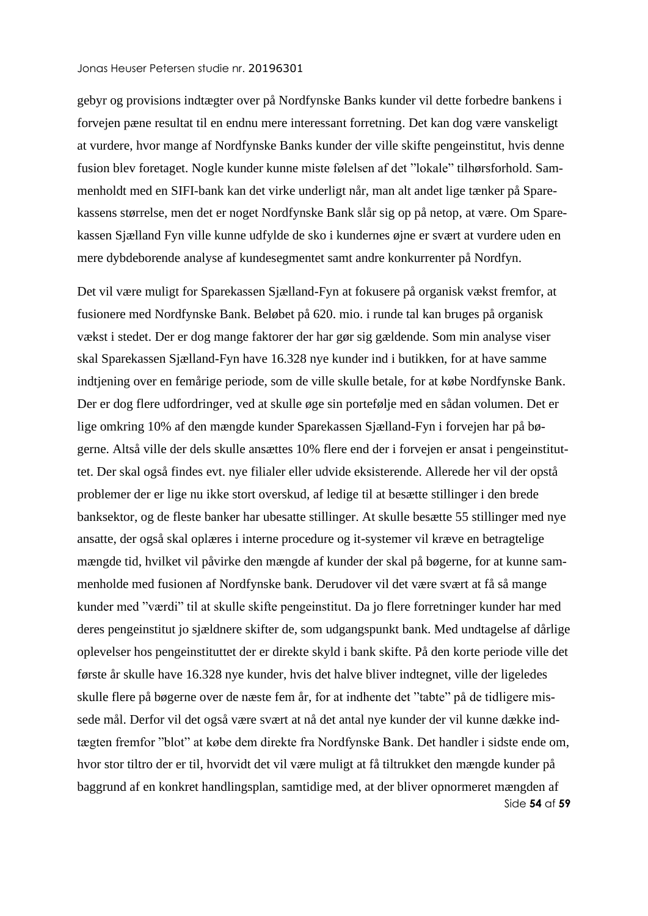gebyr og provisions indtægter over på Nordfynske Banks kunder vil dette forbedre bankens i forvejen pæne resultat til en endnu mere interessant forretning. Det kan dog være vanskeligt at vurdere, hvor mange af Nordfynske Banks kunder der ville skifte pengeinstitut, hvis denne fusion blev foretaget. Nogle kunder kunne miste følelsen af det "lokale" tilhørsforhold. Sammenholdt med en SIFI-bank kan det virke underligt når, man alt andet lige tænker på Sparekassens størrelse, men det er noget Nordfynske Bank slår sig op på netop, at være. Om Sparekassen Sjælland Fyn ville kunne udfylde de sko i kundernes øjne er svært at vurdere uden en mere dybdeborende analyse af kundesegmentet samt andre konkurrenter på Nordfyn.

Det vil være muligt for Sparekassen Sjælland-Fyn at fokusere på organisk vækst fremfor, at fusionere med Nordfynske Bank. Beløbet på 620. mio. i runde tal kan bruges på organisk vækst i stedet. Der er dog mange faktorer der har gør sig gældende. Som min analyse viser skal Sparekassen Sjælland-Fyn have 16.328 nye kunder ind i butikken, for at have samme indtjening over en femårige periode, som de ville skulle betale, for at købe Nordfynske Bank. Der er dog flere udfordringer, ved at skulle øge sin portefølje med en sådan volumen. Det er lige omkring 10% af den mængde kunder Sparekassen Sjælland-Fyn i forvejen har på bøgerne. Altså ville der dels skulle ansættes 10% flere end der i forvejen er ansat i pengeinstituttet. Der skal også findes evt. nye filialer eller udvide eksisterende. Allerede her vil der opstå problemer der er lige nu ikke stort overskud, af ledige til at besætte stillinger i den brede banksektor, og de fleste banker har ubesatte stillinger. At skulle besætte 55 stillinger med nye ansatte, der også skal oplæres i interne procedure og it-systemer vil kræve en betragtelige mængde tid, hvilket vil påvirke den mængde af kunder der skal på bøgerne, for at kunne sammenholde med fusionen af Nordfynske bank. Derudover vil det være svært at få så mange kunder med "værdi" til at skulle skifte pengeinstitut. Da jo flere forretninger kunder har med deres pengeinstitut jo sjældnere skifter de, som udgangspunkt bank. Med undtagelse af dårlige oplevelser hos pengeinstituttet der er direkte skyld i bank skifte. På den korte periode ville det første år skulle have 16.328 nye kunder, hvis det halve bliver indtegnet, ville der ligeledes skulle flere på bøgerne over de næste fem år, for at indhente det "tabte" på de tidligere missede mål. Derfor vil det også være svært at nå det antal nye kunder der vil kunne dække indtægten fremfor "blot" at købe dem direkte fra Nordfynske Bank. Det handler i sidste ende om, hvor stor tiltro der er til, hvorvidt det vil være muligt at få tiltrukket den mængde kunder på baggrund af en konkret handlingsplan, samtidige med, at der bliver opnormeret mængden af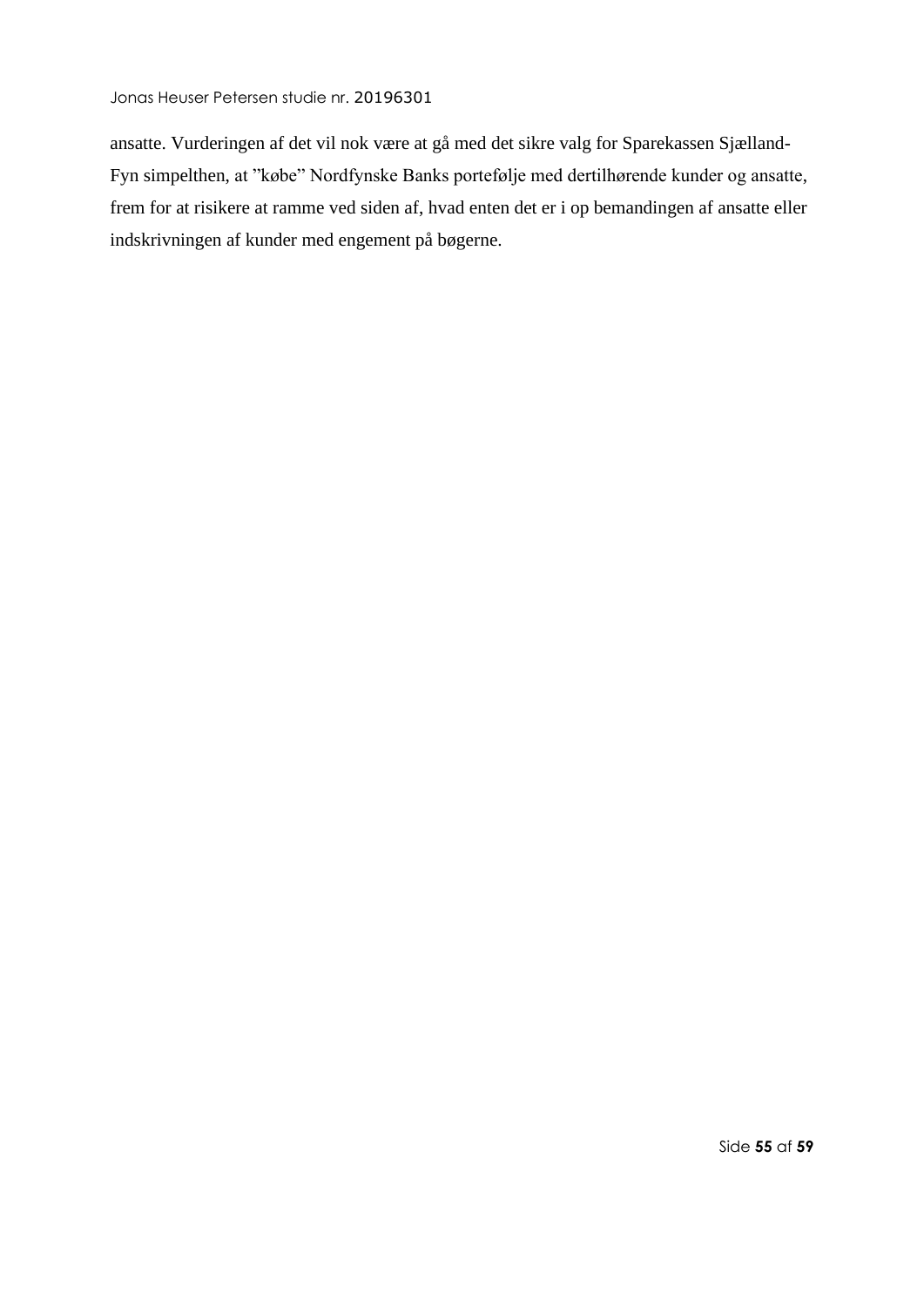ansatte. Vurderingen af det vil nok være at gå med det sikre valg for Sparekassen Sjælland-Fyn simpelthen, at "købe" Nordfynske Banks portefølje med dertilhørende kunder og ansatte, frem for at risikere at ramme ved siden af, hvad enten det er i op bemandingen af ansatte eller indskrivningen af kunder med engement på bøgerne.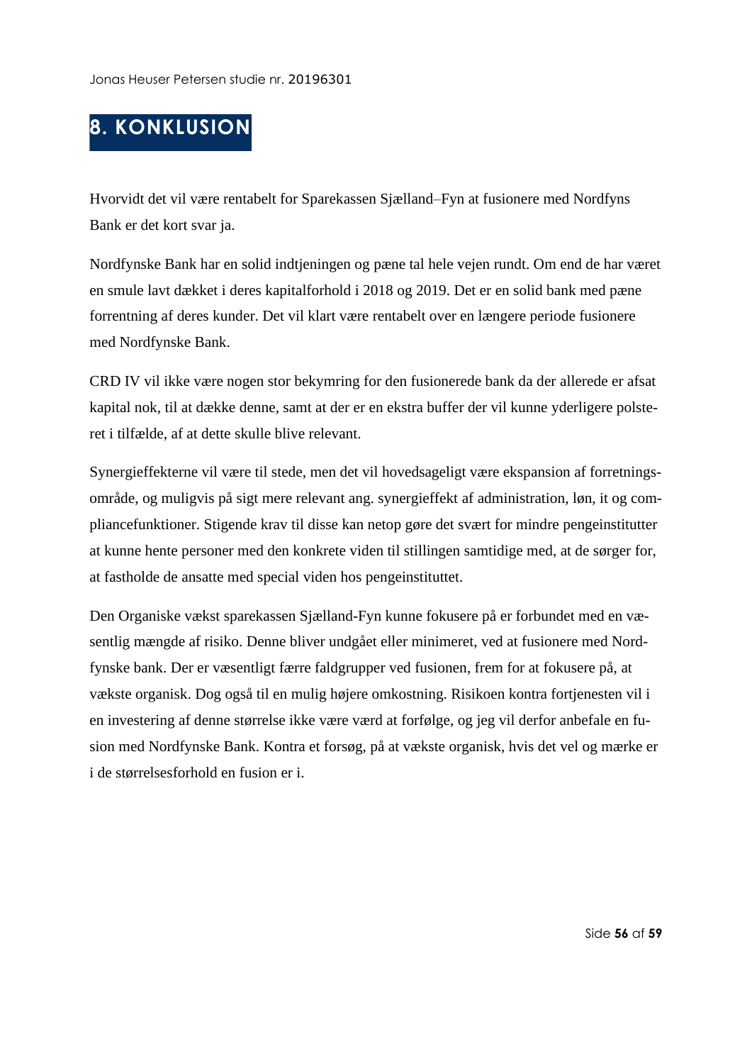# 8. KONKLUSION

Hvorvidt det vil være rentabelt for Sparekassen Sjælland–Fyn at fusionere med Nordfyns Bank er det kort svar ja.

Nordfynske Bank har en solid indtjeningen og pæne tal hele vejen rundt. Om end de har været en smule lavt dækket i deres kapitalforhold i 2018 og 2019. Det er en solid bank med pæne forrentning af deres kunder. Det vil klart være rentabelt over en længere periode fusionere med Nordfynske Bank.

CRD IV vil ikke være nogen stor bekymring for den fusionerede bank da der allerede er afsat kapital nok, til at dække denne, samt at der er en ekstra buffer der vil kunne yderligere polsteret i tilfælde, af at dette skulle blive relevant.

Synergieffekterne vil være til stede, men det vil hovedsageligt være ekspansion af forretningsområde, og muligvis på sigt mere relevant ang. synergieffekt af administration, løn, it og compliancefunktioner. Stigende krav til disse kan netop gøre det svært for mindre pengeinstitutter at kunne hente personer med den konkrete viden til stillingen samtidige med, at de sørger for, at fastholde de ansatte med special viden hos pengeinstituttet.

Den Organiske vækst sparekassen Sjælland-Fyn kunne fokusere på er forbundet med en væsentlig mængde af risiko. Denne bliver undgået eller minimeret, ved at fusionere med Nordfynske bank. Der er væsentligt færre faldgrupper ved fusionen, frem for at fokusere på, at vækste organisk. Dog også til en mulig højere omkostning. Risikoen kontra fortjenesten vil i en investering af denne størrelse ikke være værd at forfølge, og jeg vil derfor anbefale en fusion med Nordfynske Bank. Kontra et forsøg, på at vækste organisk, hvis det vel og mærke er i de størrelsesforhold en fusion er i.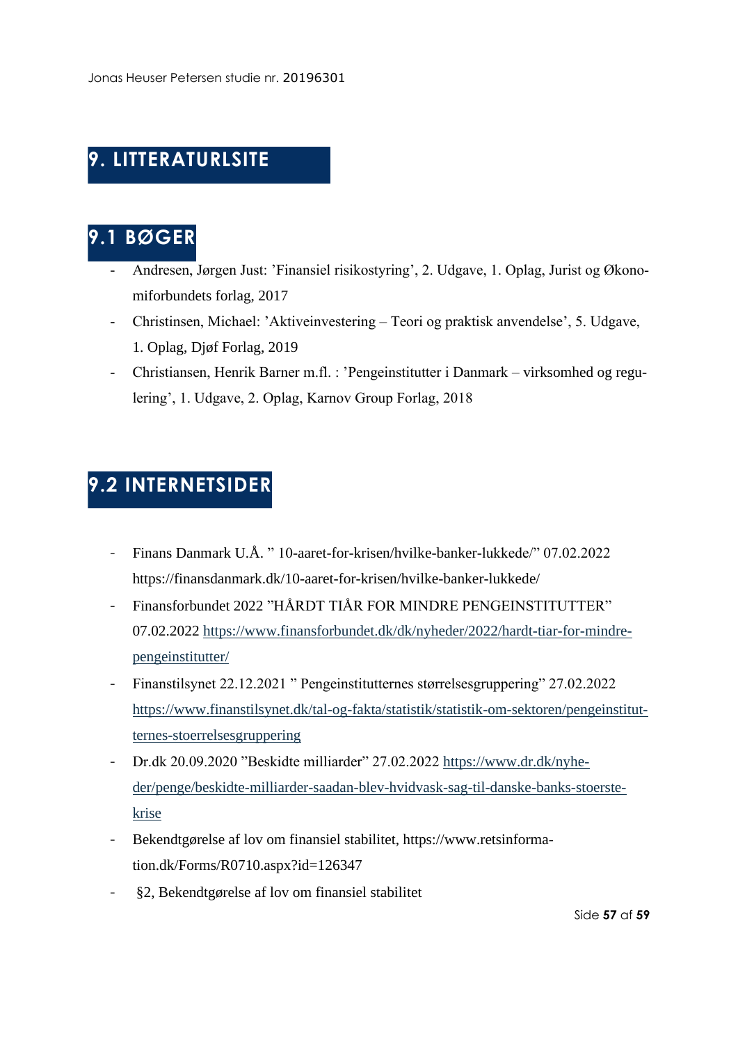# 9. LITTERATURLSITE

## 9.1 BØGER

- Andresen, Jørgen Just: 'Finansiel risikostyring', 2. Udgave, 1. Oplag, Jurist og Økonomiforbundets forlag, 2017
- Christinsen, Michael: 'Aktiveinvestering – Teori og praktisk anvendelse', 5. Udgave, 1. Oplag, Djøf Forlag, 2019
- Christiansen, Henrik Barner m.fl. : 'Pengeinstitutter i Danmark – virksomhed og regulering', 1. Udgave, 2. Oplag, Karnov Group Forlag, 2018

## 9.2 INTERNETSIDER

- Finans Danmark U.Å. " 10-aaret-for-krisen/hvilke-banker-lukkede/" 07.02.2022 https://finansdanmark.dk/10-aaret-for-krisen/hvilke-banker-lukkede/
- Finansforbundet 2022 "HÅRDT TIÅR FOR MINDRE PENGEINSTITUTTER" 07.02.2022 https://www.finansforbundet.dk/dk/nyheder/2022/hardt-tiar-for-mindre-pengeinstitutter/
- Finanstilsynet 22.12.2021 " Pengeinstitutternes størrelsesgruppering" 27.02.2022 https://www.finanstilsynet.dk/tal-og-fakta/statistik/statistik-om-sektoren/pengeinstitutternes-stoerrelsesgruppering
- Dr.dk 20.09.2020 "Beskidte milliarder" 27.02.2022 https://www.dr.dk/nyheder/penge/beskidte-milliarder-saadan-blev-hvidvask-sag-til-danske-banks-stoerste-krise
- Bekendtgørelse af lov om finansiel stabilitet, https://www.retsinformation.dk/Forms/R0710.aspx?id=126347
- §2, Bekendtgørelse af lov om finansiel stabilitet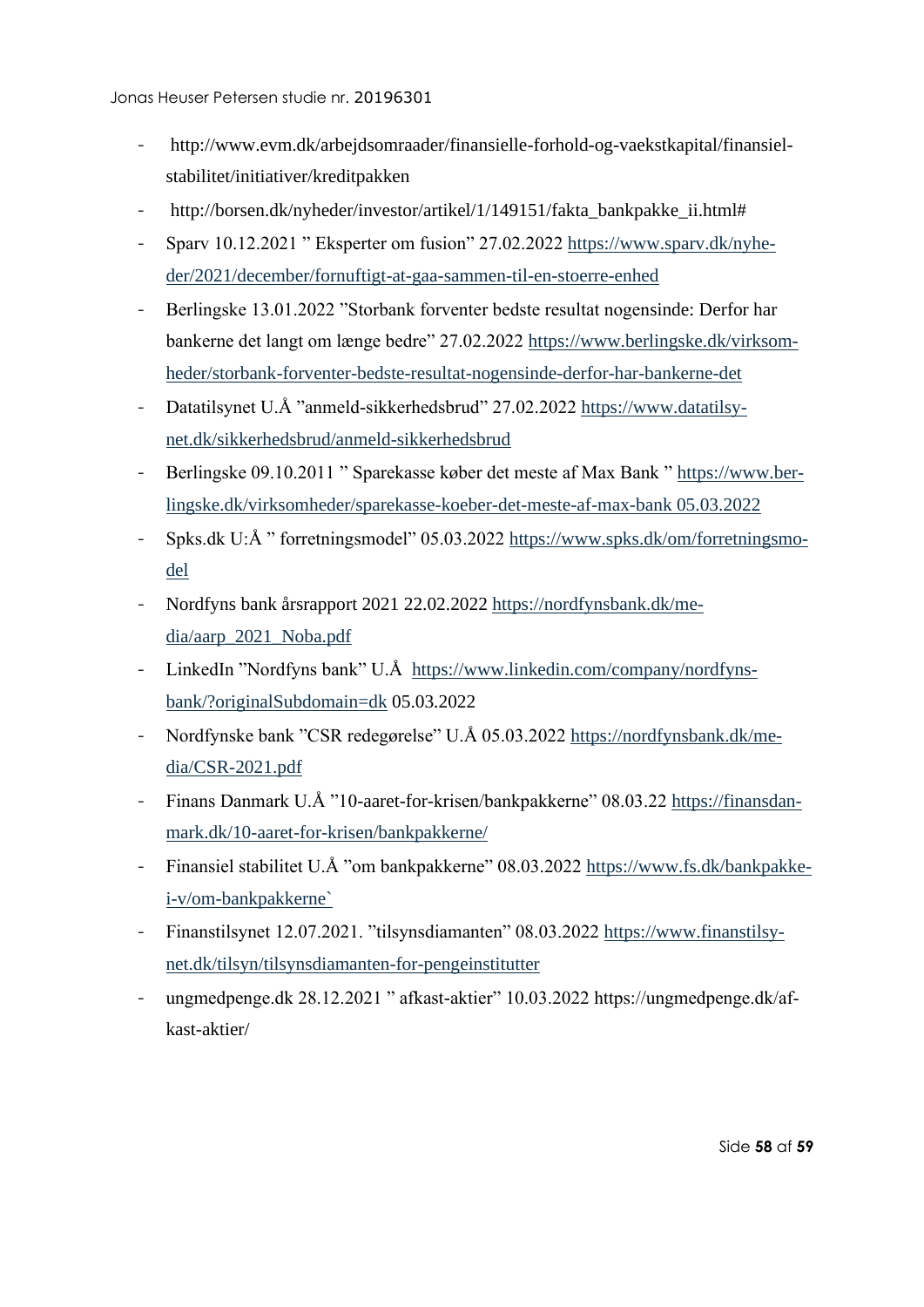- http://www.evm.dk/arbejdsomraader/finansielle-forhold-og-vaekstkapital/finansiel-stabilitet/initiativer/kreditpakken
- http://borsen.dk/nyheder/investor/artikel/1/149151/fakta_bankpakke_ii.html#
- Sparv 10.12.2021 " Eksperter om fusion" 27.02.2022 https://www.sparv.dk/nyheder/2021/december/fornuftigt-at-gaa-sammen-til-en-stoerre-enhed
- Berlingske 13.01.2022 "Storbank forventer bedste resultat nogensinde: Derfor har bankerne det langt om længe bedre" 27.02.2022 https://www.berlingske.dk/virksomheder/storbank-forventer-bedste-resultat-nogensinde-derfor-har-bankerne-det
- Datatilsynet U.Å "anmeld-sikkerhedsbrud" 27.02.2022 https://www.datatilsynet.dk/sikkerhedsbrud/anmeld-sikkerhedsbrud
- Berlingske 09.10.2011 " Sparekasse køber det meste af Max Bank " https://www.berlingske.dk/virksomheder/sparekasse-koeber-det-meste-af-max-bank 05.03.2022
- Spks.dk U:Å " forretningsmodel" 05.03.2022 https://www.spks.dk/om/forretningsmodel
- Nordfyns bank årsrapport 2021 22.02.2022 https://nordfynsbank.dk/media/aarp_2021_Noba.pdf
- LinkedIn "Nordfyns bank" U.Å https://www.linkedin.com/company/nordfyns-bank/?originalSubdomain=dk 05.03.2022
- Nordfynske bank "CSR redegørelse" U.Å 05.03.2022 https://nordfynsbank.dk/media/CSR-2021.pdf
- Finans Danmark U.Å "10-aaret-for-krisen/bankpakkerne" 08.03.22 https://finansdanmark.dk/10-aaret-for-krisen/bankpakkerne/
- Finansiel stabilitet U.Å "om bankpakkerne" 08.03.2022 https://www.fs.dk/bankpakke-i-v/om-bankpakkerne`
- Finanstilsynet 12.07.2021. "tilsynsdiamanten" 08.03.2022 https://www.finanstilsynet.dk/tilsyn/tilsynsdiamanten-for-pengeinstitutter
- ungmedpenge.dk 28.12.2021 " afkast-aktier" 10.03.2022 https://ungmedpenge.dk/afkast-aktier/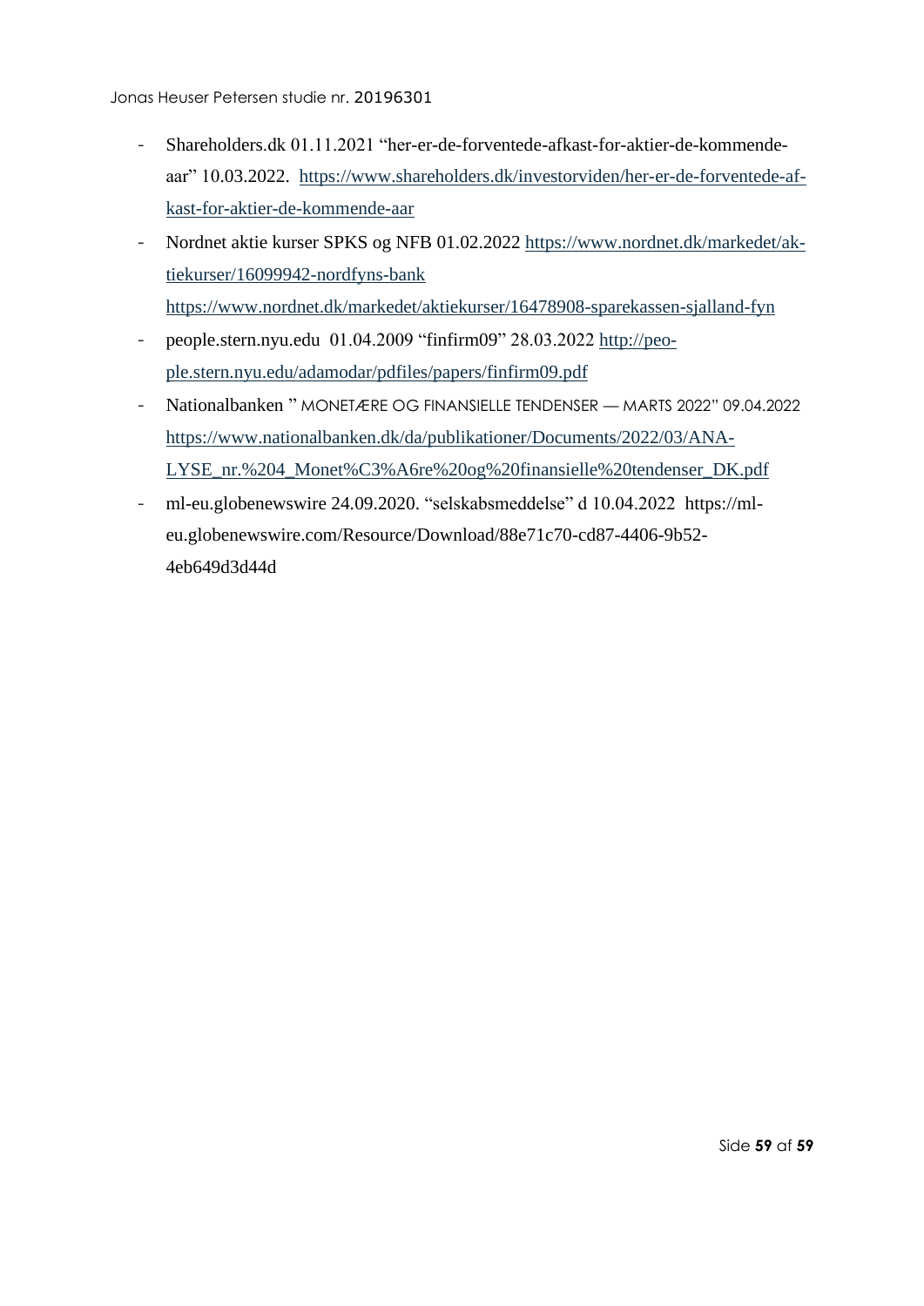- Shareholders.dk 01.11.2021 "her-er-de-forventede-afkast-for-aktier-de-kommende-aar" 10.03.2022. https://www.shareholders.dk/investorviden/her-er-de-forventede-afkast-for-aktier-de-kommende-aar
- Nordnet aktie kurser SPKS og NFB 01.02.2022 https://www.nordnet.dk/markedet/aktiekurser/16099942-nordfyns-bank https://www.nordnet.dk/markedet/aktiekurser/16478908-sparekassen-sjalland-fyn
- people.stern.nyu.edu 01.04.2009 "finfirm09" 28.03.2022 http://people.stern.nyu.edu/adamodar/pdfiles/papers/finfirm09.pdf
- Nationalbanken " MONETÆRE OG FINANSIELLE TENDENSER — MARTS 2022" 09.04.2022 https://www.nationalbanken.dk/da/publikationer/Documents/2022/03/ANALYSE_nr.%204_Monet%C3%A6re%20og%20finansielle%20tendenser_DK.pdf
- ml-eu.globenewswire 24.09.2020. "selskabsmeddelse" d 10.04.2022 https://ml-eu.globenewswire.com/Resource/Download/88e71c70-cd87-4406-9b52-4eb649d3d44d